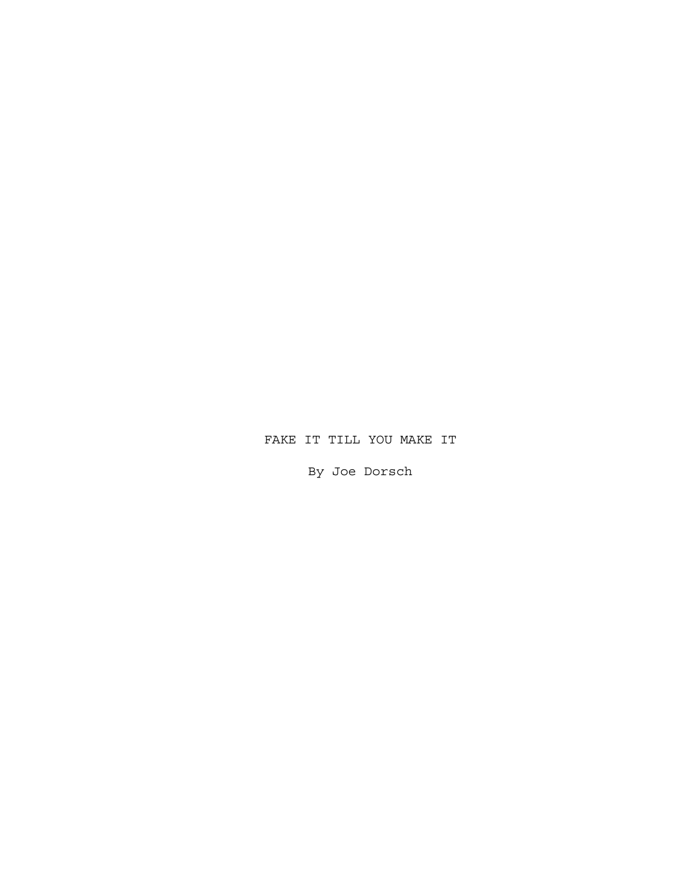# FAKE IT TILL YOU MAKE IT

By Joe Dorsch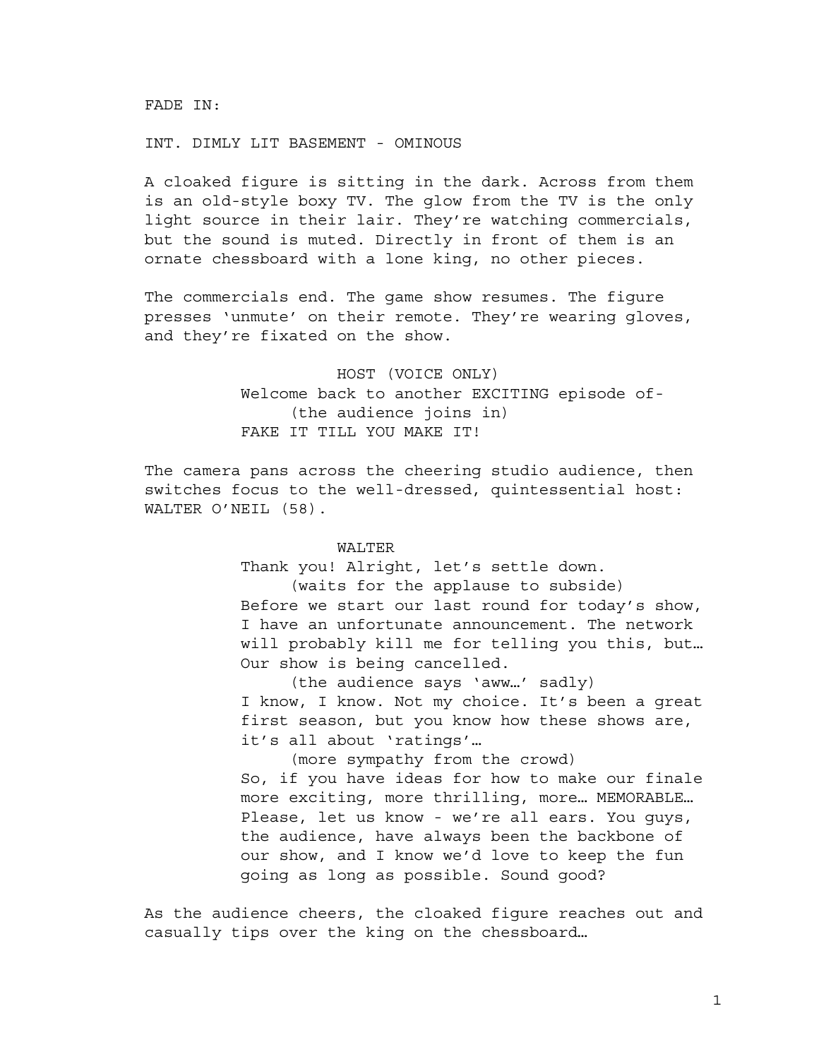FADE IN:

INT. DIMLY LIT BASEMENT - OMINOUS

A cloaked figure is sitting in the dark. Across from them is an old-style boxy TV. The glow from the TV is the only light source in their lair. They're watching commercials, but the sound is muted. Directly in front of them is an ornate chessboard with a lone king, no other pieces.

The commercials end. The game show resumes. The figure presses 'unmute' on their remote. They're wearing gloves, and they're fixated on the show.

HOST (VOICE ONLY)
Welcome back to another EXCITING episode of-
(the audience joins in)
FAKE IT TILL YOU MAKE IT!

The camera pans across the cheering studio audience, then switches focus to the well-dressed, quintessential host: WALTER O'NEIL (58).

WALTER
Thank you! Alright, let's settle down.
(waits for the applause to subside)
Before we start our last round for today's show, I have an unfortunate announcement. The network will probably kill me for telling you this, but… Our show is being cancelled.
(the audience says 'aww…' sadly)
I know, I know. Not my choice. It's been a great first season, but you know how these shows are, it's all about 'ratings'…
(more sympathy from the crowd)
So, if you have ideas for how to make our finale more exciting, more thrilling, more… MEMORABLE… Please, let us know - we're all ears. You guys, the audience, have always been the backbone of our show, and I know we'd love to keep the fun going as long as possible. Sound good?

As the audience cheers, the cloaked figure reaches out and casually tips over the king on the chessboard…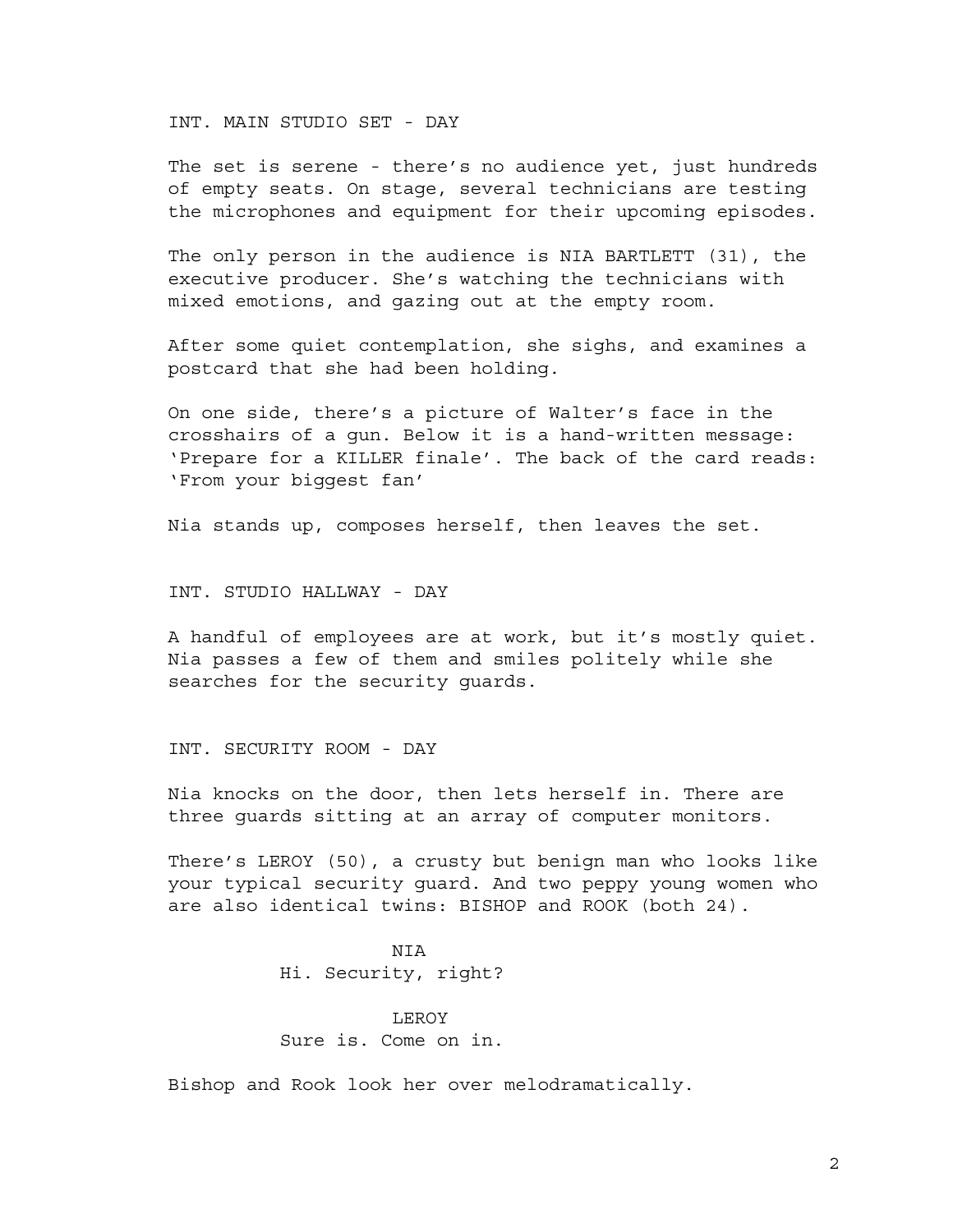INT. MAIN STUDIO SET - DAY

The set is serene - there's no audience yet, just hundreds of empty seats. On stage, several technicians are testing the microphones and equipment for their upcoming episodes.

The only person in the audience is NIA BARTLETT (31), the executive producer. She's watching the technicians with mixed emotions, and gazing out at the empty room.

After some quiet contemplation, she sighs, and examines a postcard that she had been holding.

On one side, there's a picture of Walter's face in the crosshairs of a gun. Below it is a hand-written message: 'Prepare for a KILLER finale'. The back of the card reads: 'From your biggest fan'

Nia stands up, composes herself, then leaves the set.

INT. STUDIO HALLWAY - DAY

A handful of employees are at work, but it's mostly quiet. Nia passes a few of them and smiles politely while she searches for the security guards.

INT. SECURITY ROOM - DAY

Nia knocks on the door, then lets herself in. There are three guards sitting at an array of computer monitors.

There's LEROY (50), a crusty but benign man who looks like your typical security guard. And two peppy young women who are also identical twins: BISHOP and ROOK (both 24).

NIA
Hi. Security, right?

LEROY
Sure is. Come on in.

Bishop and Rook look her over melodramatically.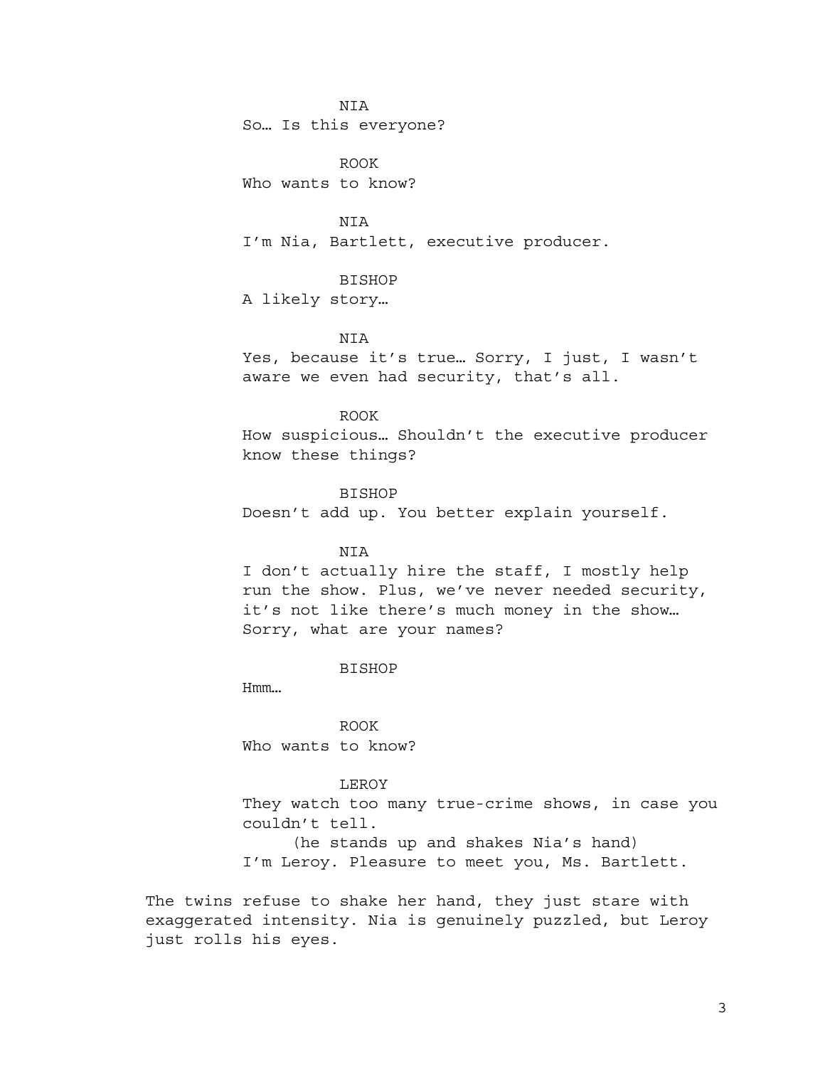NIA

So… Is this everyone?

ROOK

Who wants to know?

NIA

I'm Nia, Bartlett, executive producer.

BISHOP

A likely story…

NIA

Yes, because it's true… Sorry, I just, I wasn't aware we even had security, that's all.

ROOK

How suspicious… Shouldn't the executive producer know these things?

BISHOP

Doesn't add up. You better explain yourself.

NIA

I don't actually hire the staff, I mostly help run the show. Plus, we've never needed security, it's not like there's much money in the show… Sorry, what are your names?

BISHOP

Hmm…

ROOK

Who wants to know?

LEROY

They watch too many true-crime shows, in case you couldn't tell.

(he stands up and shakes Nia's hand)

I'm Leroy. Pleasure to meet you, Ms. Bartlett.

The twins refuse to shake her hand, they just stare with exaggerated intensity. Nia is genuinely puzzled, but Leroy just rolls his eyes.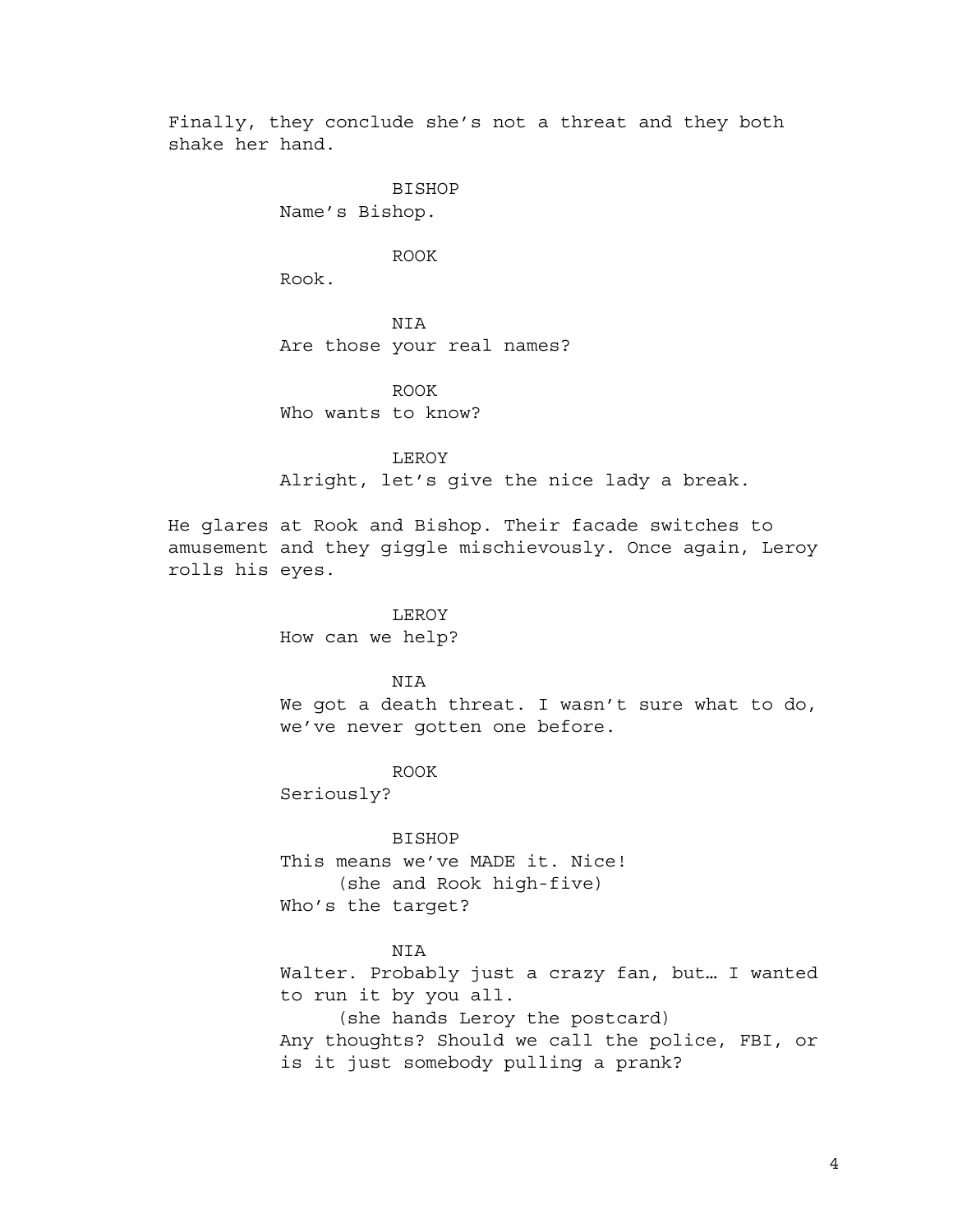Finally, they conclude she's not a threat and they both shake her hand.

BISHOP
Name's Bishop.

ROOK
Rook.

NIA
Are those your real names?

ROOK
Who wants to know?

LEROY
Alright, let's give the nice lady a break.

He glares at Rook and Bishop. Their facade switches to amusement and they giggle mischievously. Once again, Leroy rolls his eyes.

LEROY
How can we help?

NIA
We got a death threat. I wasn't sure what to do, we've never gotten one before.

ROOK
Seriously?

BISHOP
This means we've MADE it. Nice!
(she and Rook high-five)
Who's the target?

NIA
Walter. Probably just a crazy fan, but… I wanted to run it by you all.
(she hands Leroy the postcard)
Any thoughts? Should we call the police, FBI, or is it just somebody pulling a prank?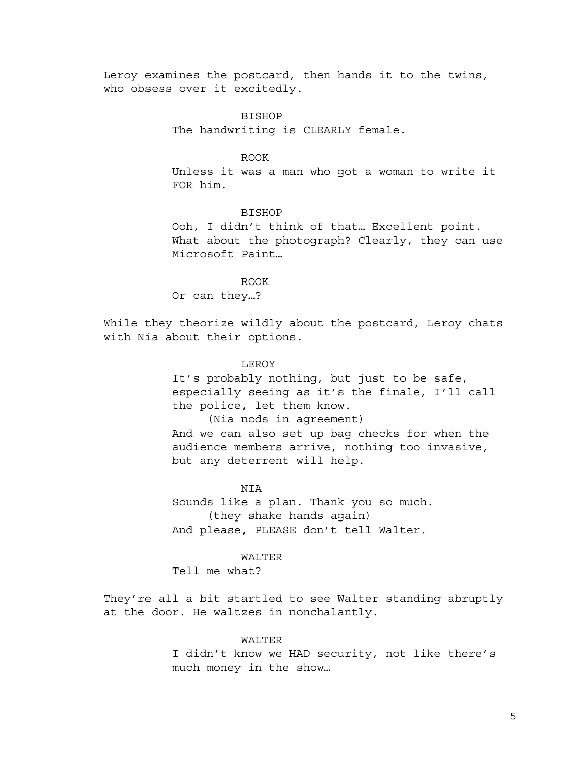Leroy examines the postcard, then hands it to the twins, who obsess over it excitedly.

BISHOP
The handwriting is CLEARLY female.

ROOK
Unless it was a man who got a woman to write it FOR him.

BISHOP
Ooh, I didn't think of that… Excellent point. What about the photograph? Clearly, they can use Microsoft Paint…

ROOK
Or can they…?

While they theorize wildly about the postcard, Leroy chats with Nia about their options.

LEROY
It's probably nothing, but just to be safe, especially seeing as it's the finale, I'll call the police, let them know.
(Nia nods in agreement)
And we can also set up bag checks for when the audience members arrive, nothing too invasive, but any deterrent will help.

NIA
Sounds like a plan. Thank you so much.
(they shake hands again)
And please, PLEASE don't tell Walter.

WALTER
Tell me what?

They're all a bit startled to see Walter standing abruptly at the door. He waltzes in nonchalantly.

WALTER
I didn't know we HAD security, not like there's much money in the show…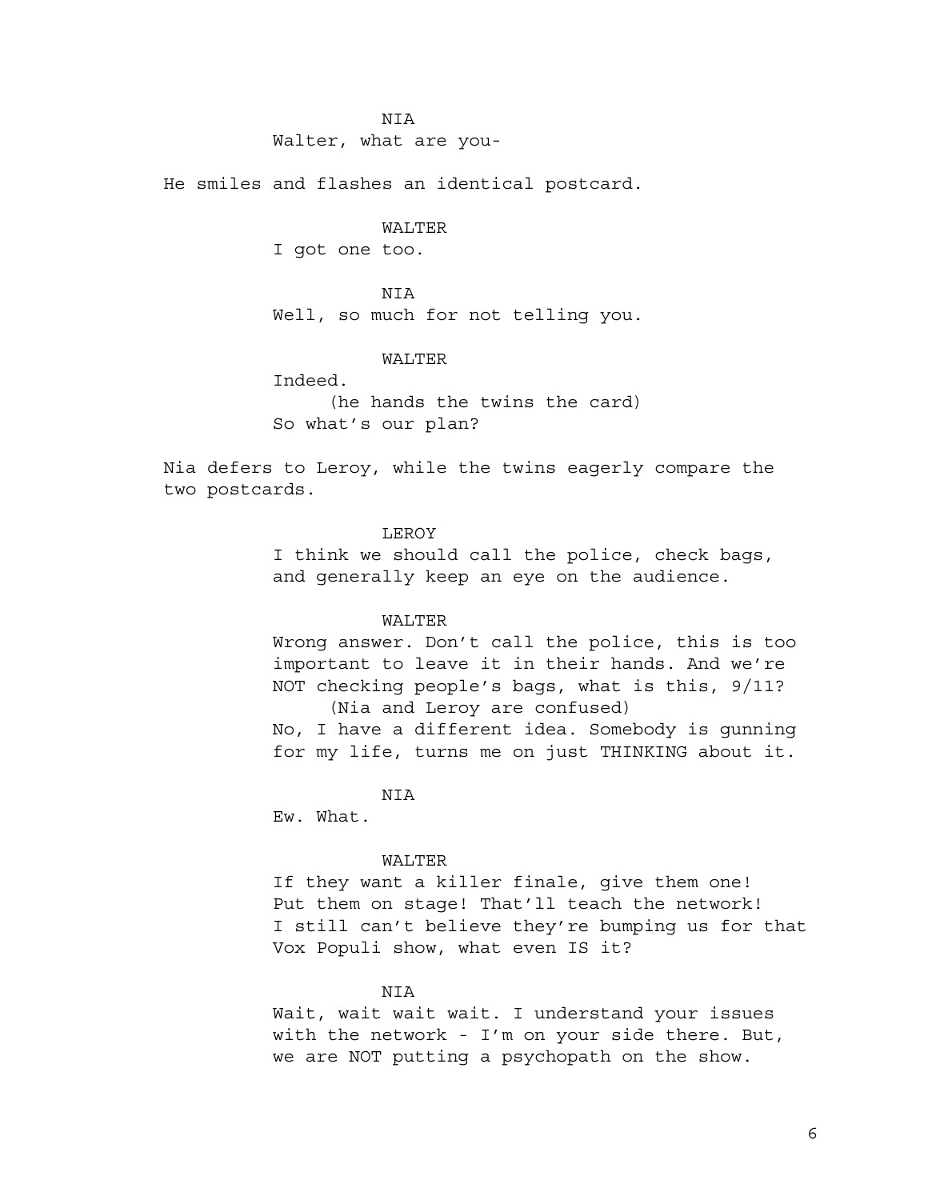NIA

Walter, what are you-

He smiles and flashes an identical postcard.

WALTER

I got one too.

NIA

Well, so much for not telling you.

WALTER

Indeed.

(he hands the twins the card)

So what's our plan?

Nia defers to Leroy, while the twins eagerly compare the two postcards.

LEROY

I think we should call the police, check bags, and generally keep an eye on the audience.

WALTER

Wrong answer. Don't call the police, this is too important to leave it in their hands. And we're NOT checking people's bags, what is this, 9/11?

(Nia and Leroy are confused)

No, I have a different idea. Somebody is gunning for my life, turns me on just THINKING about it.

NIA

Ew. What.

WALTER

If they want a killer finale, give them one! Put them on stage! That'll teach the network! I still can't believe they're bumping us for that Vox Populi show, what even IS it?

NIA

Wait, wait wait wait. I understand your issues with the network - I'm on your side there. But, we are NOT putting a psychopath on the show.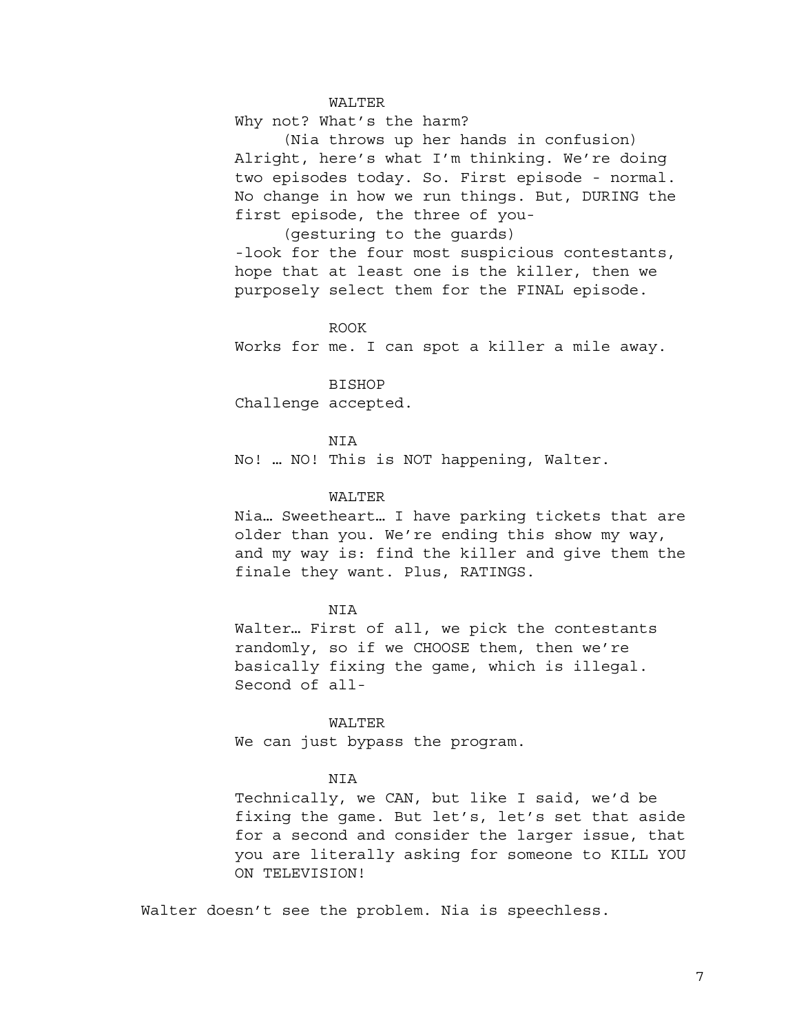WALTER

Why not? What's the harm?

(Nia throws up her hands in confusion)

Alright, here's what I'm thinking. We're doing two episodes today. So. First episode - normal. No change in how we run things. But, DURING the first episode, the three of you-

(gesturing to the guards)

-look for the four most suspicious contestants, hope that at least one is the killer, then we purposely select them for the FINAL episode.

ROOK

Works for me. I can spot a killer a mile away.

BISHOP

Challenge accepted.

NIA

No! … NO! This is NOT happening, Walter.

WALTER

Nia… Sweetheart… I have parking tickets that are older than you. We're ending this show my way, and my way is: find the killer and give them the finale they want. Plus, RATINGS.

NIA

Walter… First of all, we pick the contestants randomly, so if we CHOOSE them, then we're basically fixing the game, which is illegal. Second of all-

WALTER

We can just bypass the program.

NIA

Technically, we CAN, but like I said, we'd be fixing the game. But let's, let's set that aside for a second and consider the larger issue, that you are literally asking for someone to KILL YOU ON TELEVISION!

Walter doesn't see the problem. Nia is speechless.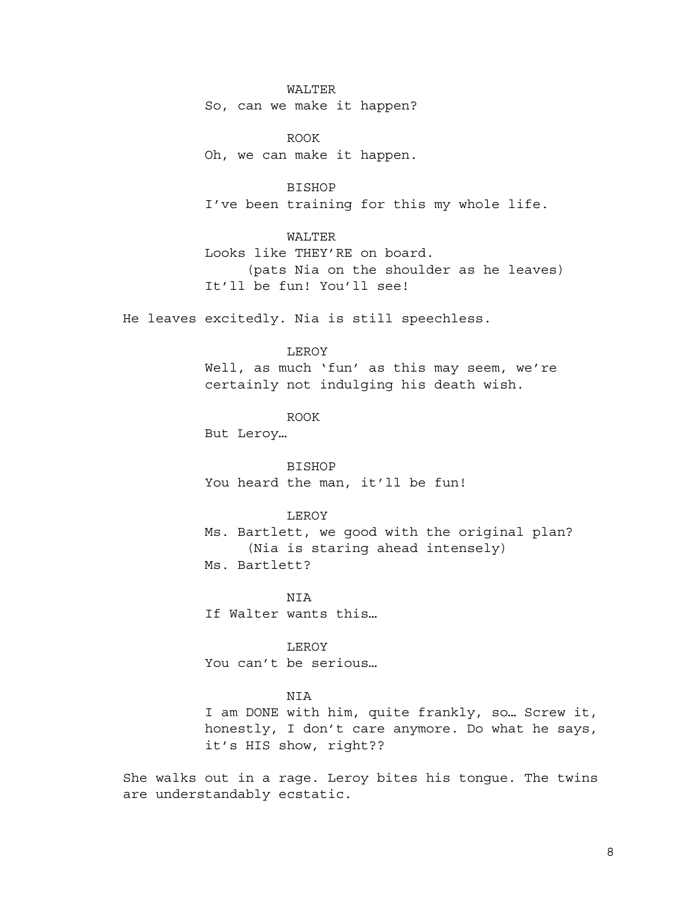WALTER
So, can we make it happen?

ROOK
Oh, we can make it happen.

BISHOP
I've been training for this my whole life.

WALTER
Looks like THEY'RE on board.
(pats Nia on the shoulder as he leaves)
It'll be fun! You'll see!

He leaves excitedly. Nia is still speechless.

LEROY
Well, as much 'fun' as this may seem, we're certainly not indulging his death wish.

ROOK
But Leroy…

BISHOP
You heard the man, it'll be fun!

LEROY
Ms. Bartlett, we good with the original plan?
(Nia is staring ahead intensely)
Ms. Bartlett?

NIA
If Walter wants this…

LEROY
You can't be serious…

NIA
I am DONE with him, quite frankly, so… Screw it, honestly, I don't care anymore. Do what he says, it's HIS show, right??

She walks out in a rage. Leroy bites his tongue. The twins are understandably ecstatic.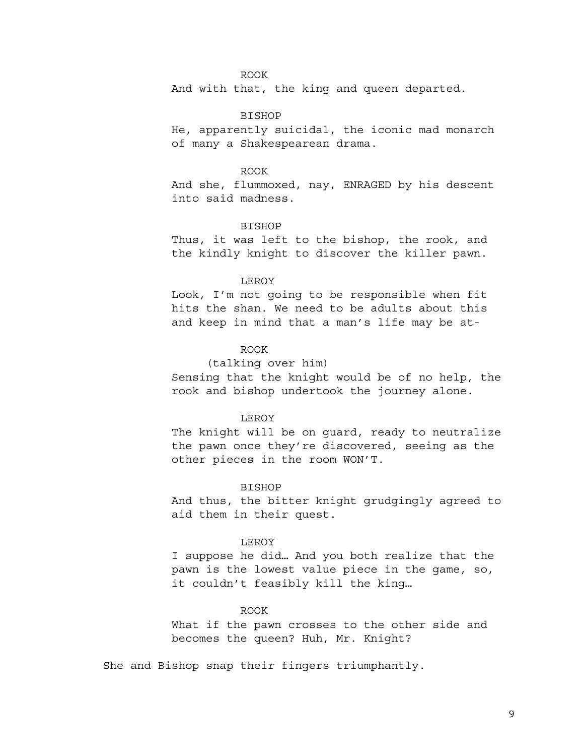ROOK

And with that, the king and queen departed.

BISHOP

He, apparently suicidal, the iconic mad monarch of many a Shakespearean drama.

ROOK

And she, flummoxed, nay, ENRAGED by his descent into said madness.

BISHOP

Thus, it was left to the bishop, the rook, and the kindly knight to discover the killer pawn.

LEROY

Look, I'm not going to be responsible when fit hits the shan. We need to be adults about this and keep in mind that a man's life may be at-

ROOK

(talking over him)

Sensing that the knight would be of no help, the rook and bishop undertook the journey alone.

LEROY

The knight will be on guard, ready to neutralize the pawn once they're discovered, seeing as the other pieces in the room WON'T.

BISHOP

And thus, the bitter knight grudgingly agreed to aid them in their quest.

LEROY

I suppose he did… And you both realize that the pawn is the lowest value piece in the game, so, it couldn't feasibly kill the king…

ROOK

What if the pawn crosses to the other side and becomes the queen? Huh, Mr. Knight?

She and Bishop snap their fingers triumphantly.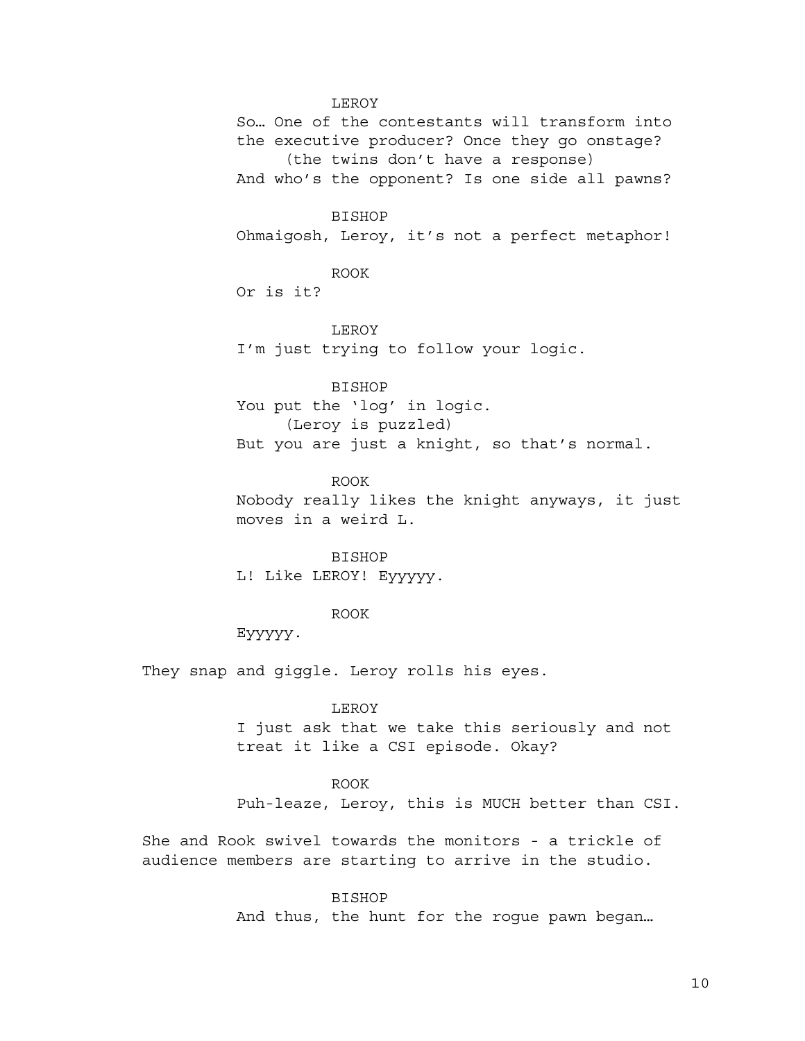LEROY

So… One of the contestants will transform into the executive producer? Once they go onstage?

(the twins don't have a response)

And who's the opponent? Is one side all pawns?

BISHOP

Ohmaigosh, Leroy, it's not a perfect metaphor!

ROOK

Or is it?

LEROY

I'm just trying to follow your logic.

BISHOP

You put the 'log' in logic.

(Leroy is puzzled)

But you are just a knight, so that's normal.

ROOK

Nobody really likes the knight anyways, it just moves in a weird L.

BISHOP

L! Like LEROY! Eyyyyy.

ROOK

Eyyyyy.

They snap and giggle. Leroy rolls his eyes.

LEROY

I just ask that we take this seriously and not treat it like a CSI episode. Okay?

ROOK

Puh-leaze, Leroy, this is MUCH better than CSI.

She and Rook swivel towards the monitors - a trickle of audience members are starting to arrive in the studio.

BISHOP

And thus, the hunt for the rogue pawn began…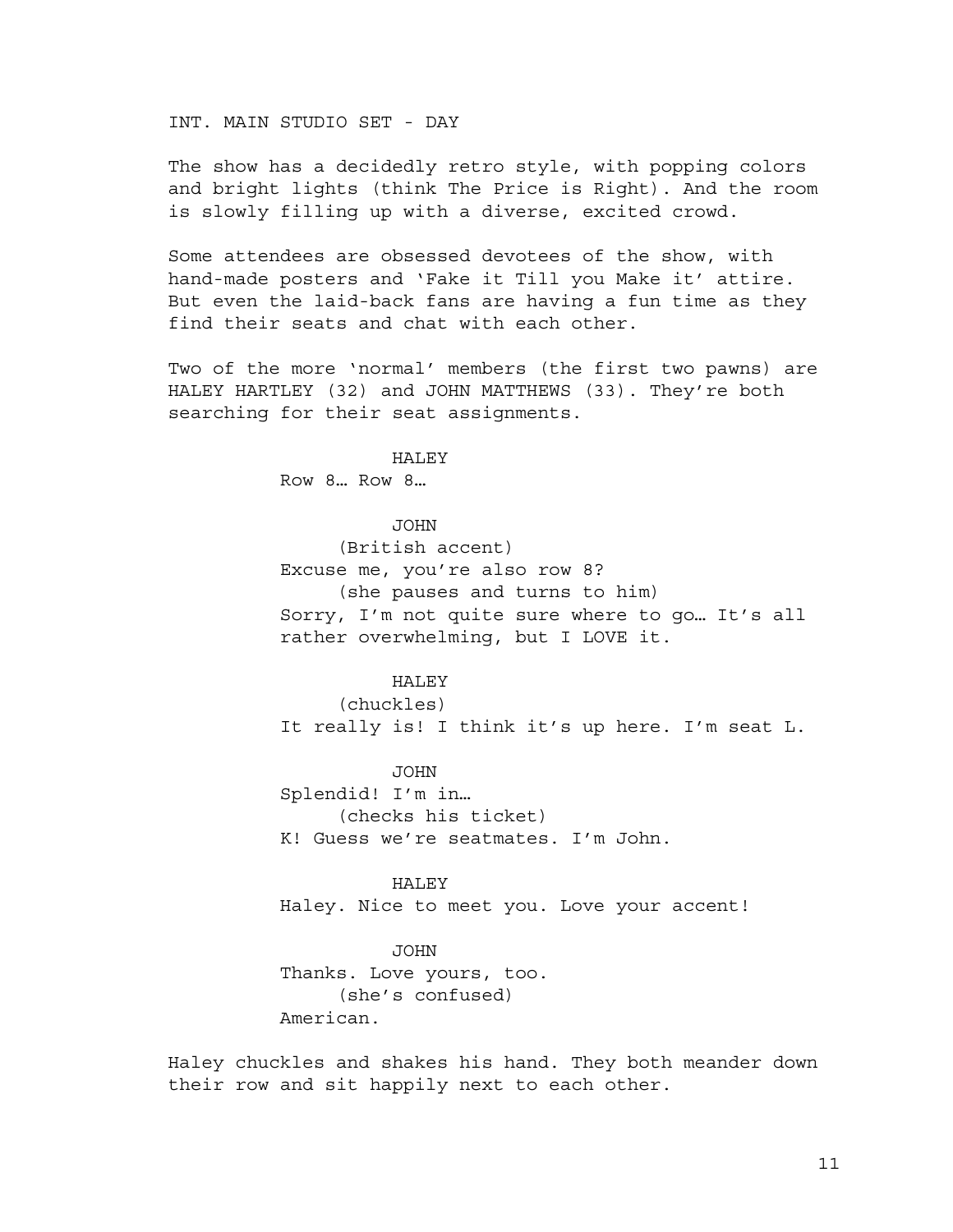INT. MAIN STUDIO SET - DAY

The show has a decidedly retro style, with popping colors and bright lights (think The Price is Right). And the room is slowly filling up with a diverse, excited crowd.

Some attendees are obsessed devotees of the show, with hand-made posters and 'Fake it Till you Make it' attire. But even the laid-back fans are having a fun time as they find their seats and chat with each other.

Two of the more 'normal' members (the first two pawns) are HALEY HARTLEY (32) and JOHN MATTHEWS (33). They're both searching for their seat assignments.

HALEY
Row 8… Row 8…

JOHN
(British accent)
Excuse me, you're also row 8?
(she pauses and turns to him)
Sorry, I'm not quite sure where to go… It's all rather overwhelming, but I LOVE it.

HALEY
(chuckles)
It really is! I think it's up here. I'm seat L.

JOHN
Splendid! I'm in…
(checks his ticket)
K! Guess we're seatmates. I'm John.

HALEY
Haley. Nice to meet you. Love your accent!

JOHN
Thanks. Love yours, too.
(she's confused)
American.

Haley chuckles and shakes his hand. They both meander down their row and sit happily next to each other.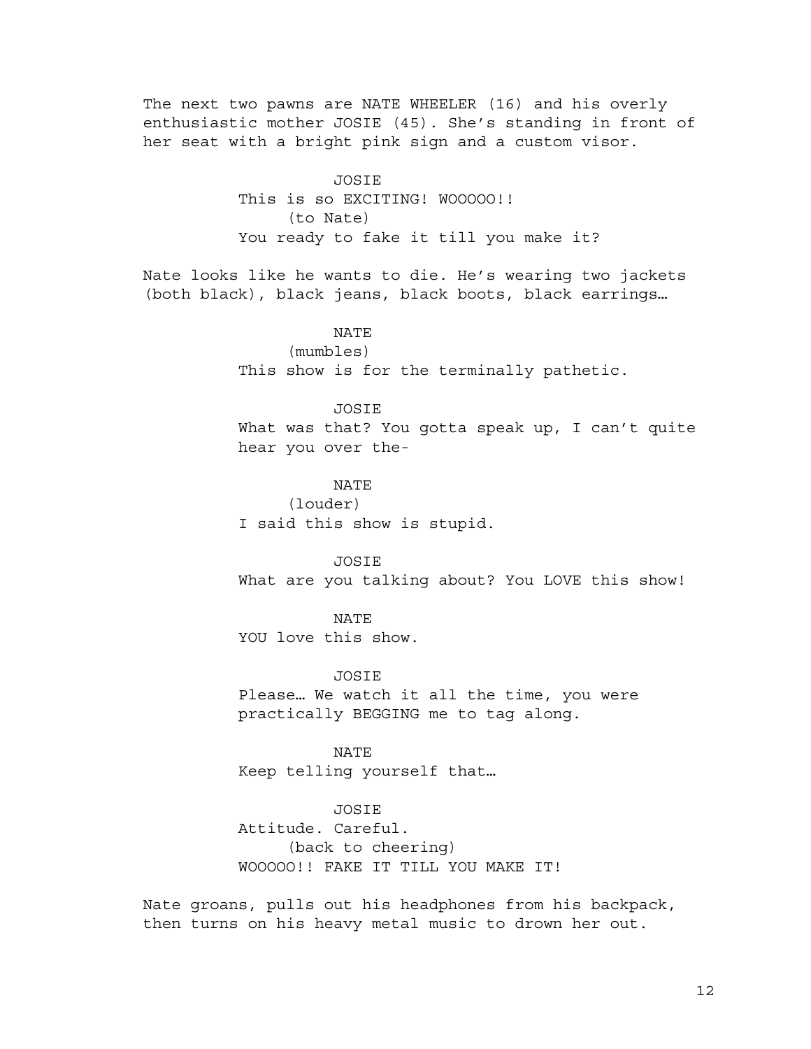The next two pawns are NATE WHEELER (16) and his overly enthusiastic mother JOSIE (45). She's standing in front of her seat with a bright pink sign and a custom visor.

JOSIE
This is so EXCITING! WOOOOO!!
(to Nate)
You ready to fake it till you make it?

Nate looks like he wants to die. He's wearing two jackets (both black), black jeans, black boots, black earrings…

NATE
(mumbles)
This show is for the terminally pathetic.

JOSIE
What was that? You gotta speak up, I can't quite hear you over the-

NATE
(louder)
I said this show is stupid.

JOSIE
What are you talking about? You LOVE this show!

NATE
YOU love this show.

JOSIE
Please… We watch it all the time, you were practically BEGGING me to tag along.

NATE
Keep telling yourself that…

JOSIE
Attitude. Careful.
(back to cheering)
WOOOOO!! FAKE IT TILL YOU MAKE IT!

Nate groans, pulls out his headphones from his backpack, then turns on his heavy metal music to drown her out.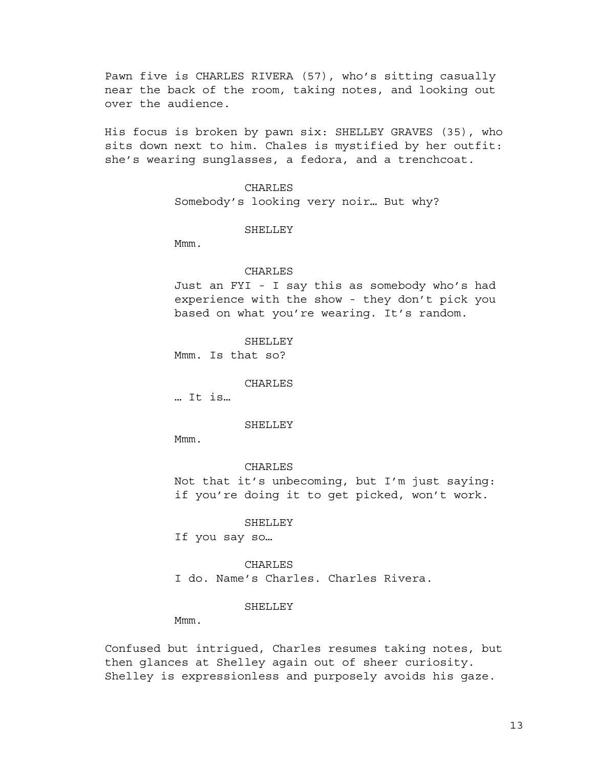Pawn five is CHARLES RIVERA (57), who's sitting casually near the back of the room, taking notes, and looking out over the audience.

His focus is broken by pawn six: SHELLEY GRAVES (35), who sits down next to him. Chales is mystified by her outfit: she's wearing sunglasses, a fedora, and a trenchcoat.

CHARLES
Somebody's looking very noir… But why?

SHELLEY
Mmm.

CHARLES
Just an FYI - I say this as somebody who's had experience with the show - they don't pick you based on what you're wearing. It's random.

SHELLEY
Mmm. Is that so?

CHARLES
… It is…

SHELLEY
Mmm.

CHARLES
Not that it's unbecoming, but I'm just saying: if you're doing it to get picked, won't work.

SHELLEY
If you say so…

CHARLES
I do. Name's Charles. Charles Rivera.

SHELLEY
Mmm.

Confused but intrigued, Charles resumes taking notes, but then glances at Shelley again out of sheer curiosity. Shelley is expressionless and purposely avoids his gaze.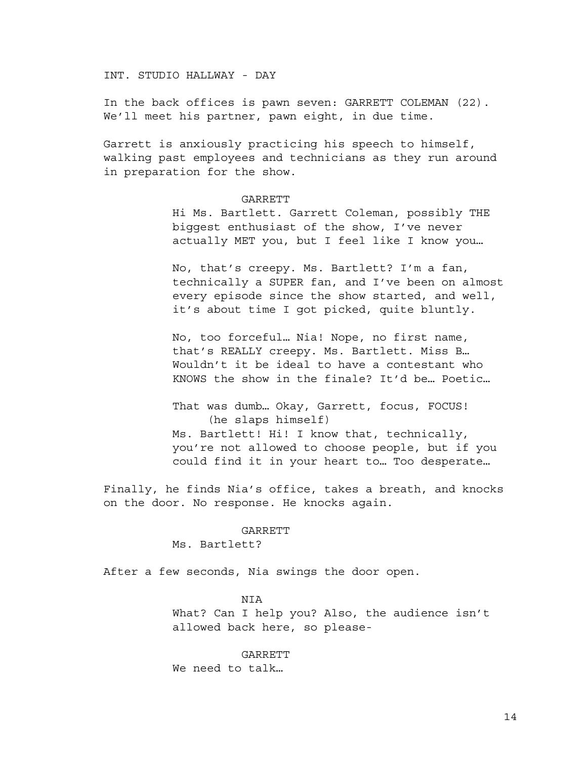INT. STUDIO HALLWAY - DAY

In the back offices is pawn seven: GARRETT COLEMAN (22). We'll meet his partner, pawn eight, in due time.

Garrett is anxiously practicing his speech to himself, walking past employees and technicians as they run around in preparation for the show.

GARRETT

Hi Ms. Bartlett. Garrett Coleman, possibly THE biggest enthusiast of the show, I've never actually MET you, but I feel like I know you…

No, that's creepy. Ms. Bartlett? I'm a fan, technically a SUPER fan, and I've been on almost every episode since the show started, and well, it's about time I got picked, quite bluntly.

No, too forceful… Nia! Nope, no first name, that's REALLY creepy. Ms. Bartlett. Miss B… Wouldn't it be ideal to have a contestant who KNOWS the show in the finale? It'd be… Poetic…

That was dumb… Okay, Garrett, focus, FOCUS!

(he slaps himself)

Ms. Bartlett! Hi! I know that, technically, you're not allowed to choose people, but if you could find it in your heart to… Too desperate…

Finally, he finds Nia's office, takes a breath, and knocks on the door. No response. He knocks again.

GARRETT

Ms. Bartlett?

After a few seconds, Nia swings the door open.

NIA

What? Can I help you? Also, the audience isn't allowed back here, so please-

GARRETT

We need to talk…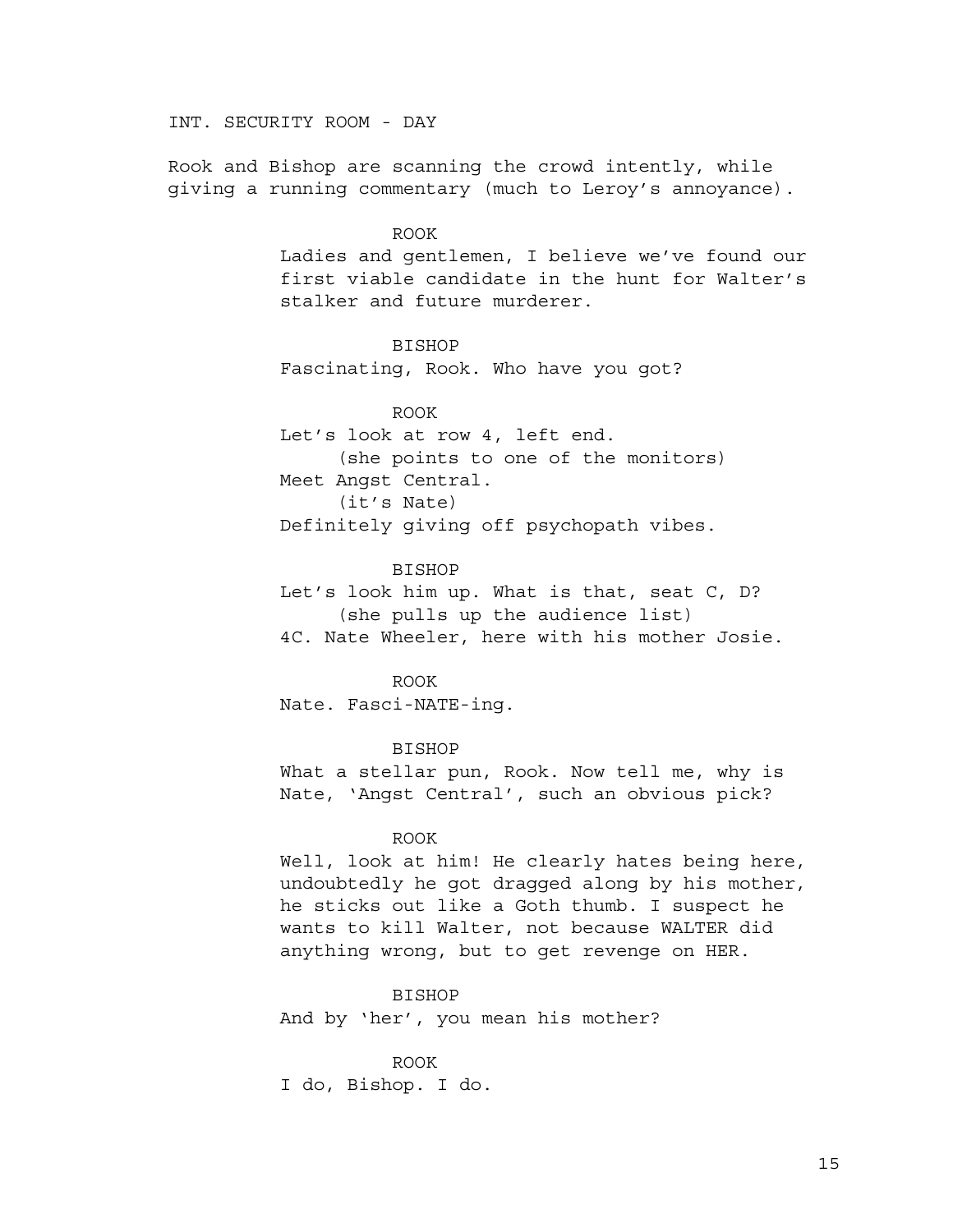INT. SECURITY ROOM - DAY

Rook and Bishop are scanning the crowd intently, while giving a running commentary (much to Leroy's annoyance).

ROOK

Ladies and gentlemen, I believe we've found our first viable candidate in the hunt for Walter's stalker and future murderer.

BISHOP

Fascinating, Rook. Who have you got?

ROOK

Let's look at row 4, left end.

(she points to one of the monitors)

Meet Angst Central.

(it's Nate)

Definitely giving off psychopath vibes.

BISHOP

Let's look him up. What is that, seat C, D?

(she pulls up the audience list)

4C. Nate Wheeler, here with his mother Josie.

ROOK

Nate. Fasci-NATE-ing.

BISHOP

What a stellar pun, Rook. Now tell me, why is Nate, 'Angst Central', such an obvious pick?

ROOK

Well, look at him! He clearly hates being here, undoubtedly he got dragged along by his mother, he sticks out like a Goth thumb. I suspect he wants to kill Walter, not because WALTER did anything wrong, but to get revenge on HER.

BISHOP

And by 'her', you mean his mother?

ROOK

I do, Bishop. I do.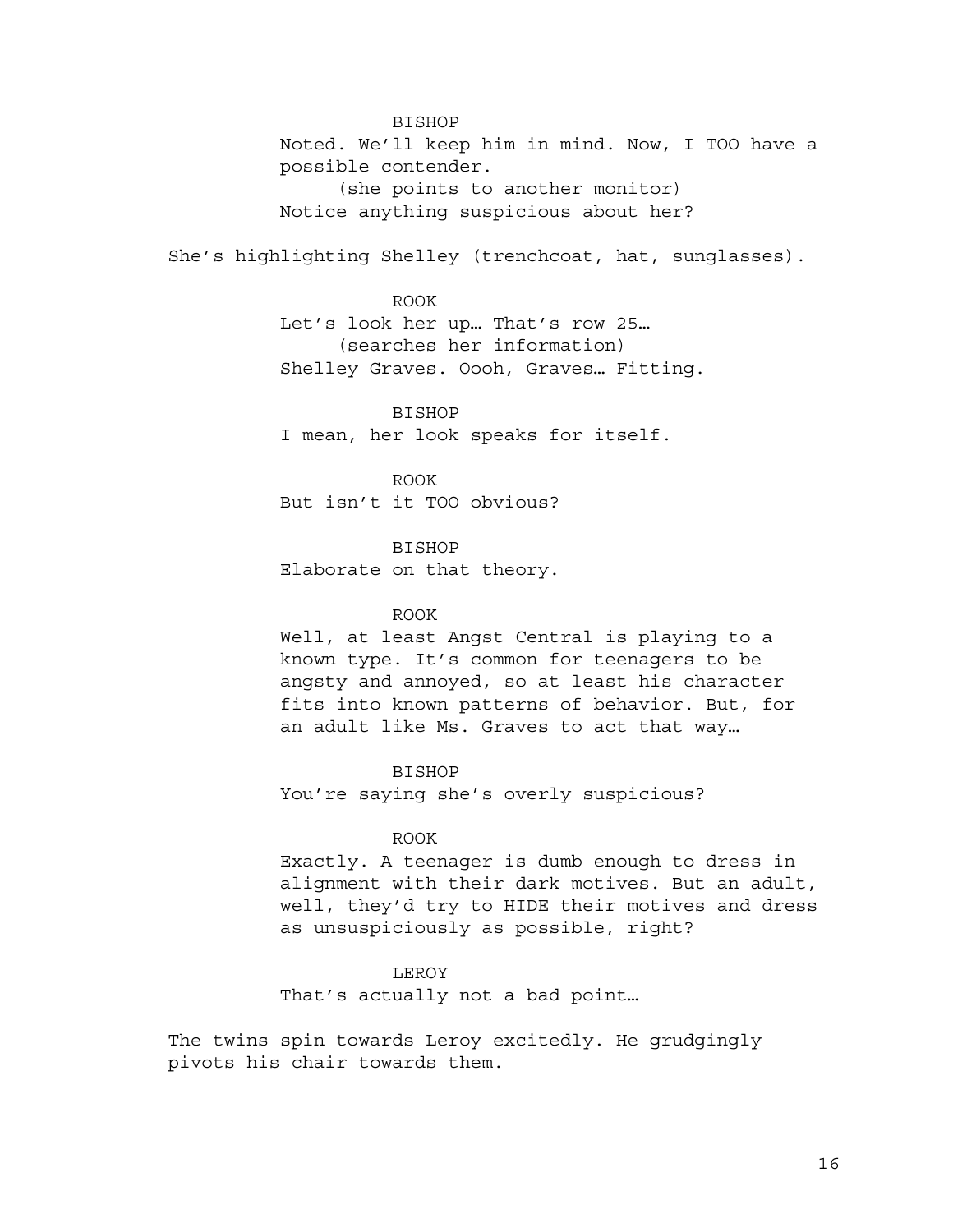BISHOP

Noted. We'll keep him in mind. Now, I TOO have a possible contender.

(she points to another monitor)

Notice anything suspicious about her?

She's highlighting Shelley (trenchcoat, hat, sunglasses).

ROOK

Let's look her up… That's row 25…

(searches her information)

Shelley Graves. Oooh, Graves… Fitting.

BISHOP

I mean, her look speaks for itself.

ROOK

But isn't it TOO obvious?

BISHOP

Elaborate on that theory.

ROOK

Well, at least Angst Central is playing to a known type. It's common for teenagers to be angsty and annoyed, so at least his character fits into known patterns of behavior. But, for an adult like Ms. Graves to act that way…

BISHOP

You're saying she's overly suspicious?

ROOK

Exactly. A teenager is dumb enough to dress in alignment with their dark motives. But an adult, well, they'd try to HIDE their motives and dress as unsuspiciously as possible, right?

LEROY

That's actually not a bad point…

The twins spin towards Leroy excitedly. He grudgingly pivots his chair towards them.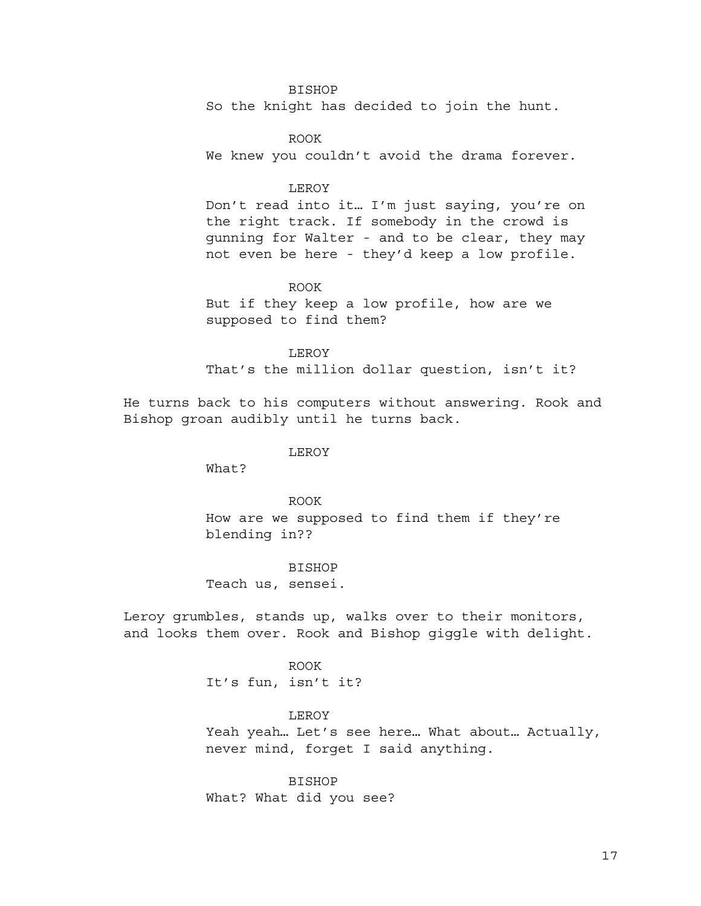BISHOP

So the knight has decided to join the hunt.

ROOK

We knew you couldn't avoid the drama forever.

LEROY

Don't read into it… I'm just saying, you're on the right track. If somebody in the crowd is gunning for Walter - and to be clear, they may not even be here - they'd keep a low profile.

ROOK

But if they keep a low profile, how are we supposed to find them?

LEROY

That's the million dollar question, isn't it?

He turns back to his computers without answering. Rook and Bishop groan audibly until he turns back.

LEROY

What?

ROOK

How are we supposed to find them if they're blending in??

BISHOP

Teach us, sensei.

Leroy grumbles, stands up, walks over to their monitors, and looks them over. Rook and Bishop giggle with delight.

ROOK

It's fun, isn't it?

LEROY

Yeah yeah… Let's see here… What about… Actually, never mind, forget I said anything.

BISHOP

What? What did you see?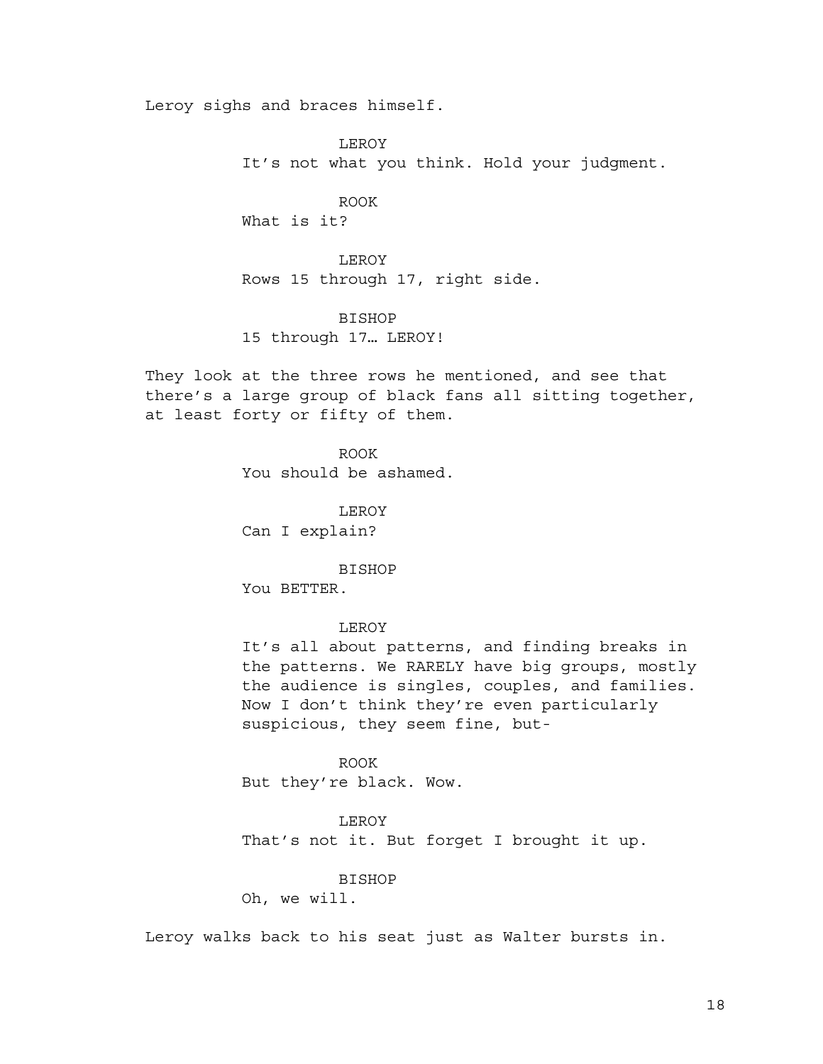Leroy sighs and braces himself.

LEROY
It's not what you think. Hold your judgment.

ROOK
What is it?

LEROY
Rows 15 through 17, right side.

BISHOP
15 through 17… LEROY!

They look at the three rows he mentioned, and see that there's a large group of black fans all sitting together, at least forty or fifty of them.

ROOK
You should be ashamed.

LEROY
Can I explain?

BISHOP
You BETTER.

LEROY
It's all about patterns, and finding breaks in the patterns. We RARELY have big groups, mostly the audience is singles, couples, and families. Now I don't think they're even particularly suspicious, they seem fine, but-

ROOK
But they're black. Wow.

LEROY
That's not it. But forget I brought it up.

BISHOP
Oh, we will.

Leroy walks back to his seat just as Walter bursts in.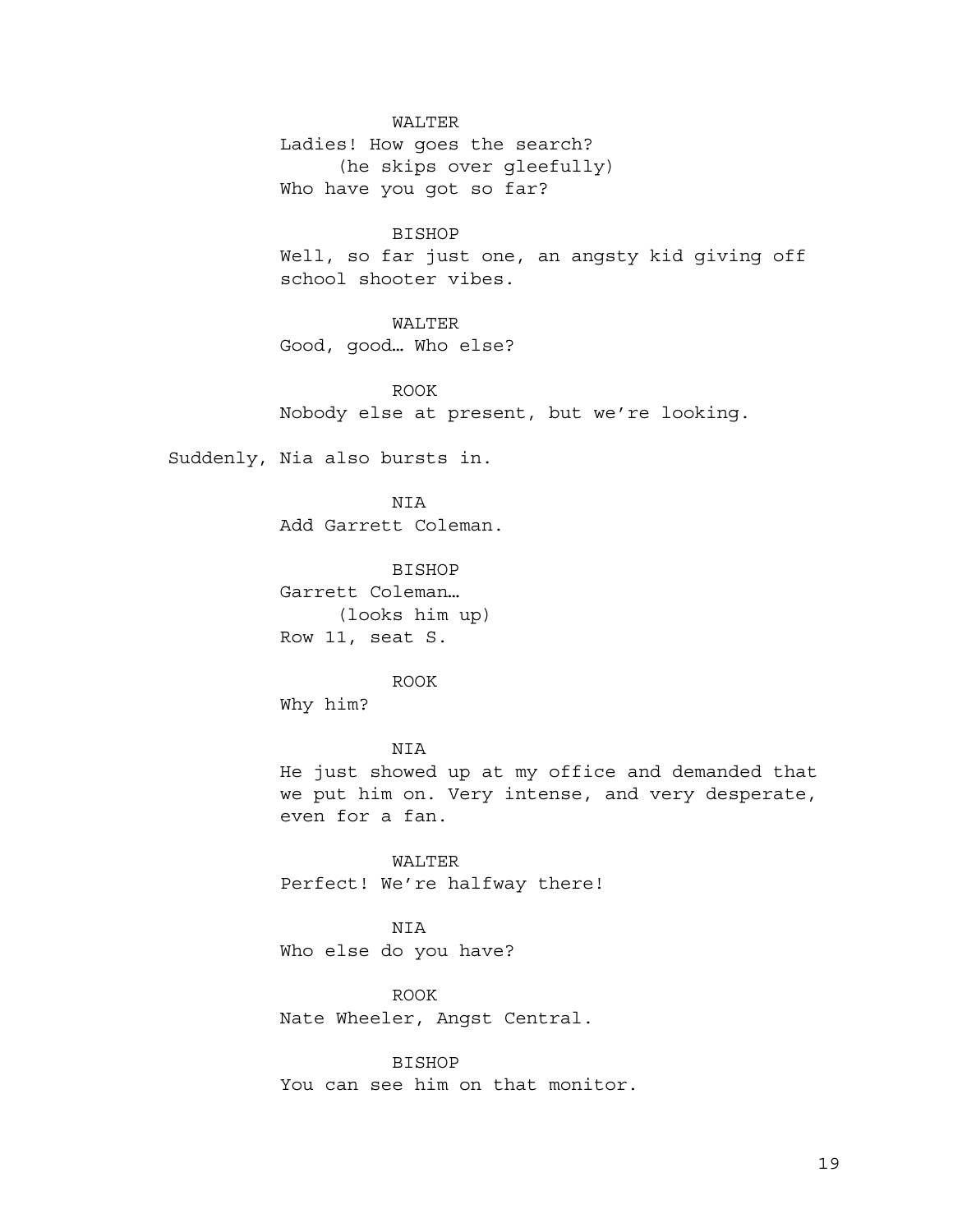WALTER

Ladies! How goes the search?

(he skips over gleefully)

Who have you got so far?

BISHOP

Well, so far just one, an angsty kid giving off school shooter vibes.

WALTER

Good, good… Who else?

ROOK

Nobody else at present, but we're looking.

Suddenly, Nia also bursts in.

NIA

Add Garrett Coleman.

BISHOP

Garrett Coleman…

(looks him up)

Row 11, seat S.

ROOK

Why him?

NIA

He just showed up at my office and demanded that we put him on. Very intense, and very desperate, even for a fan.

WALTER

Perfect! We're halfway there!

NIA

Who else do you have?

ROOK

Nate Wheeler, Angst Central.

BISHOP

You can see him on that monitor.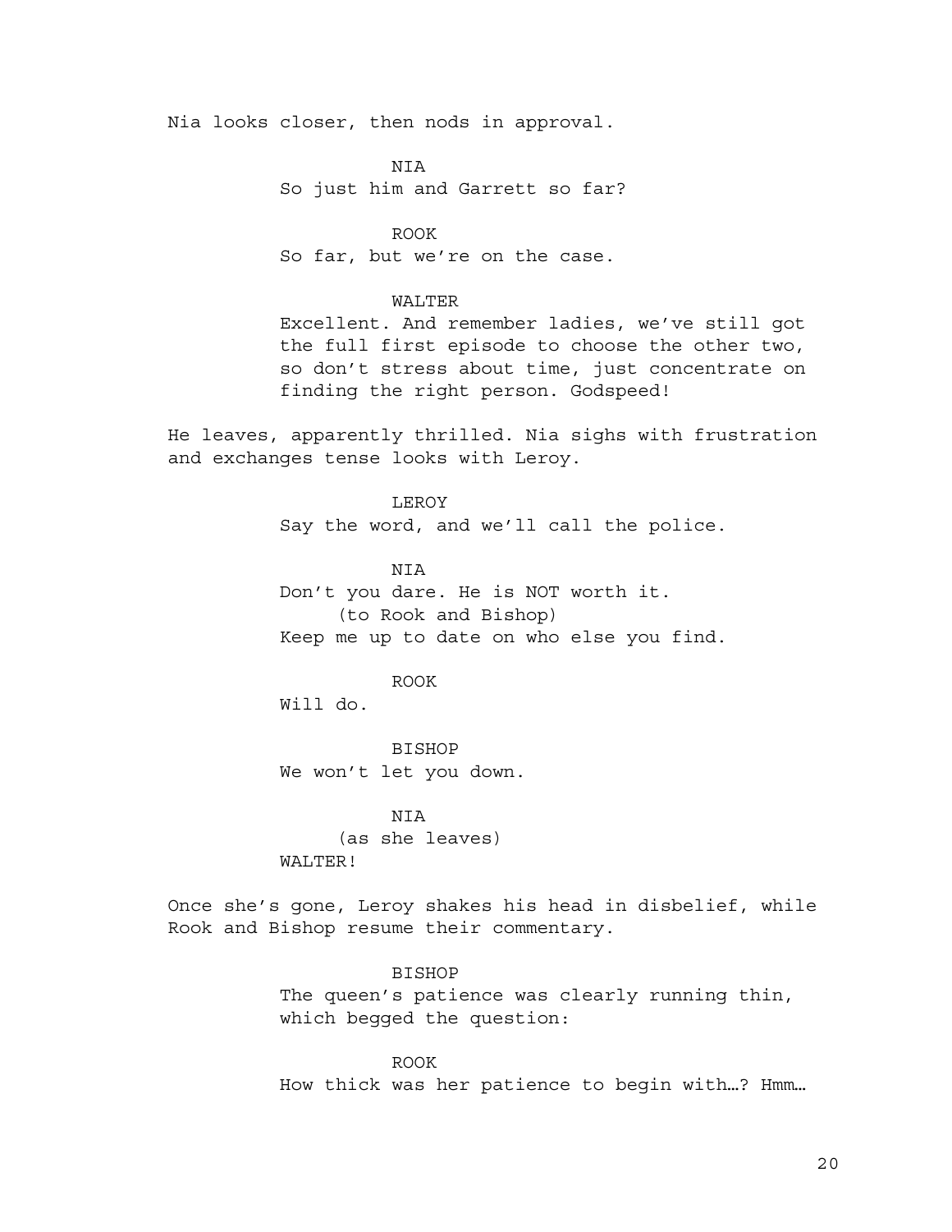Nia looks closer, then nods in approval.

NIA
So just him and Garrett so far?

ROOK
So far, but we're on the case.

WALTER
Excellent. And remember ladies, we've still got the full first episode to choose the other two, so don't stress about time, just concentrate on finding the right person. Godspeed!

He leaves, apparently thrilled. Nia sighs with frustration and exchanges tense looks with Leroy.

LEROY
Say the word, and we'll call the police.

NIA
Don't you dare. He is NOT worth it.
(to Rook and Bishop)
Keep me up to date on who else you find.

ROOK
Will do.

BISHOP
We won't let you down.

NIA
(as she leaves)
WALTER!

Once she's gone, Leroy shakes his head in disbelief, while Rook and Bishop resume their commentary.

BISHOP
The queen's patience was clearly running thin, which begged the question:

ROOK
How thick was her patience to begin with…? Hmm…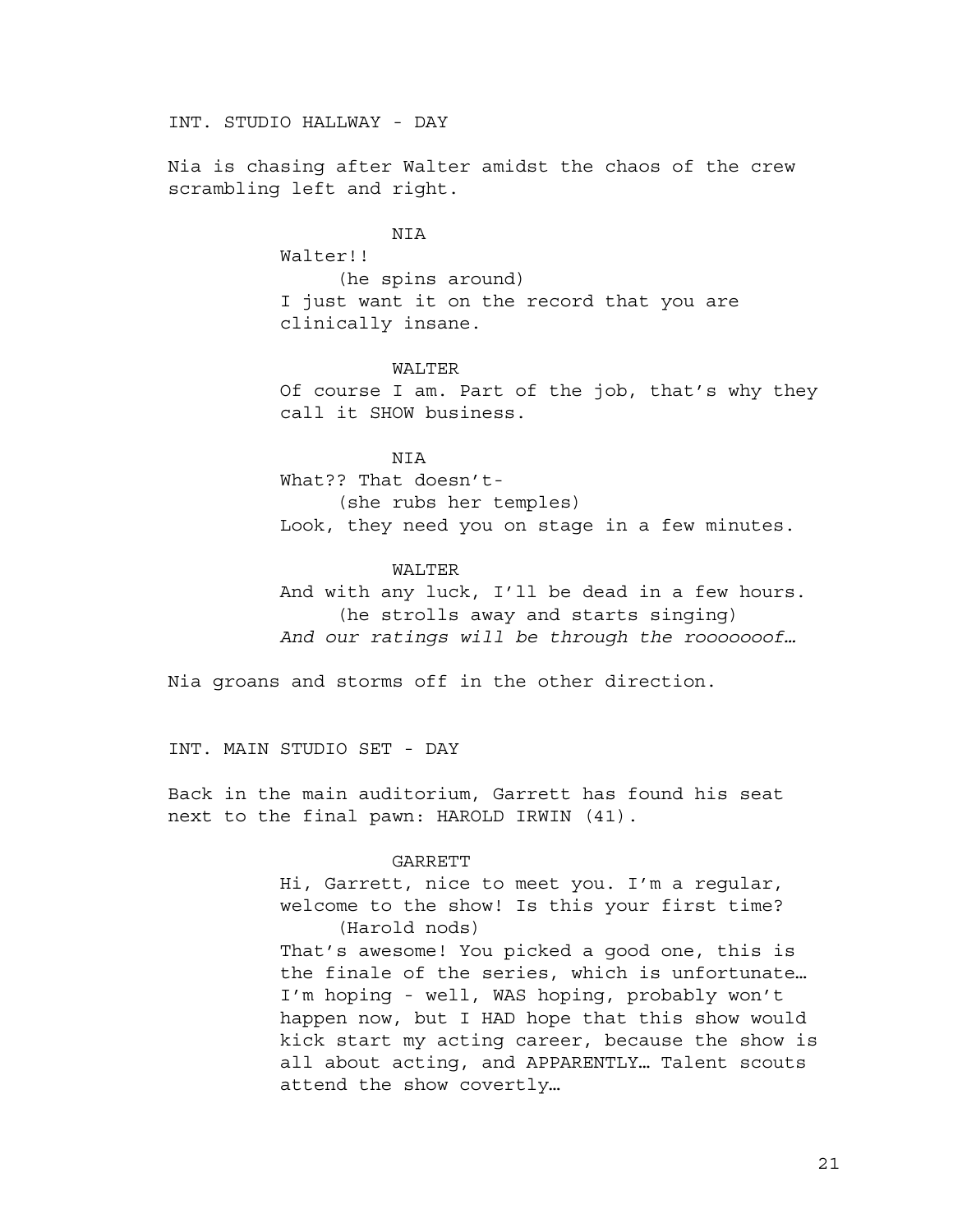INT. STUDIO HALLWAY - DAY

Nia is chasing after Walter amidst the chaos of the crew scrambling left and right.

NIA

Walter!!

(he spins around)

I just want it on the record that you are clinically insane.

WALTER

Of course I am. Part of the job, that's why they call it SHOW business.

NIA

What?? That doesn't-

(she rubs her temples)

Look, they need you on stage in a few minutes.

WALTER

And with any luck, I'll be dead in a few hours.

(he strolls away and starts singing)

*And our ratings will be through the rooooooof…*

Nia groans and storms off in the other direction.

INT. MAIN STUDIO SET - DAY

Back in the main auditorium, Garrett has found his seat next to the final pawn: HAROLD IRWIN (41).

GARRETT

Hi, Garrett, nice to meet you. I'm a regular, welcome to the show! Is this your first time?

(Harold nods)

That's awesome! You picked a good one, this is the finale of the series, which is unfortunate… I'm hoping - well, WAS hoping, probably won't happen now, but I HAD hope that this show would kick start my acting career, because the show is all about acting, and APPARENTLY… Talent scouts attend the show covertly…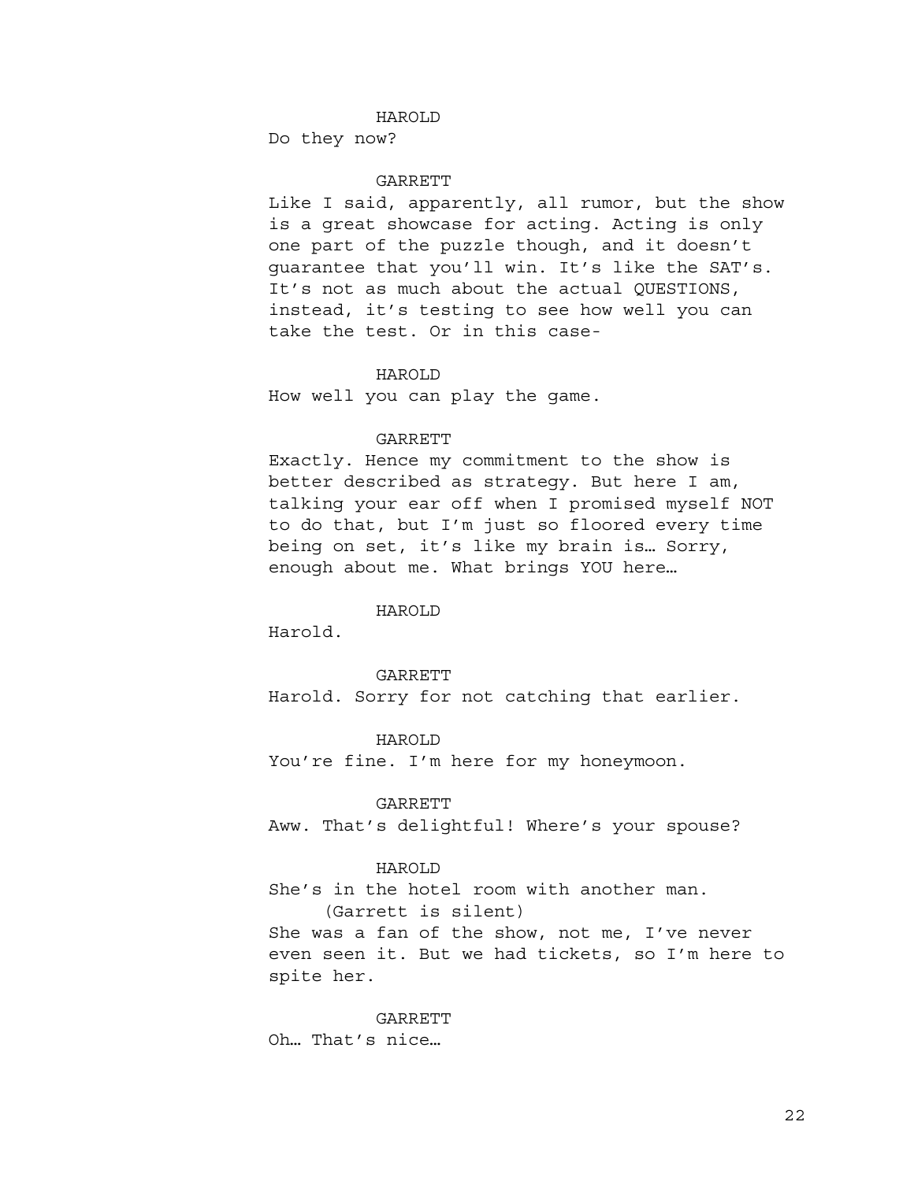HAROLD

Do they now?

GARRETT

Like I said, apparently, all rumor, but the show is a great showcase for acting. Acting is only one part of the puzzle though, and it doesn't guarantee that you'll win. It's like the SAT's. It's not as much about the actual QUESTIONS, instead, it's testing to see how well you can take the test. Or in this case-

HAROLD

How well you can play the game.

GARRETT

Exactly. Hence my commitment to the show is better described as strategy. But here I am, talking your ear off when I promised myself NOT to do that, but I'm just so floored every time being on set, it's like my brain is… Sorry, enough about me. What brings YOU here…

HAROLD

Harold.

GARRETT

Harold. Sorry for not catching that earlier.

HAROLD

You're fine. I'm here for my honeymoon.

GARRETT

Aww. That's delightful! Where's your spouse?

HAROLD

She's in the hotel room with another man.

(Garrett is silent)

She was a fan of the show, not me, I've never even seen it. But we had tickets, so I'm here to spite her.

GARRETT

Oh… That's nice…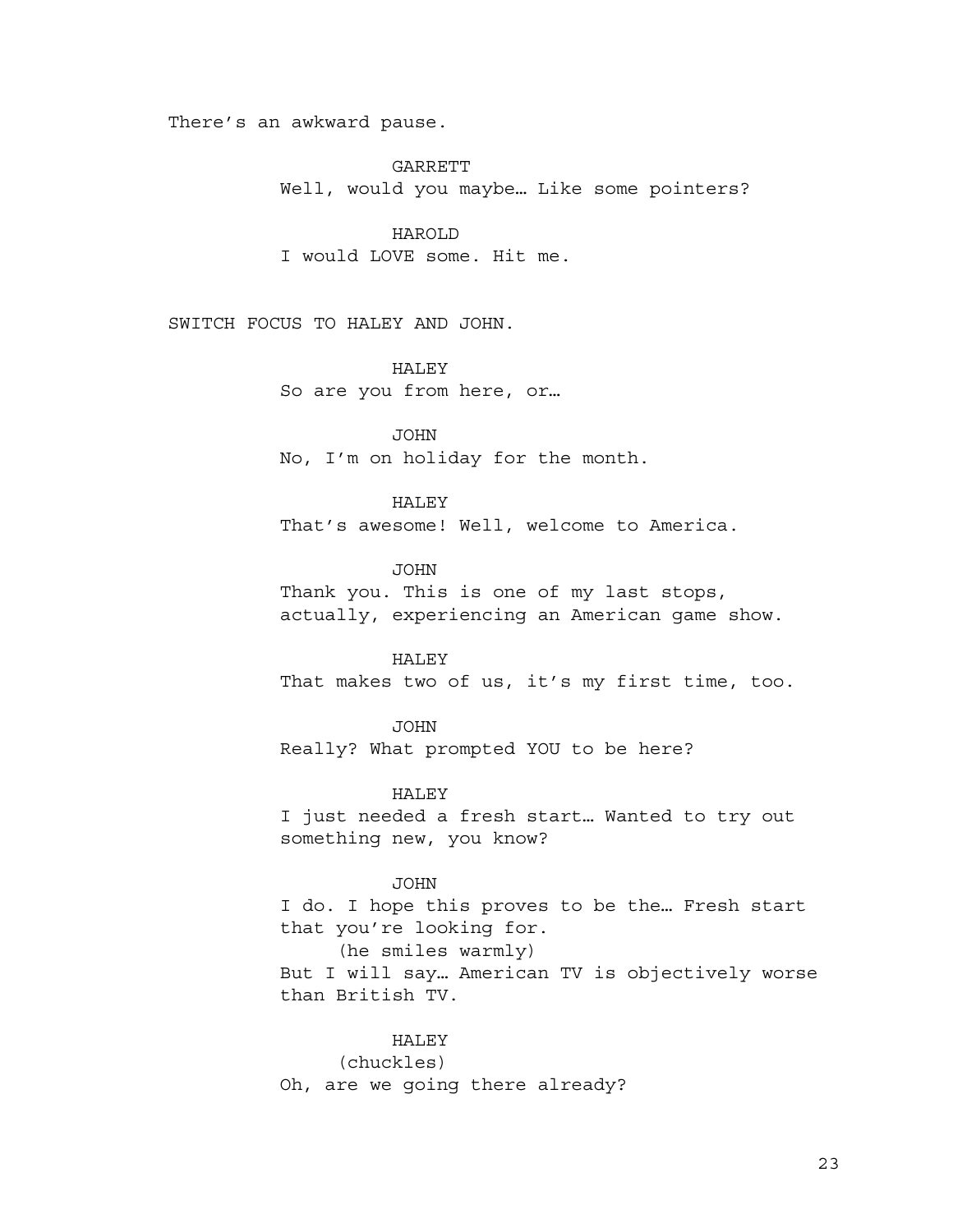There's an awkward pause.

GARRETT
Well, would you maybe… Like some pointers?

HAROLD
I would LOVE some. Hit me.

SWITCH FOCUS TO HALEY AND JOHN.

HALEY
So are you from here, or…

JOHN
No, I'm on holiday for the month.

HALEY
That's awesome! Well, welcome to America.

JOHN
Thank you. This is one of my last stops, actually, experiencing an American game show.

HALEY
That makes two of us, it's my first time, too.

JOHN
Really? What prompted YOU to be here?

HALEY
I just needed a fresh start… Wanted to try out something new, you know?

JOHN
I do. I hope this proves to be the… Fresh start that you're looking for.
(he smiles warmly)
But I will say… American TV is objectively worse than British TV.

HALEY
(chuckles)
Oh, are we going there already?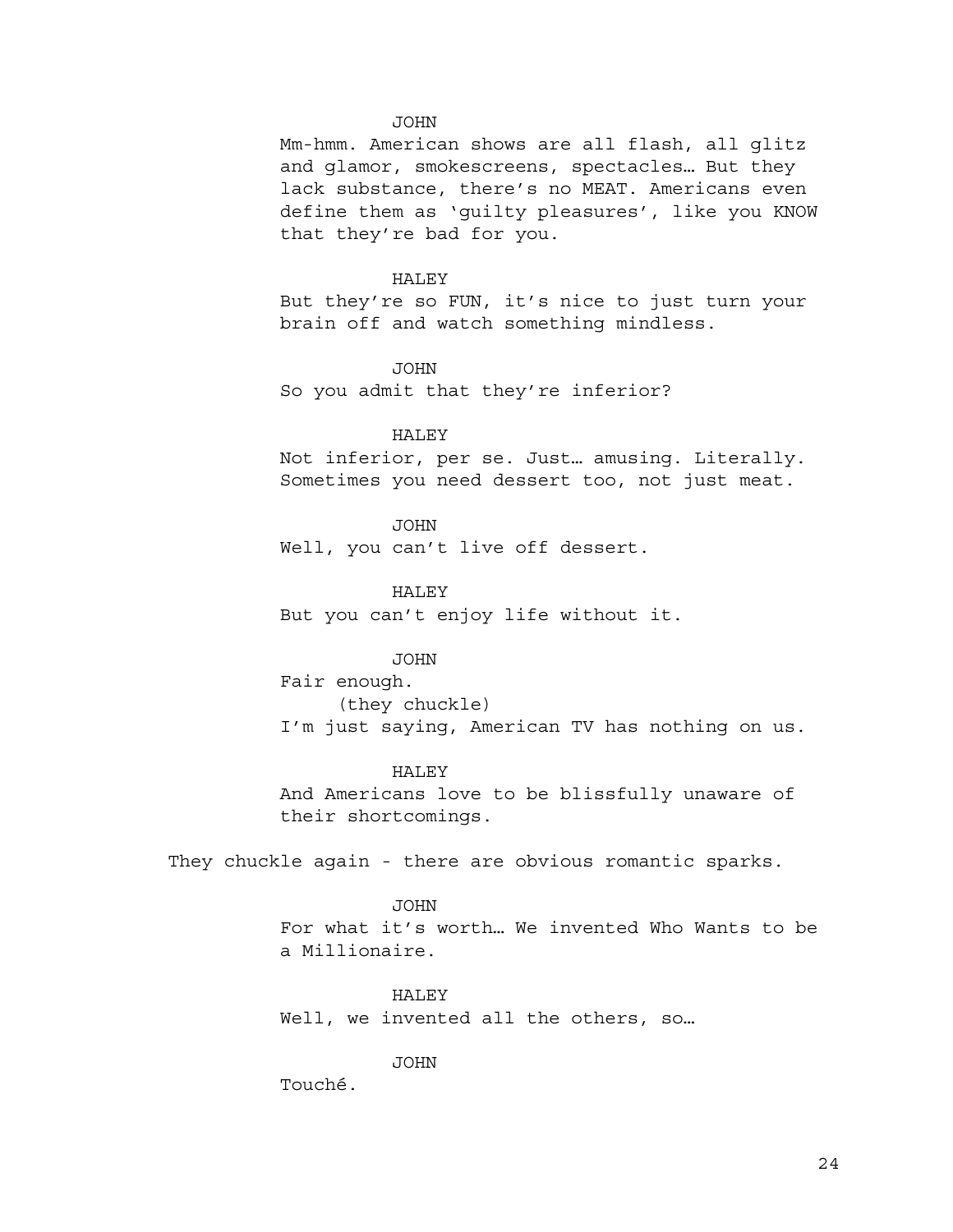JOHN

Mm-hmm. American shows are all flash, all glitz and glamor, smokescreens, spectacles… But they lack substance, there's no MEAT. Americans even define them as 'guilty pleasures', like you KNOW that they're bad for you.

HALEY

But they're so FUN, it's nice to just turn your brain off and watch something mindless.

JOHN

So you admit that they're inferior?

HALEY

Not inferior, per se. Just… amusing. Literally. Sometimes you need dessert too, not just meat.

JOHN

Well, you can't live off dessert.

HALEY

But you can't enjoy life without it.

JOHN

Fair enough.

(they chuckle)

I'm just saying, American TV has nothing on us.

HALEY

And Americans love to be blissfully unaware of their shortcomings.

They chuckle again - there are obvious romantic sparks.

JOHN

For what it's worth… We invented Who Wants to be a Millionaire.

HALEY

Well, we invented all the others, so…

JOHN

Touché.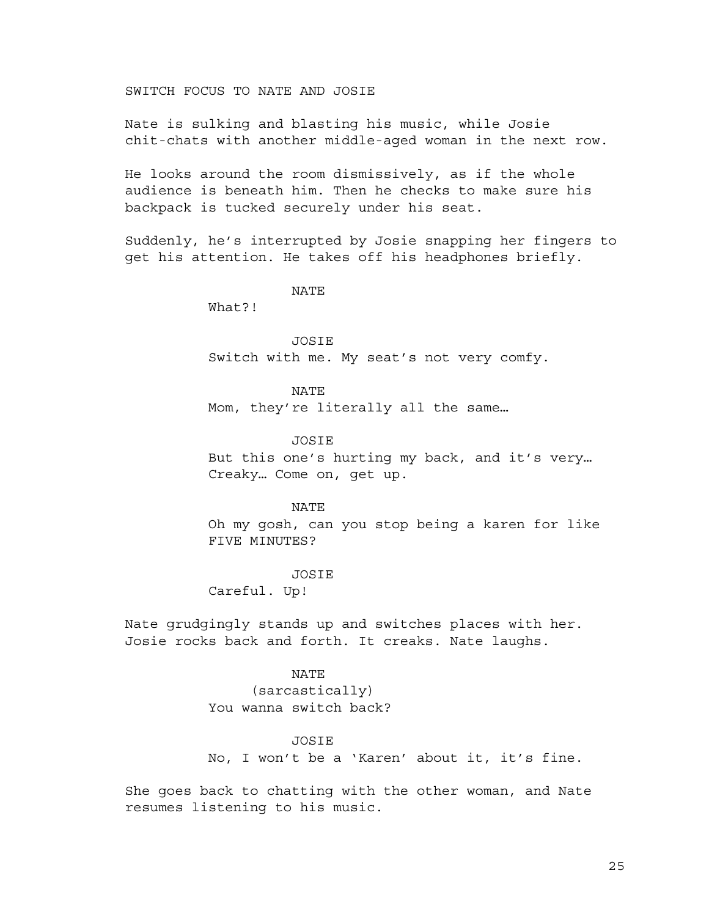SWITCH FOCUS TO NATE AND JOSIE

Nate is sulking and blasting his music, while Josie chit-chats with another middle-aged woman in the next row.

He looks around the room dismissively, as if the whole audience is beneath him. Then he checks to make sure his backpack is tucked securely under his seat.

Suddenly, he's interrupted by Josie snapping her fingers to get his attention. He takes off his headphones briefly.

NATE

What?!

JOSIE

Switch with me. My seat's not very comfy.

NATE

Mom, they're literally all the same…

JOSIE

But this one's hurting my back, and it's very… Creaky… Come on, get up.

NATE

Oh my gosh, can you stop being a karen for like FIVE MINUTES?

JOSIE

Careful. Up!

Nate grudgingly stands up and switches places with her. Josie rocks back and forth. It creaks. Nate laughs.

NATE

(sarcastically)

You wanna switch back?

JOSIE

No, I won't be a 'Karen' about it, it's fine.

She goes back to chatting with the other woman, and Nate resumes listening to his music.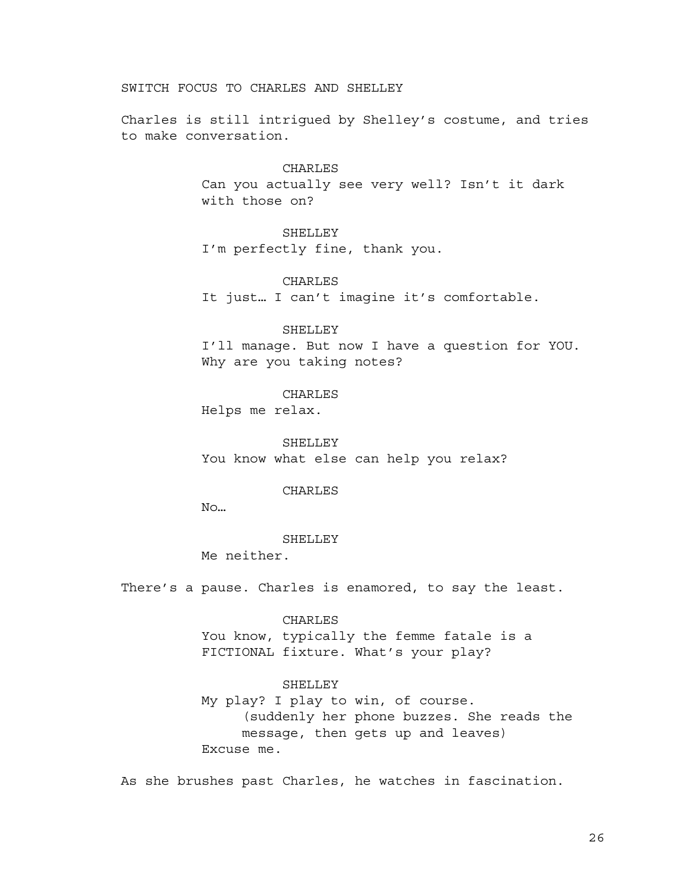SWITCH FOCUS TO CHARLES AND SHELLEY

Charles is still intrigued by Shelley's costume, and tries to make conversation.

CHARLES
Can you actually see very well? Isn't it dark with those on?

SHELLEY
I'm perfectly fine, thank you.

CHARLES
It just… I can't imagine it's comfortable.

SHELLEY
I'll manage. But now I have a question for YOU. Why are you taking notes?

CHARLES
Helps me relax.

SHELLEY
You know what else can help you relax?

CHARLES
No…

SHELLEY
Me neither.

There's a pause. Charles is enamored, to say the least.

CHARLES
You know, typically the femme fatale is a FICTIONAL fixture. What's your play?

SHELLEY
My play? I play to win, of course.
(suddenly her phone buzzes. She reads the message, then gets up and leaves)
Excuse me.

As she brushes past Charles, he watches in fascination.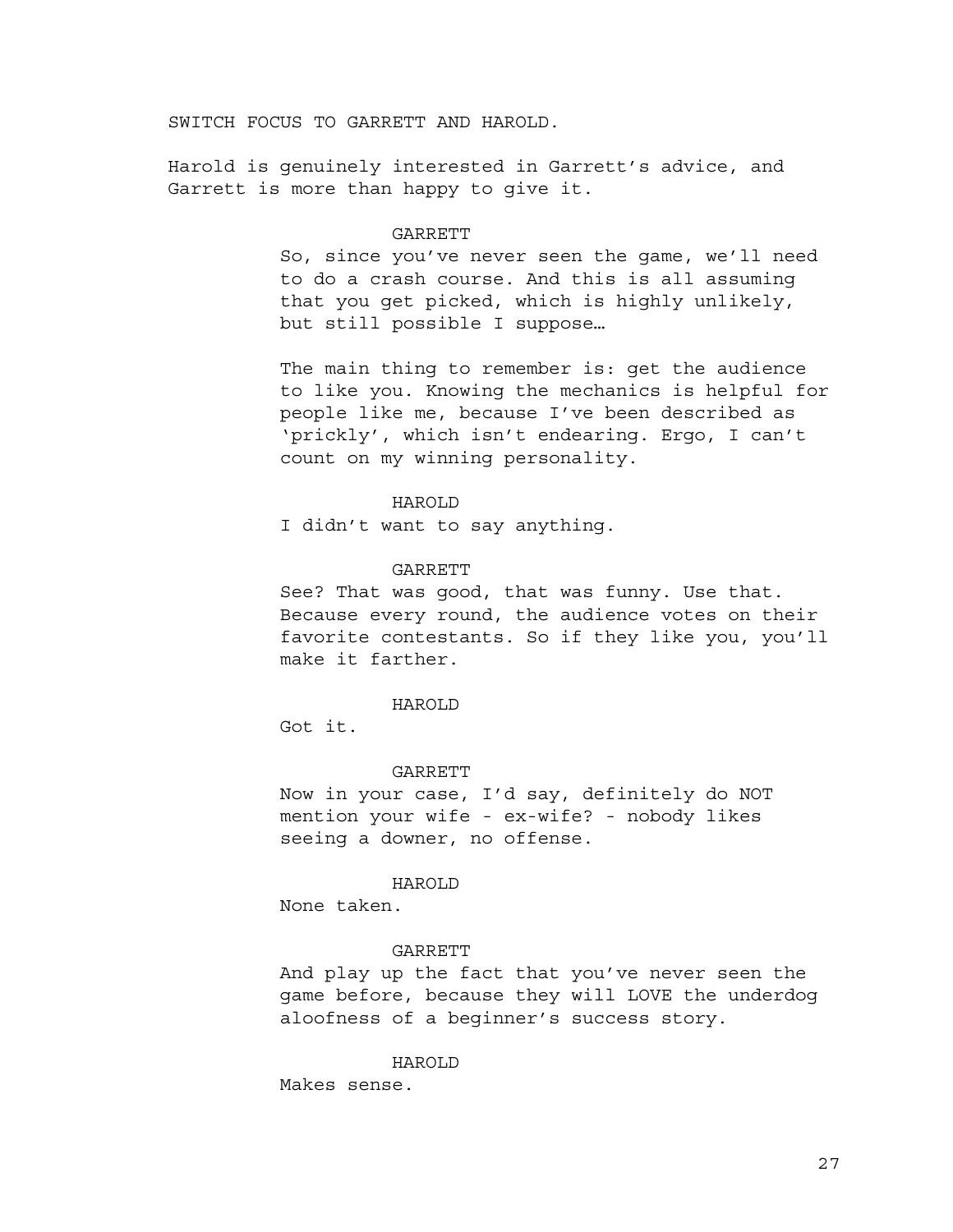SWITCH FOCUS TO GARRETT AND HAROLD.

Harold is genuinely interested in Garrett's advice, and Garrett is more than happy to give it.

GARRETT

So, since you've never seen the game, we'll need to do a crash course. And this is all assuming that you get picked, which is highly unlikely, but still possible I suppose…

The main thing to remember is: get the audience to like you. Knowing the mechanics is helpful for people like me, because I've been described as 'prickly', which isn't endearing. Ergo, I can't count on my winning personality.

HAROLD

I didn't want to say anything.

GARRETT

See? That was good, that was funny. Use that. Because every round, the audience votes on their favorite contestants. So if they like you, you'll make it farther.

HAROLD

Got it.

GARRETT

Now in your case, I'd say, definitely do NOT mention your wife - ex-wife? - nobody likes seeing a downer, no offense.

HAROLD

None taken.

GARRETT

And play up the fact that you've never seen the game before, because they will LOVE the underdog aloofness of a beginner's success story.

HAROLD

Makes sense.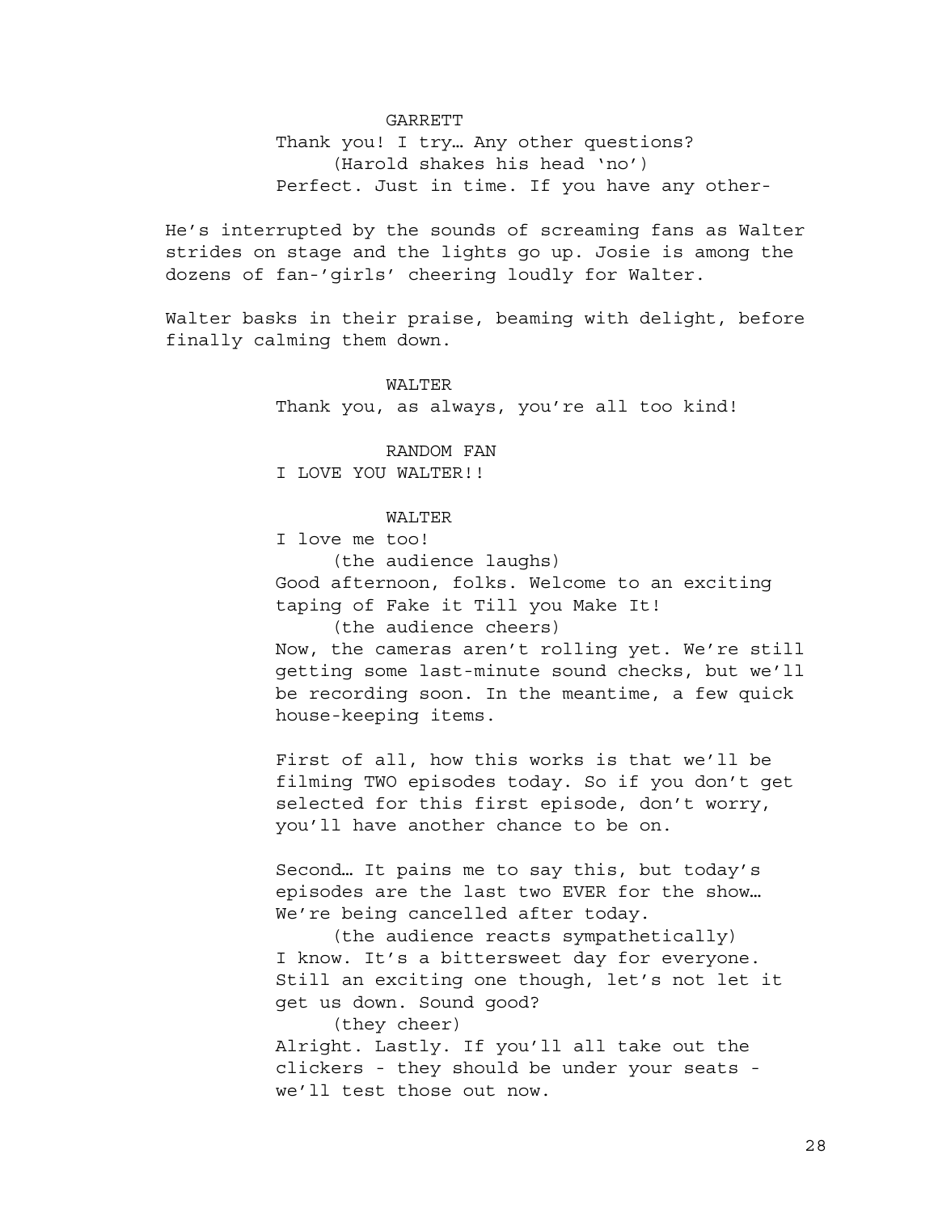GARRETT

Thank you! I try… Any other questions?

(Harold shakes his head ‘no’)

Perfect. Just in time. If you have any other-

He’s interrupted by the sounds of screaming fans as Walter strides on stage and the lights go up. Josie is among the dozens of fan-’girls’ cheering loudly for Walter.

Walter basks in their praise, beaming with delight, before finally calming them down.

WALTER

Thank you, as always, you’re all too kind!

RANDOM FAN

I LOVE YOU WALTER!!

WALTER

I love me too!

(the audience laughs)

Good afternoon, folks. Welcome to an exciting taping of Fake it Till you Make It!

(the audience cheers)

Now, the cameras aren’t rolling yet. We’re still getting some last-minute sound checks, but we’ll be recording soon. In the meantime, a few quick house-keeping items.

First of all, how this works is that we’ll be filming TWO episodes today. So if you don’t get selected for this first episode, don’t worry, you’ll have another chance to be on.

Second… It pains me to say this, but today’s episodes are the last two EVER for the show… We’re being cancelled after today.

(the audience reacts sympathetically)

I know. It’s a bittersweet day for everyone. Still an exciting one though, let’s not let it get us down. Sound good?

(they cheer)

Alright. Lastly. If you’ll all take out the clickers - they should be under your seats - we’ll test those out now.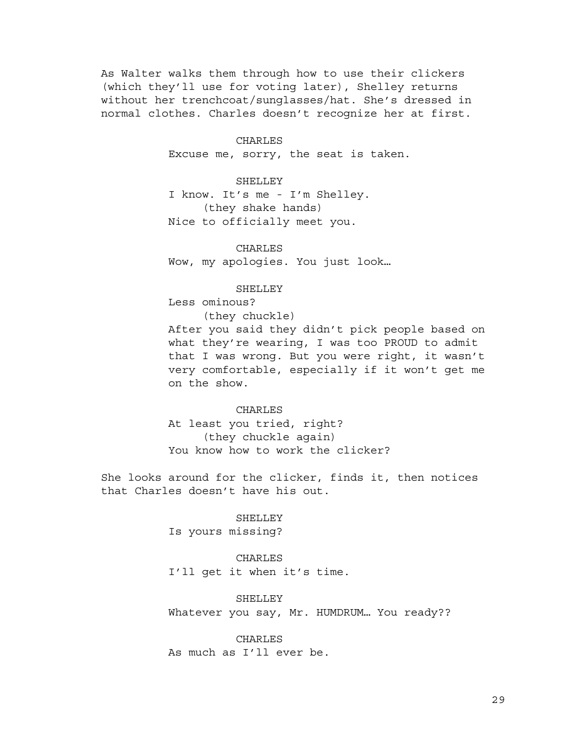As Walter walks them through how to use their clickers (which they'll use for voting later), Shelley returns without her trenchcoat/sunglasses/hat. She's dressed in normal clothes. Charles doesn't recognize her at first.

CHARLES
Excuse me, sorry, the seat is taken.

SHELLEY
I know. It's me - I'm Shelley.
(they shake hands)
Nice to officially meet you.

CHARLES
Wow, my apologies. You just look…

SHELLEY
Less ominous?
(they chuckle)
After you said they didn't pick people based on what they're wearing, I was too PROUD to admit that I was wrong. But you were right, it wasn't very comfortable, especially if it won't get me on the show.

CHARLES
At least you tried, right?
(they chuckle again)
You know how to work the clicker?

She looks around for the clicker, finds it, then notices that Charles doesn't have his out.

SHELLEY
Is yours missing?

CHARLES
I'll get it when it's time.

SHELLEY
Whatever you say, Mr. HUMDRUM… You ready??

CHARLES
As much as I'll ever be.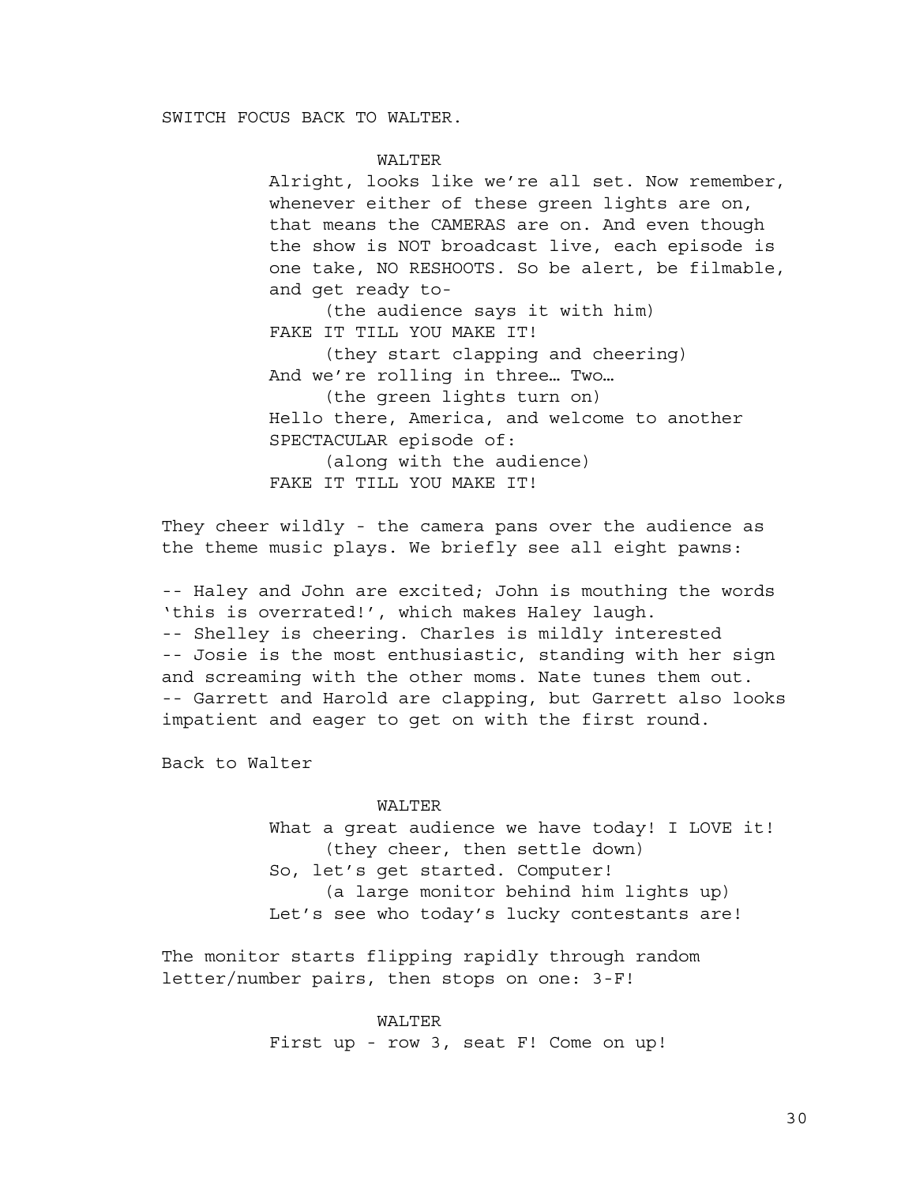SWITCH FOCUS BACK TO WALTER.

WALTER

Alright, looks like we're all set. Now remember, whenever either of these green lights are on, that means the CAMERAS are on. And even though the show is NOT broadcast live, each episode is one take, NO RESHOOTS. So be alert, be filmable, and get ready to-

(the audience says it with him)

FAKE IT TILL YOU MAKE IT!

(they start clapping and cheering)

And we're rolling in three… Two…

(the green lights turn on)

Hello there, America, and welcome to another SPECTACULAR episode of:

(along with the audience)

FAKE IT TILL YOU MAKE IT!

They cheer wildly - the camera pans over the audience as the theme music plays. We briefly see all eight pawns:

-- Haley and John are excited; John is mouthing the words 'this is overrated!', which makes Haley laugh.
-- Shelley is cheering. Charles is mildly interested
-- Josie is the most enthusiastic, standing with her sign and screaming with the other moms. Nate tunes them out.
-- Garrett and Harold are clapping, but Garrett also looks impatient and eager to get on with the first round.

Back to Walter

WALTER

What a great audience we have today! I LOVE it!

(they cheer, then settle down)

So, let's get started. Computer!

(a large monitor behind him lights up)

Let's see who today's lucky contestants are!

The monitor starts flipping rapidly through random letter/number pairs, then stops on one: 3-F!

WALTER

First up - row 3, seat F! Come on up!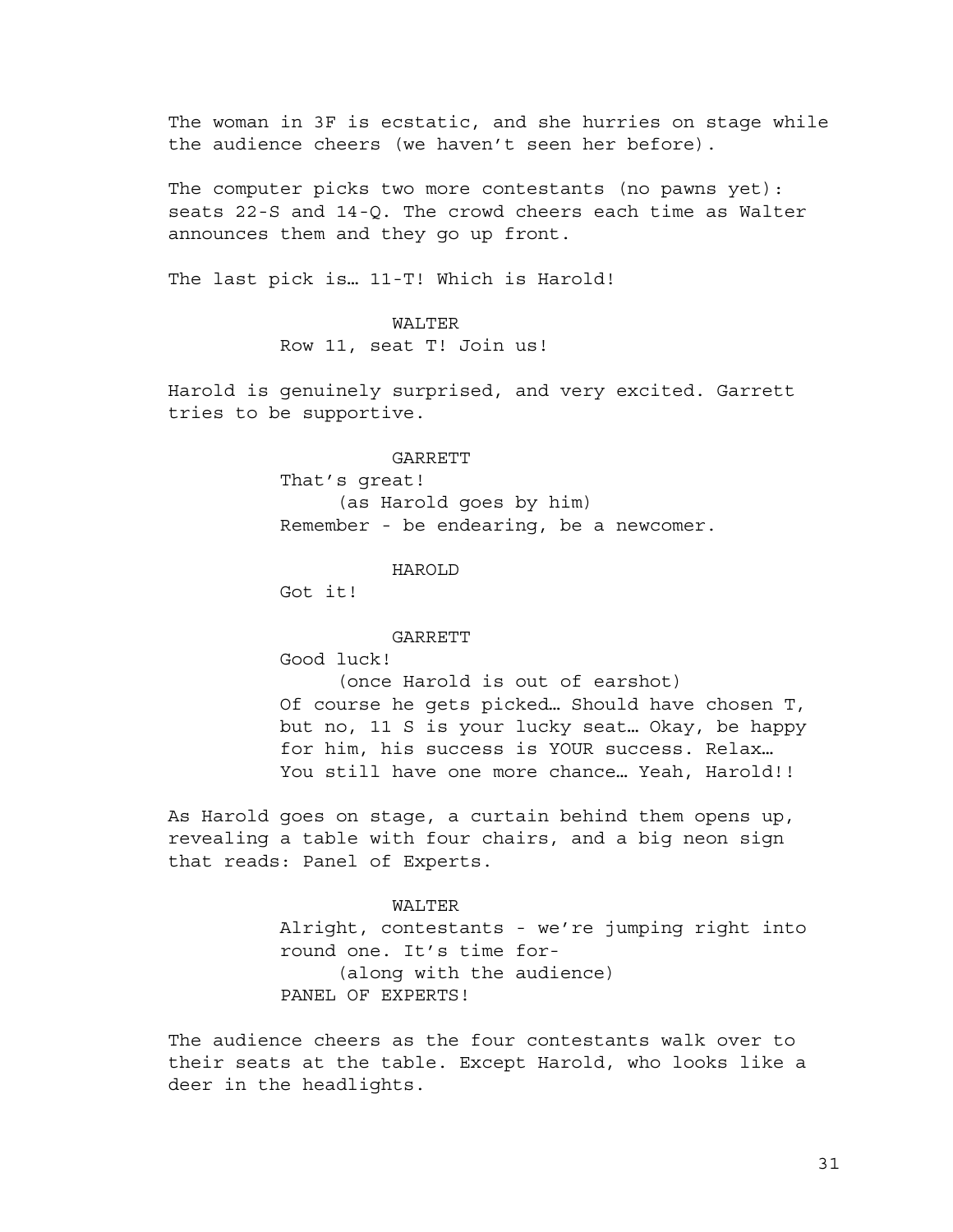The woman in 3F is ecstatic, and she hurries on stage while the audience cheers (we haven't seen her before).

The computer picks two more contestants (no pawns yet): seats 22-S and 14-Q. The crowd cheers each time as Walter announces them and they go up front.

The last pick is… 11-T! Which is Harold!

WALTER

Row 11, seat T! Join us!

Harold is genuinely surprised, and very excited. Garrett tries to be supportive.

GARRETT

That's great!

(as Harold goes by him)

Remember - be endearing, be a newcomer.

HAROLD

Got it!

GARRETT

Good luck!

(once Harold is out of earshot)

Of course he gets picked… Should have chosen T, but no, 11 S is your lucky seat… Okay, be happy for him, his success is YOUR success. Relax… You still have one more chance… Yeah, Harold!!

As Harold goes on stage, a curtain behind them opens up, revealing a table with four chairs, and a big neon sign that reads: Panel of Experts.

WALTER

Alright, contestants - we're jumping right into round one. It's time for-

(along with the audience)

PANEL OF EXPERTS!

The audience cheers as the four contestants walk over to their seats at the table. Except Harold, who looks like a deer in the headlights.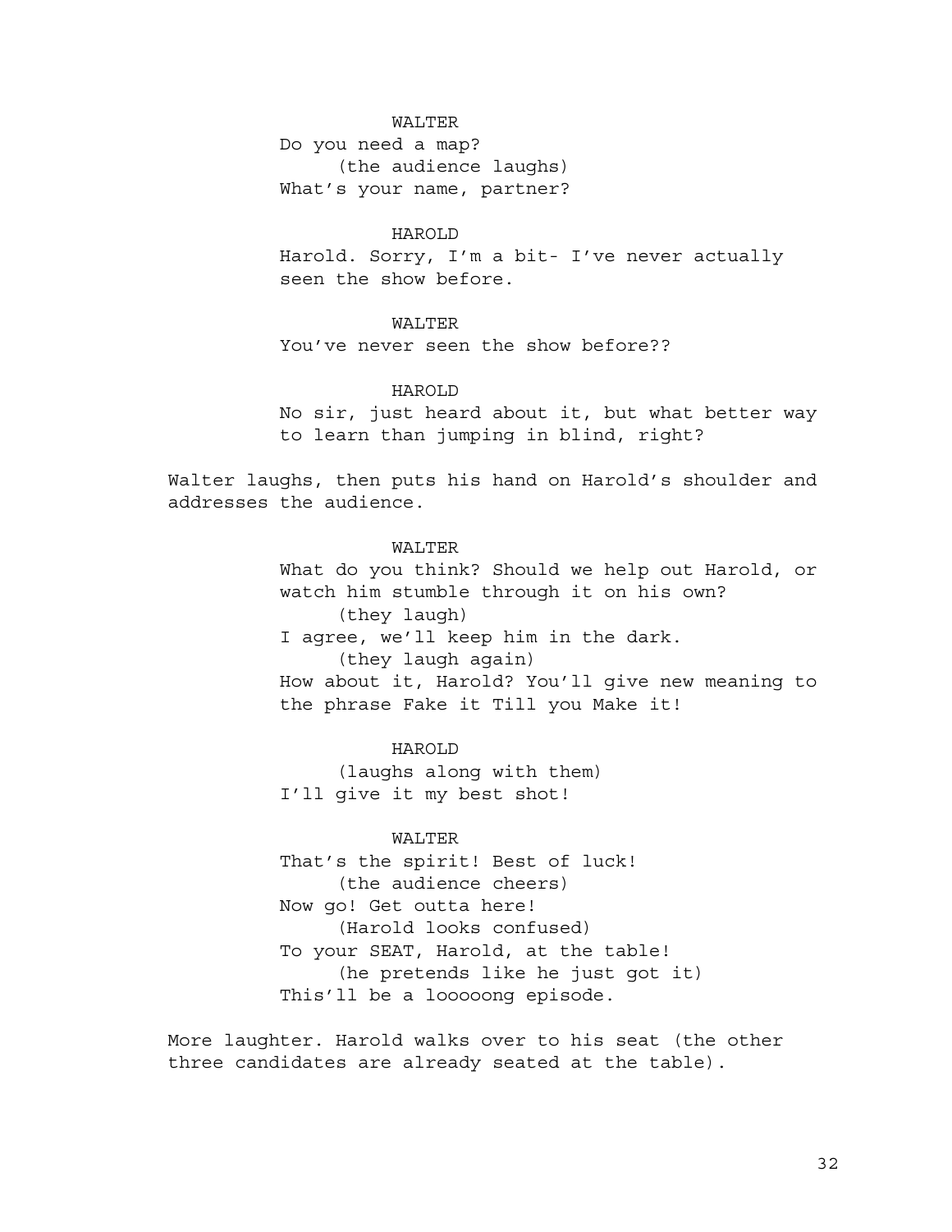WALTER

Do you need a map?

(the audience laughs)

What's your name, partner?

HAROLD

Harold. Sorry, I'm a bit- I've never actually seen the show before.

WALTER

You've never seen the show before??

HAROLD

No sir, just heard about it, but what better way to learn than jumping in blind, right?

Walter laughs, then puts his hand on Harold's shoulder and addresses the audience.

WALTER

What do you think? Should we help out Harold, or watch him stumble through it on his own?

(they laugh)

I agree, we'll keep him in the dark.

(they laugh again)

How about it, Harold? You'll give new meaning to the phrase Fake it Till you Make it!

HAROLD

(laughs along with them)

I'll give it my best shot!

WALTER

That's the spirit! Best of luck!

(the audience cheers)

Now go! Get outta here!

(Harold looks confused)

To your SEAT, Harold, at the table!

(he pretends like he just got it)

This'll be a looooong episode.

More laughter. Harold walks over to his seat (the other three candidates are already seated at the table).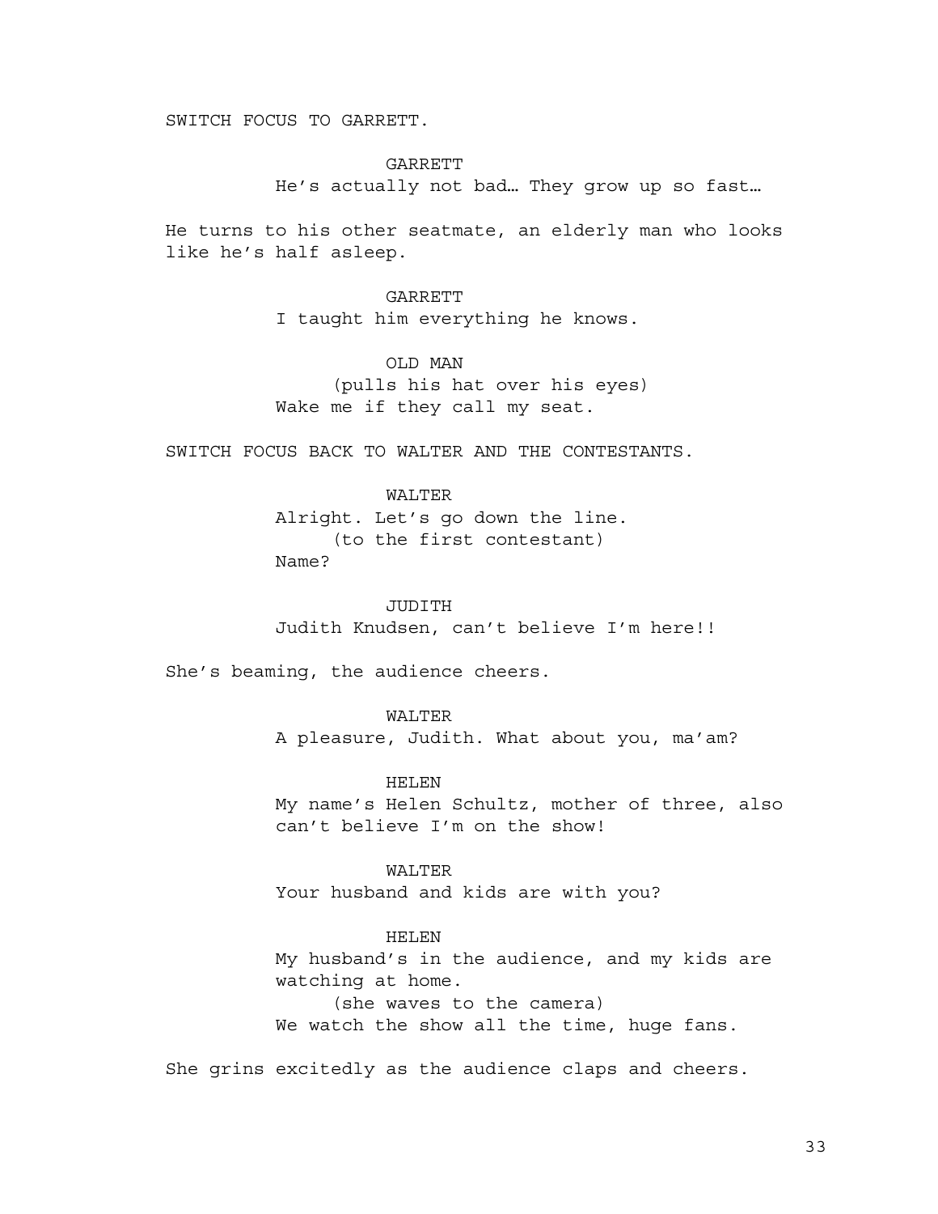SWITCH FOCUS TO GARRETT.

GARRETT
He's actually not bad… They grow up so fast…

He turns to his other seatmate, an elderly man who looks like he's half asleep.

GARRETT
I taught him everything he knows.

OLD MAN
(pulls his hat over his eyes)
Wake me if they call my seat.

SWITCH FOCUS BACK TO WALTER AND THE CONTESTANTS.

WALTER
Alright. Let's go down the line.
(to the first contestant)
Name?

JUDITH
Judith Knudsen, can't believe I'm here!!

She's beaming, the audience cheers.

WALTER
A pleasure, Judith. What about you, ma'am?

HELEN
My name's Helen Schultz, mother of three, also can't believe I'm on the show!

WALTER
Your husband and kids are with you?

HELEN
My husband's in the audience, and my kids are watching at home.
(she waves to the camera)
We watch the show all the time, huge fans.

She grins excitedly as the audience claps and cheers.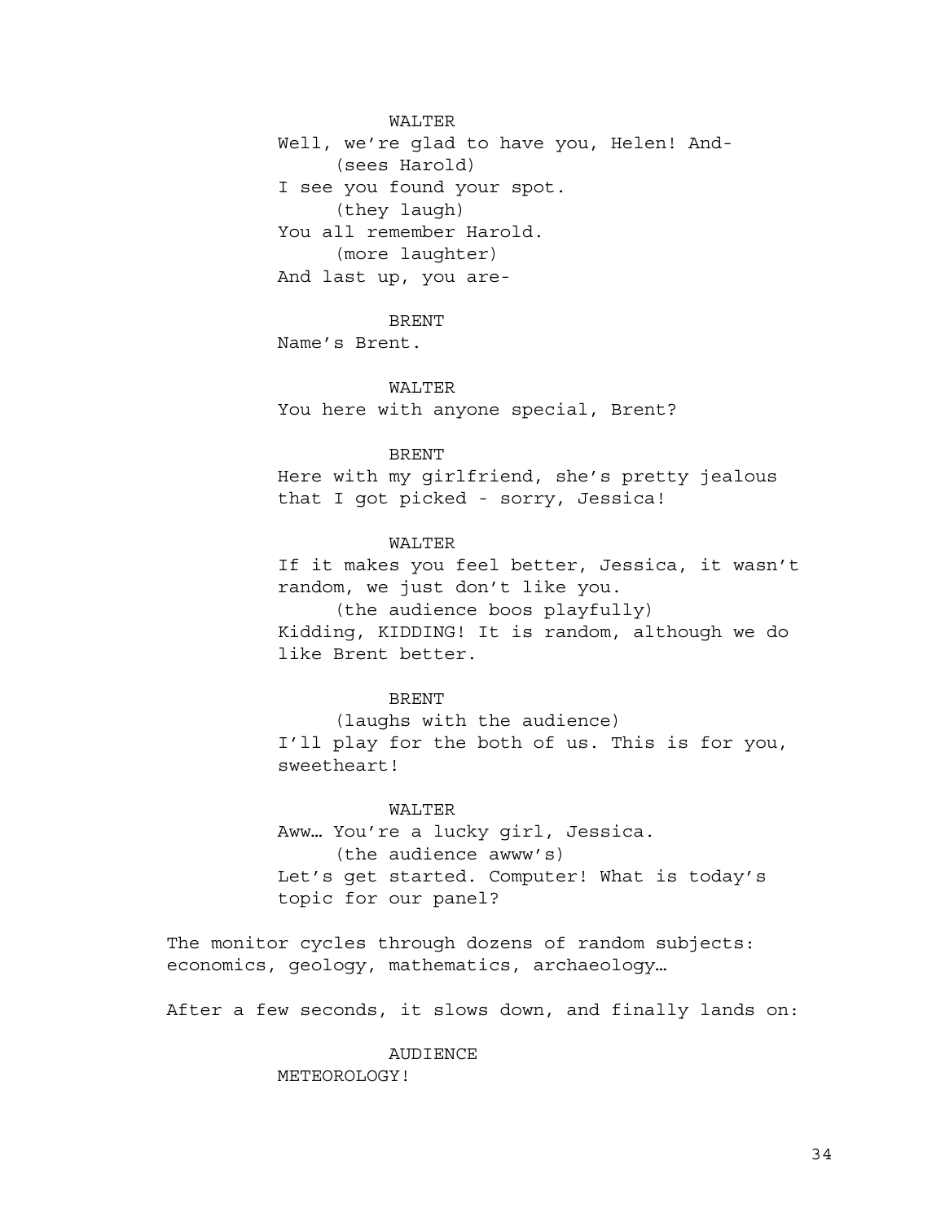WALTER

Well, we're glad to have you, Helen! And-

(sees Harold)

I see you found your spot.

(they laugh)

You all remember Harold.

(more laughter)

And last up, you are-

BRENT

Name's Brent.

WALTER

You here with anyone special, Brent?

BRENT

Here with my girlfriend, she's pretty jealous that I got picked - sorry, Jessica!

WALTER

If it makes you feel better, Jessica, it wasn't random, we just don't like you.

(the audience boos playfully)

Kidding, KIDDING! It is random, although we do like Brent better.

BRENT

(laughs with the audience)

I'll play for the both of us. This is for you, sweetheart!

WALTER

Aww… You're a lucky girl, Jessica.

(the audience awww's)

Let's get started. Computer! What is today's topic for our panel?

The monitor cycles through dozens of random subjects: economics, geology, mathematics, archaeology…

After a few seconds, it slows down, and finally lands on:

AUDIENCE

METEOROLOGY!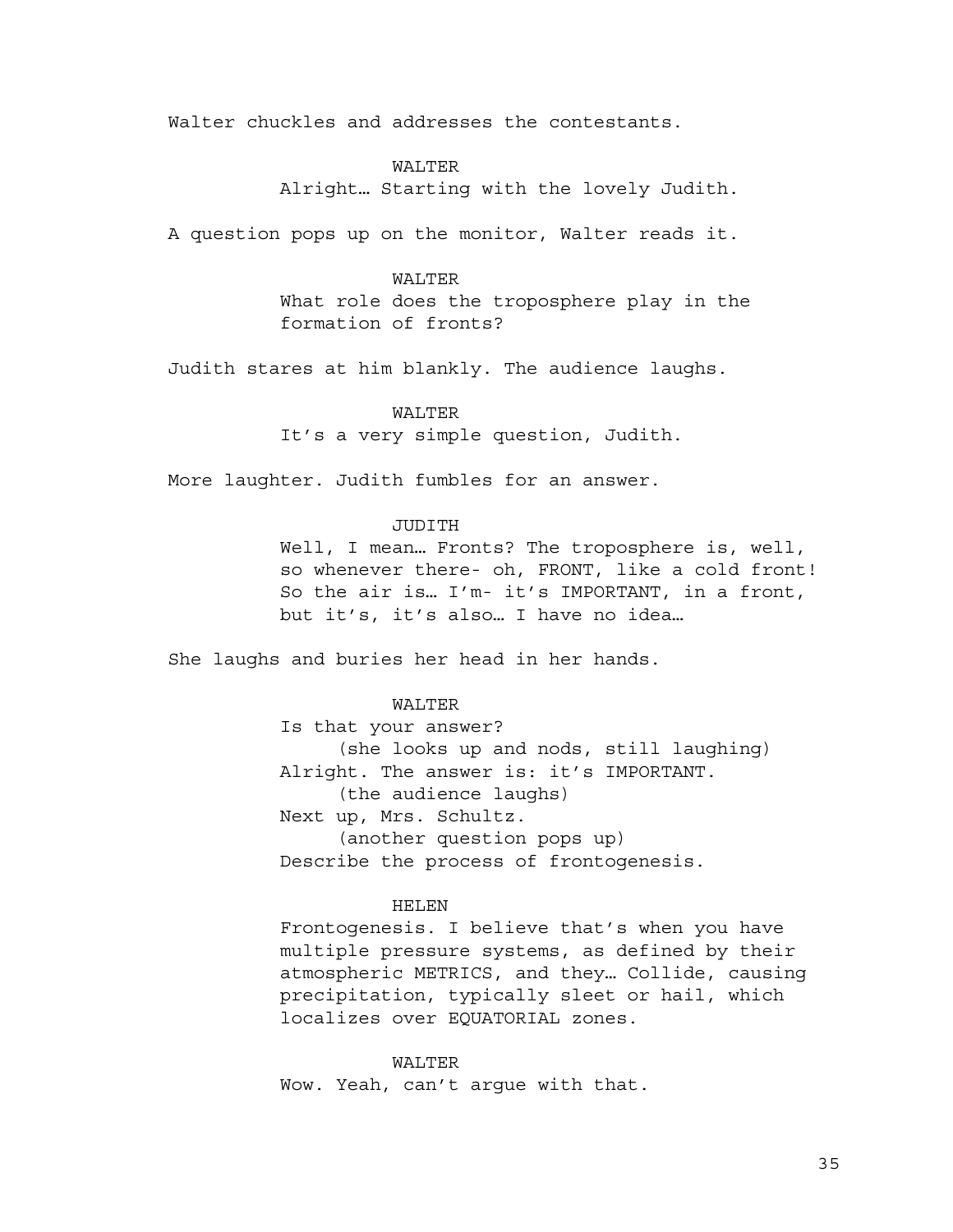Walter chuckles and addresses the contestants.

WALTER

Alright… Starting with the lovely Judith.

A question pops up on the monitor, Walter reads it.

WALTER

What role does the troposphere play in the formation of fronts?

Judith stares at him blankly. The audience laughs.

WALTER

It's a very simple question, Judith.

More laughter. Judith fumbles for an answer.

JUDITH

Well, I mean… Fronts? The troposphere is, well, so whenever there- oh, FRONT, like a cold front! So the air is… I'm- it's IMPORTANT, in a front, but it's, it's also… I have no idea…

She laughs and buries her head in her hands.

WALTER

Is that your answer?

(she looks up and nods, still laughing)

Alright. The answer is: it's IMPORTANT.

(the audience laughs)

Next up, Mrs. Schultz.

(another question pops up)

Describe the process of frontogenesis.

HELEN

Frontogenesis. I believe that's when you have multiple pressure systems, as defined by their atmospheric METRICS, and they… Collide, causing precipitation, typically sleet or hail, which localizes over EQUATORIAL zones.

WALTER

Wow. Yeah, can't argue with that.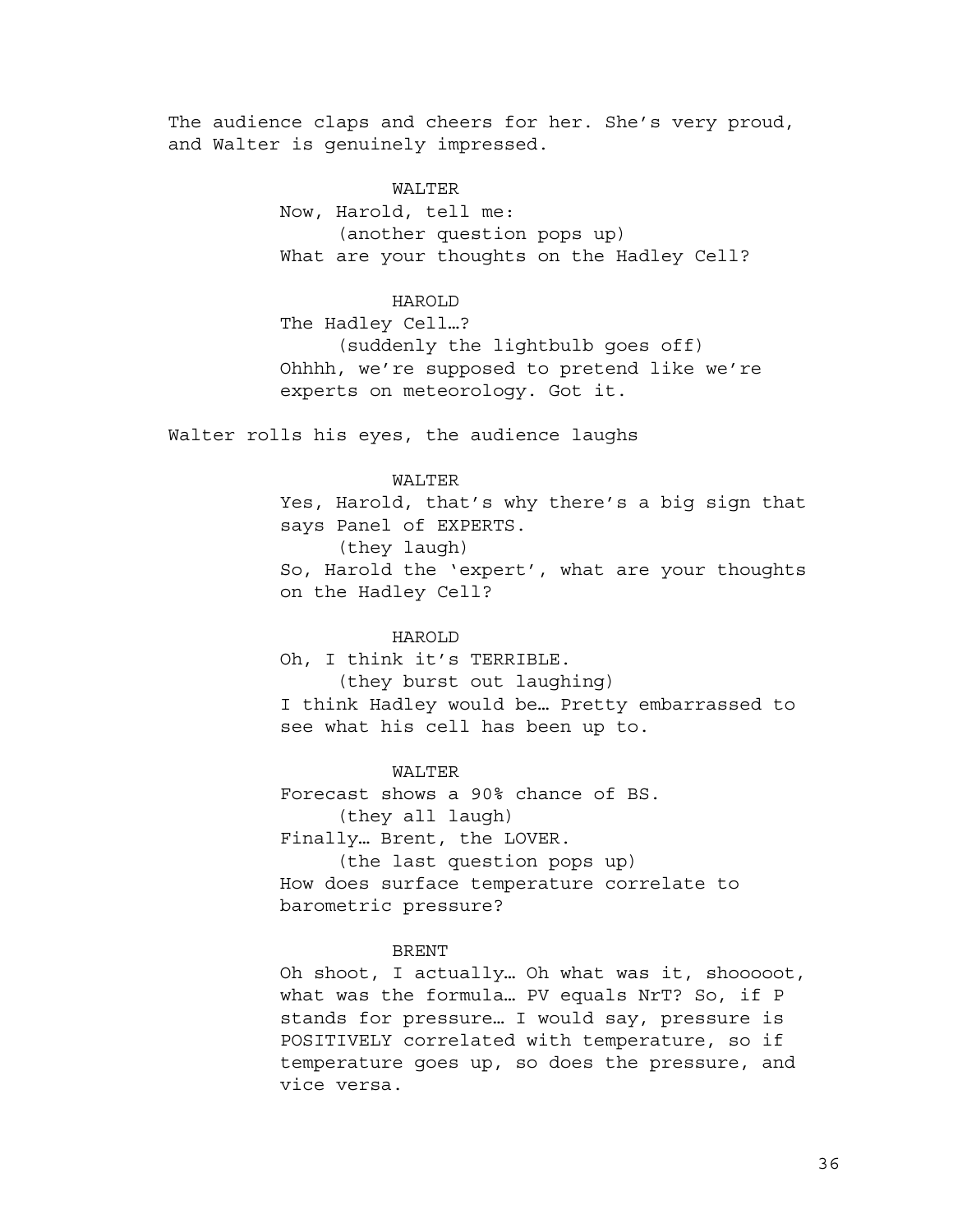The audience claps and cheers for her. She's very proud, and Walter is genuinely impressed.

WALTER

Now, Harold, tell me:

(another question pops up)

What are your thoughts on the Hadley Cell?

HAROLD

The Hadley Cell…?

(suddenly the lightbulb goes off)

Ohhhh, we're supposed to pretend like we're experts on meteorology. Got it.

Walter rolls his eyes, the audience laughs

WALTER

Yes, Harold, that's why there's a big sign that says Panel of EXPERTS.

(they laugh)

So, Harold the 'expert', what are your thoughts on the Hadley Cell?

HAROLD

Oh, I think it's TERRIBLE.

(they burst out laughing)

I think Hadley would be… Pretty embarrassed to see what his cell has been up to.

WALTER

Forecast shows a 90% chance of BS.

(they all laugh)

Finally… Brent, the LOVER.

(the last question pops up)

How does surface temperature correlate to barometric pressure?

BRENT

Oh shoot, I actually… Oh what was it, shoooooot, what was the formula… PV equals NrT? So, if P stands for pressure… I would say, pressure is POSITIVELY correlated with temperature, so if temperature goes up, so does the pressure, and vice versa.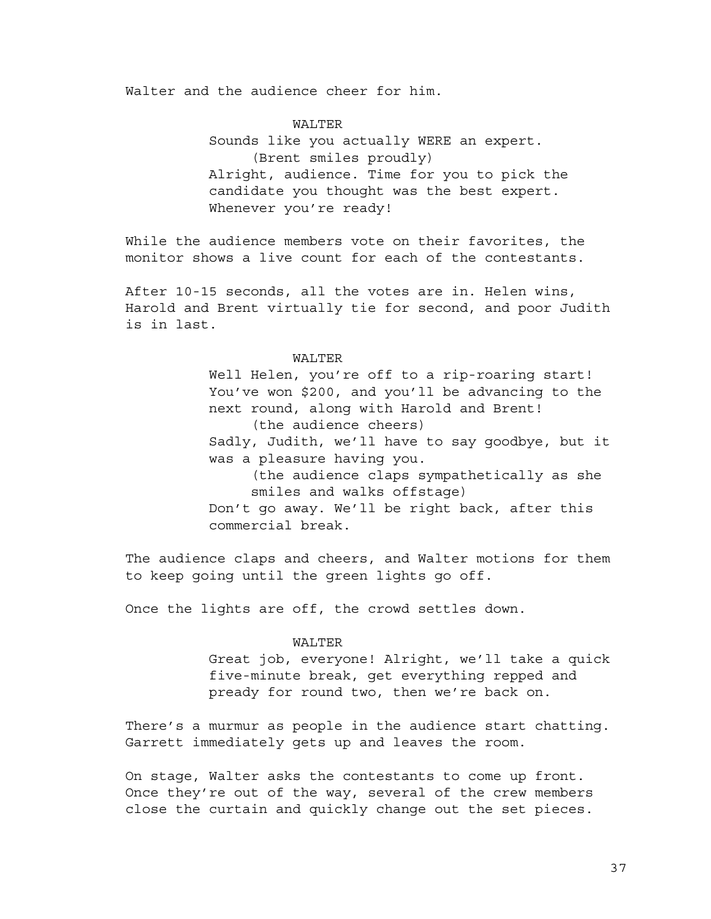Walter and the audience cheer for him.

WALTER

Sounds like you actually WERE an expert.

(Brent smiles proudly)

Alright, audience. Time for you to pick the candidate you thought was the best expert. Whenever you're ready!

While the audience members vote on their favorites, the monitor shows a live count for each of the contestants.

After 10-15 seconds, all the votes are in. Helen wins, Harold and Brent virtually tie for second, and poor Judith is in last.

WALTER

Well Helen, you're off to a rip-roaring start! You've won $200, and you'll be advancing to the next round, along with Harold and Brent!

(the audience cheers)

Sadly, Judith, we'll have to say goodbye, but it was a pleasure having you.

(the audience claps sympathetically as she smiles and walks offstage)

Don't go away. We'll be right back, after this commercial break.

The audience claps and cheers, and Walter motions for them to keep going until the green lights go off.

Once the lights are off, the crowd settles down.

WALTER

Great job, everyone! Alright, we'll take a quick five-minute break, get everything repped and pready for round two, then we're back on.

There's a murmur as people in the audience start chatting. Garrett immediately gets up and leaves the room.

On stage, Walter asks the contestants to come up front. Once they're out of the way, several of the crew members close the curtain and quickly change out the set pieces.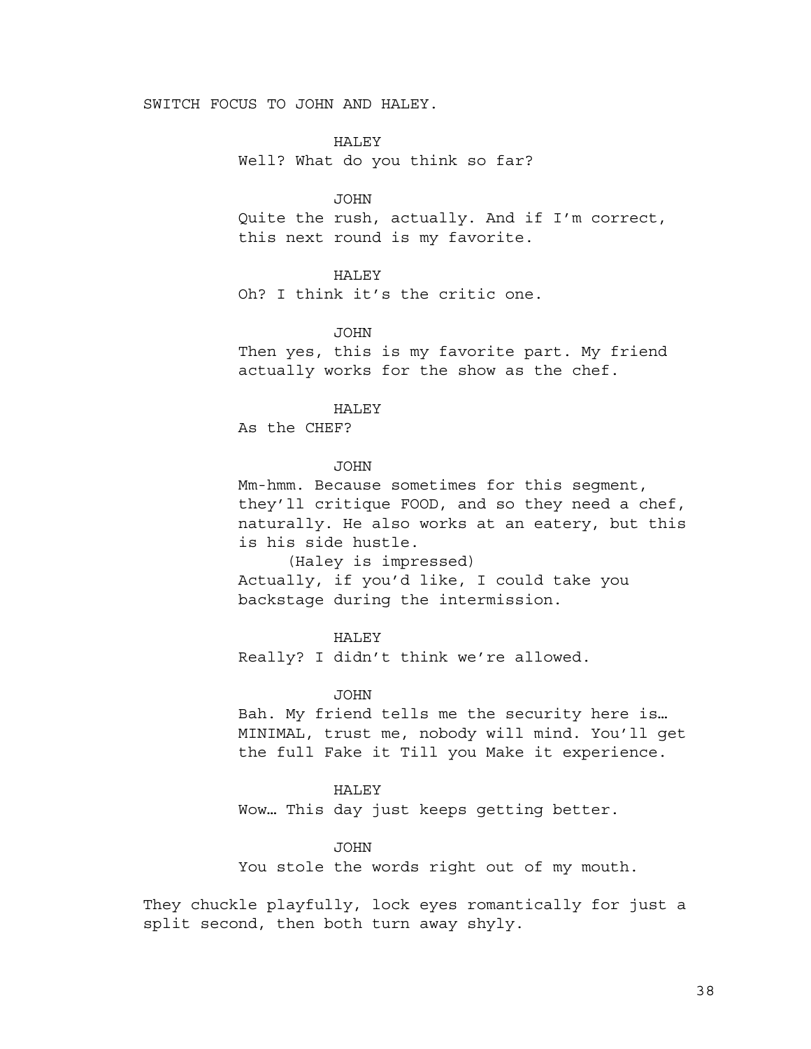SWITCH FOCUS TO JOHN AND HALEY.

HALEY
Well? What do you think so far?

JOHN
Quite the rush, actually. And if I'm correct, this next round is my favorite.

HALEY
Oh? I think it's the critic one.

JOHN
Then yes, this is my favorite part. My friend actually works for the show as the chef.

HALEY
As the CHEF?

JOHN
Mm-hmm. Because sometimes for this segment, they'll critique FOOD, and so they need a chef, naturally. He also works at an eatery, but this is his side hustle.
(Haley is impressed)
Actually, if you'd like, I could take you backstage during the intermission.

HALEY
Really? I didn't think we're allowed.

JOHN
Bah. My friend tells me the security here is… MINIMAL, trust me, nobody will mind. You'll get the full Fake it Till you Make it experience.

HALEY
Wow… This day just keeps getting better.

JOHN
You stole the words right out of my mouth.

They chuckle playfully, lock eyes romantically for just a split second, then both turn away shyly.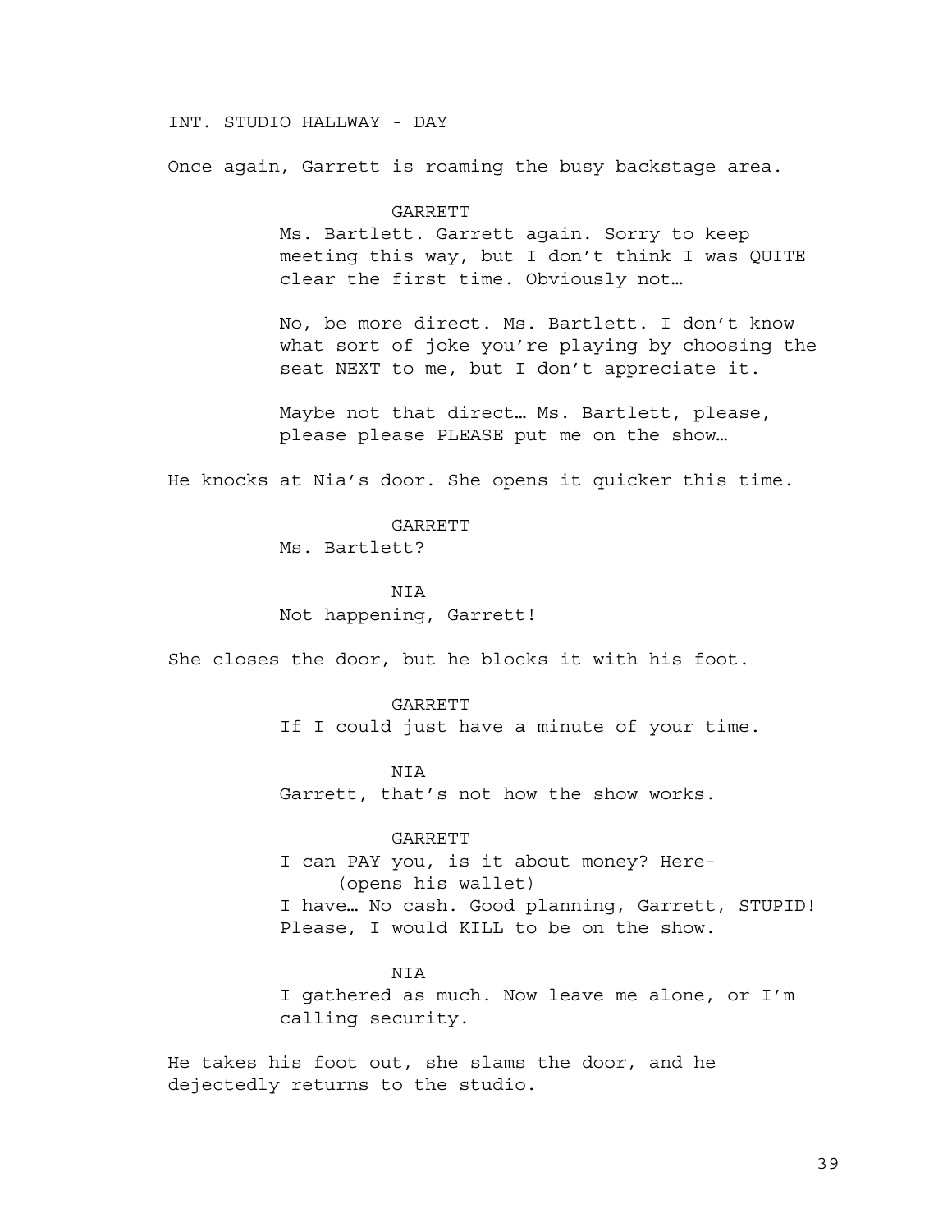INT. STUDIO HALLWAY - DAY

Once again, Garrett is roaming the busy backstage area.

GARRETT

Ms. Bartlett. Garrett again. Sorry to keep meeting this way, but I don't think I was QUITE clear the first time. Obviously not…

No, be more direct. Ms. Bartlett. I don't know what sort of joke you're playing by choosing the seat NEXT to me, but I don't appreciate it.

Maybe not that direct… Ms. Bartlett, please, please please PLEASE put me on the show…

He knocks at Nia's door. She opens it quicker this time.

GARRETT

Ms. Bartlett?

NIA

Not happening, Garrett!

She closes the door, but he blocks it with his foot.

GARRETT

If I could just have a minute of your time.

NIA

Garrett, that's not how the show works.

GARRETT

I can PAY you, is it about money? Here-

(opens his wallet)

I have… No cash. Good planning, Garrett, STUPID! Please, I would KILL to be on the show.

NIA

I gathered as much. Now leave me alone, or I'm calling security.

He takes his foot out, she slams the door, and he dejectedly returns to the studio.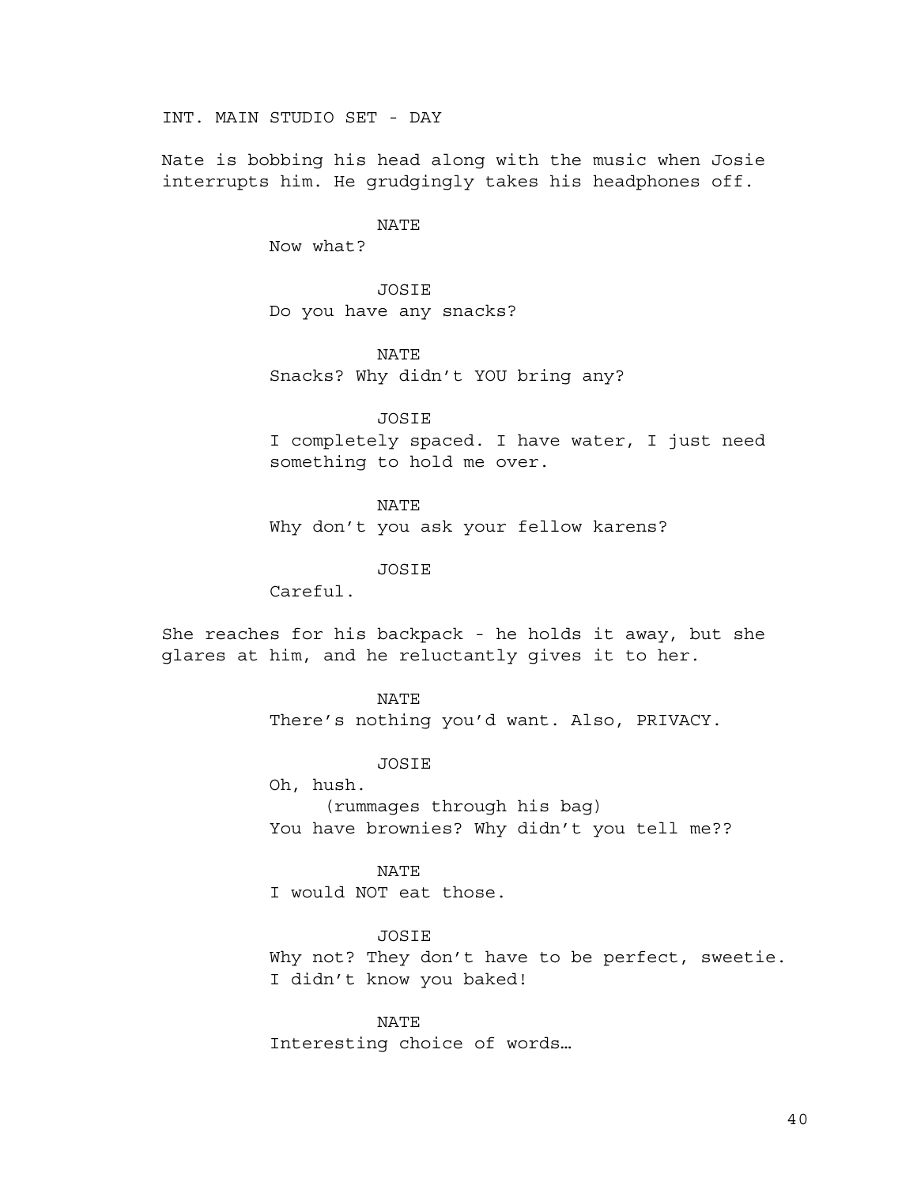INT. MAIN STUDIO SET - DAY

Nate is bobbing his head along with the music when Josie interrupts him. He grudgingly takes his headphones off.

NATE
Now what?

JOSIE
Do you have any snacks?

NATE
Snacks? Why didn't YOU bring any?

JOSIE
I completely spaced. I have water, I just need something to hold me over.

NATE
Why don't you ask your fellow karens?

JOSIE
Careful.

She reaches for his backpack - he holds it away, but she glares at him, and he reluctantly gives it to her.

NATE
There's nothing you'd want. Also, PRIVACY.

JOSIE
Oh, hush.
(rummages through his bag)
You have brownies? Why didn't you tell me??

NATE
I would NOT eat those.

JOSIE
Why not? They don't have to be perfect, sweetie. I didn't know you baked!

NATE
Interesting choice of words…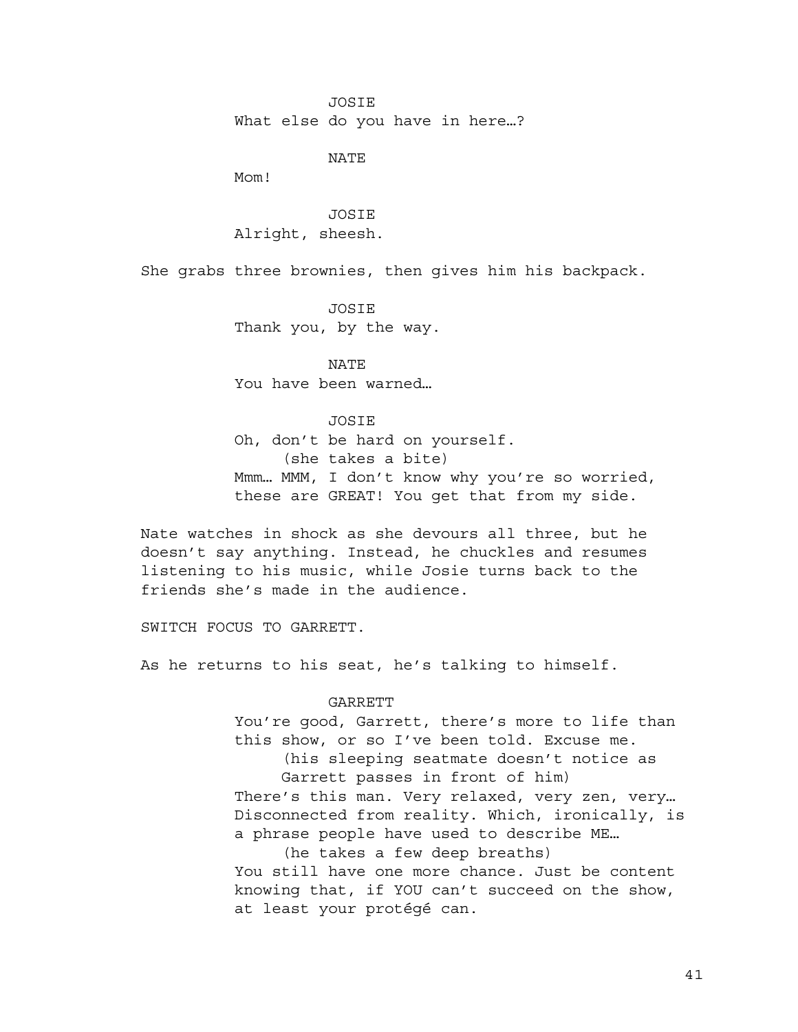JOSIE
What else do you have in here…?

NATE
Mom!

JOSIE
Alright, sheesh.

She grabs three brownies, then gives him his backpack.

JOSIE
Thank you, by the way.

NATE
You have been warned…

JOSIE
Oh, don't be hard on yourself.
(she takes a bite)
Mmm… MMM, I don't know why you're so worried, these are GREAT! You get that from my side.

Nate watches in shock as she devours all three, but he doesn't say anything. Instead, he chuckles and resumes listening to his music, while Josie turns back to the friends she's made in the audience.

SWITCH FOCUS TO GARRETT.

As he returns to his seat, he's talking to himself.

GARRETT
You're good, Garrett, there's more to life than this show, or so I've been told. Excuse me.
(his sleeping seatmate doesn't notice as Garrett passes in front of him)
There's this man. Very relaxed, very zen, very… Disconnected from reality. Which, ironically, is a phrase people have used to describe ME…
(he takes a few deep breaths)
You still have one more chance. Just be content knowing that, if YOU can't succeed on the show, at least your protégé can.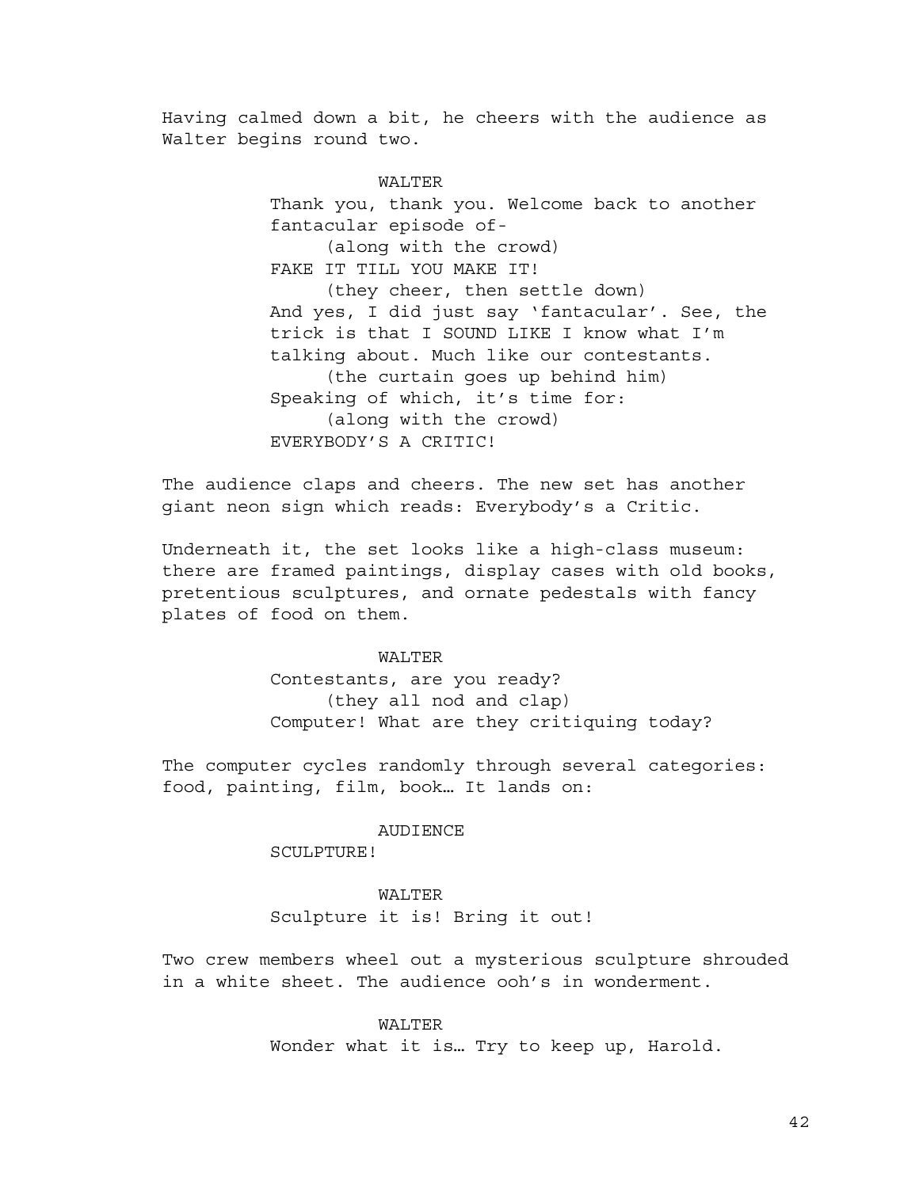Having calmed down a bit, he cheers with the audience as Walter begins round two.

WALTER

Thank you, thank you. Welcome back to another fantacular episode of-

(along with the crowd)

FAKE IT TILL YOU MAKE IT!

(they cheer, then settle down)

And yes, I did just say 'fantacular'. See, the trick is that I SOUND LIKE I know what I'm talking about. Much like our contestants.

(the curtain goes up behind him)

Speaking of which, it's time for:

(along with the crowd)

EVERYBODY'S A CRITIC!

The audience claps and cheers. The new set has another giant neon sign which reads: Everybody's a Critic.

Underneath it, the set looks like a high-class museum: there are framed paintings, display cases with old books, pretentious sculptures, and ornate pedestals with fancy plates of food on them.

WALTER

Contestants, are you ready?

(they all nod and clap)

Computer! What are they critiquing today?

The computer cycles randomly through several categories: food, painting, film, book… It lands on:

AUDIENCE

SCULPTURE!

WALTER

Sculpture it is! Bring it out!

Two crew members wheel out a mysterious sculpture shrouded in a white sheet. The audience ooh's in wonderment.

WALTER

Wonder what it is… Try to keep up, Harold.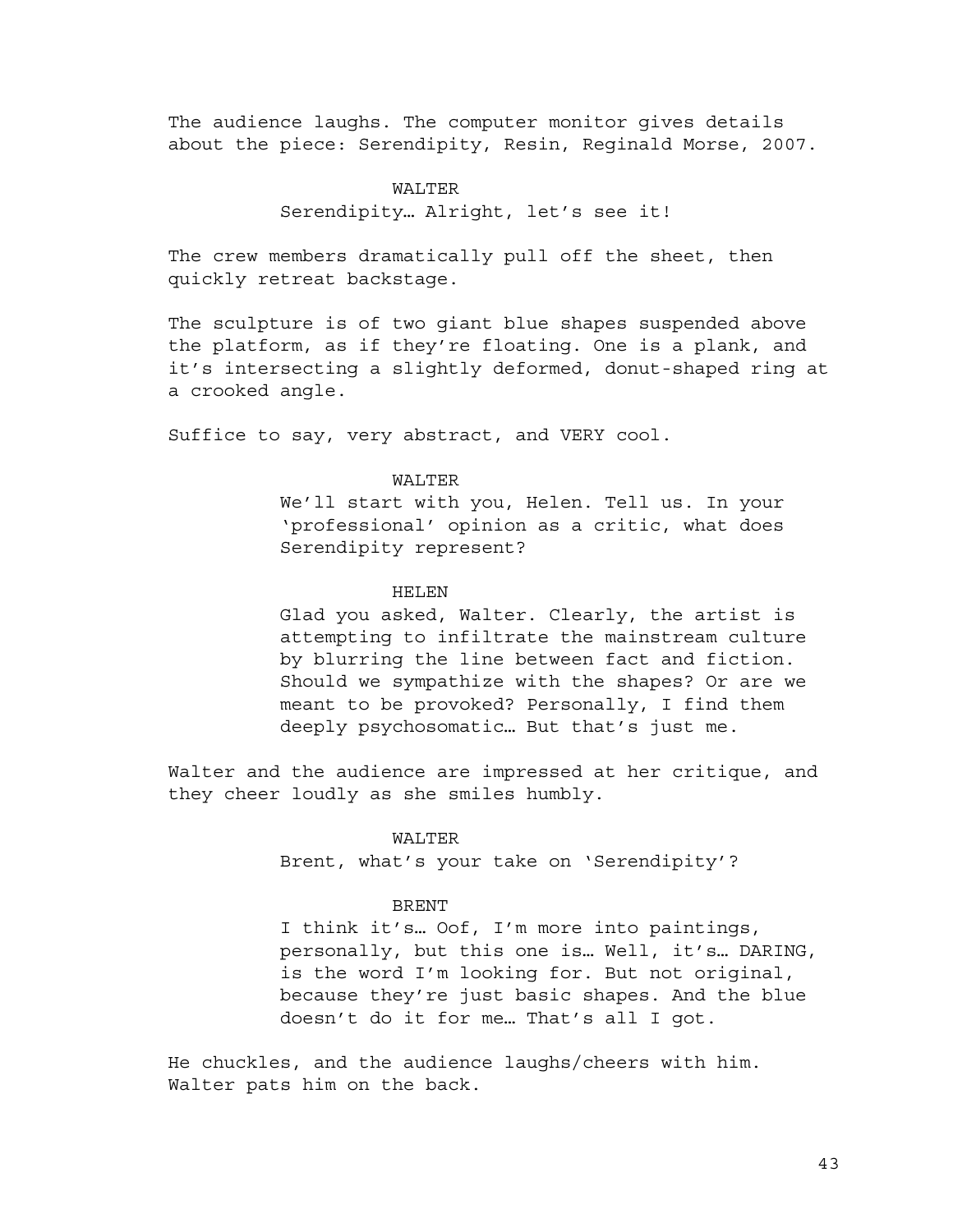The audience laughs. The computer monitor gives details about the piece: Serendipity, Resin, Reginald Morse, 2007.

WALTER

Serendipity… Alright, let's see it!

The crew members dramatically pull off the sheet, then quickly retreat backstage.

The sculpture is of two giant blue shapes suspended above the platform, as if they're floating. One is a plank, and it's intersecting a slightly deformed, donut-shaped ring at a crooked angle.

Suffice to say, very abstract, and VERY cool.

WALTER

We'll start with you, Helen. Tell us. In your 'professional' opinion as a critic, what does Serendipity represent?

HELEN

Glad you asked, Walter. Clearly, the artist is attempting to infiltrate the mainstream culture by blurring the line between fact and fiction. Should we sympathize with the shapes? Or are we meant to be provoked? Personally, I find them deeply psychosomatic… But that's just me.

Walter and the audience are impressed at her critique, and they cheer loudly as she smiles humbly.

WALTER

Brent, what's your take on 'Serendipity'?

BRENT

I think it's… Oof, I'm more into paintings, personally, but this one is… Well, it's… DARING, is the word I'm looking for. But not original, because they're just basic shapes. And the blue doesn't do it for me… That's all I got.

He chuckles, and the audience laughs/cheers with him. Walter pats him on the back.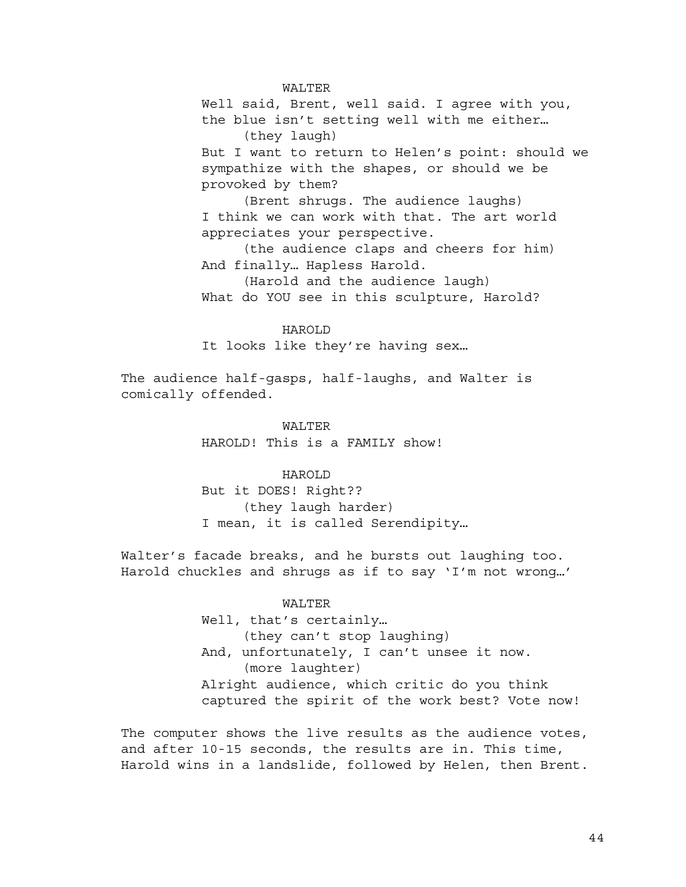WALTER

Well said, Brent, well said. I agree with you, the blue isn't setting well with me either…

(they laugh)

But I want to return to Helen's point: should we sympathize with the shapes, or should we be provoked by them?

(Brent shrugs. The audience laughs)

I think we can work with that. The art world appreciates your perspective.

(the audience claps and cheers for him)

And finally… Hapless Harold.

(Harold and the audience laugh)

What do YOU see in this sculpture, Harold?

HAROLD

It looks like they're having sex…

The audience half-gasps, half-laughs, and Walter is comically offended.

WALTER

HAROLD! This is a FAMILY show!

HAROLD

But it DOES! Right??

(they laugh harder)

I mean, it is called Serendipity…

Walter's facade breaks, and he bursts out laughing too. Harold chuckles and shrugs as if to say 'I'm not wrong…'

WALTER

Well, that's certainly…

(they can't stop laughing)

And, unfortunately, I can't unsee it now.

(more laughter)

Alright audience, which critic do you think captured the spirit of the work best? Vote now!

The computer shows the live results as the audience votes, and after 10-15 seconds, the results are in. This time, Harold wins in a landslide, followed by Helen, then Brent.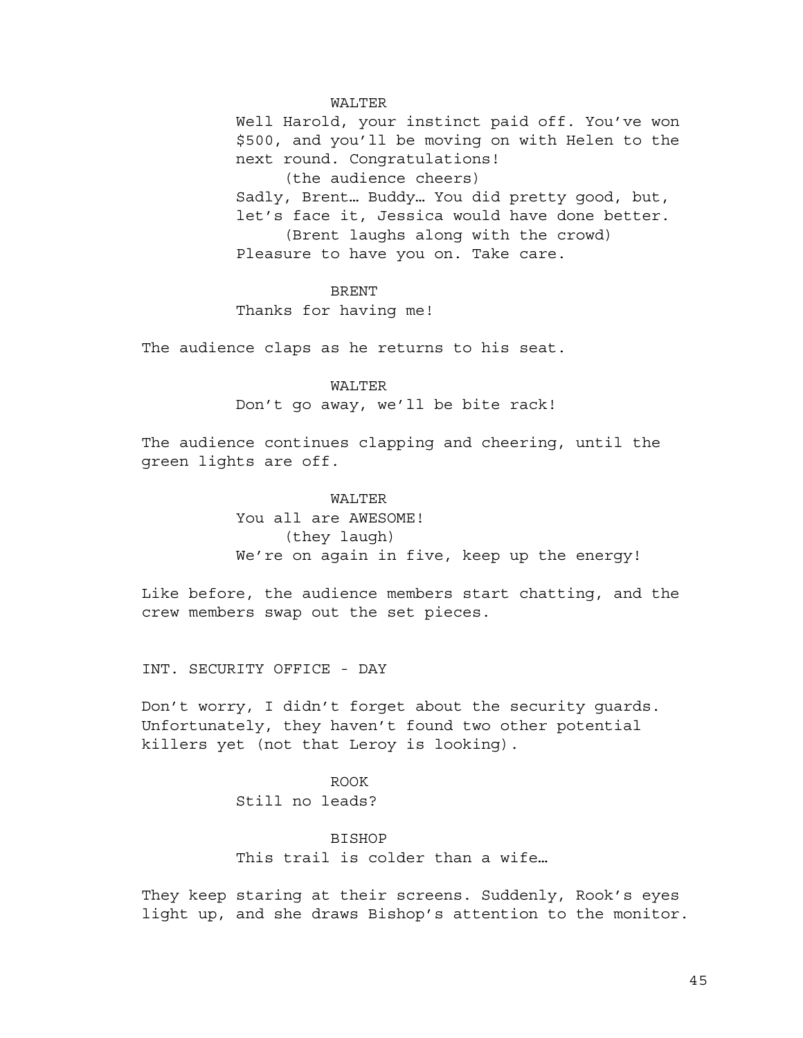WALTER

Well Harold, your instinct paid off. You've won $500, and you'll be moving on with Helen to the next round. Congratulations!

(the audience cheers)

Sadly, Brent… Buddy… You did pretty good, but, let's face it, Jessica would have done better.

(Brent laughs along with the crowd)

Pleasure to have you on. Take care.

BRENT

Thanks for having me!

The audience claps as he returns to his seat.

WALTER

Don't go away, we'll be bite rack!

The audience continues clapping and cheering, until the green lights are off.

WALTER

You all are AWESOME!

(they laugh)

We're on again in five, keep up the energy!

Like before, the audience members start chatting, and the crew members swap out the set pieces.

INT. SECURITY OFFICE - DAY

Don't worry, I didn't forget about the security guards. Unfortunately, they haven't found two other potential killers yet (not that Leroy is looking).

ROOK

Still no leads?

BISHOP

This trail is colder than a wife…

They keep staring at their screens. Suddenly, Rook's eyes light up, and she draws Bishop's attention to the monitor.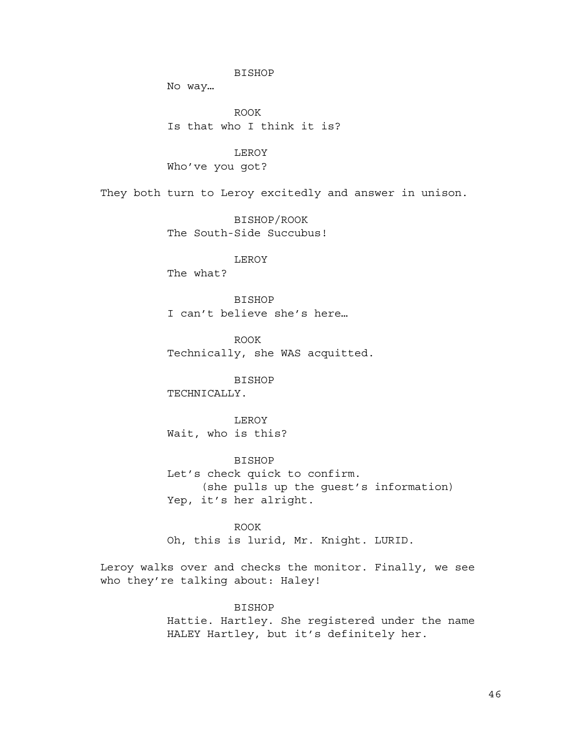BISHOP

No way…

ROOK

Is that who I think it is?

LEROY

Who've you got?

They both turn to Leroy excitedly and answer in unison.

BISHOP/ROOK

The South-Side Succubus!

LEROY

The what?

BISHOP

I can't believe she's here…

ROOK

Technically, she WAS acquitted.

BISHOP

TECHNICALLY.

LEROY

Wait, who is this?

BISHOP

Let's check quick to confirm.

(she pulls up the guest's information)

Yep, it's her alright.

ROOK

Oh, this is lurid, Mr. Knight. LURID.

Leroy walks over and checks the monitor. Finally, we see who they're talking about: Haley!

BISHOP

Hattie. Hartley. She registered under the name HALEY Hartley, but it's definitely her.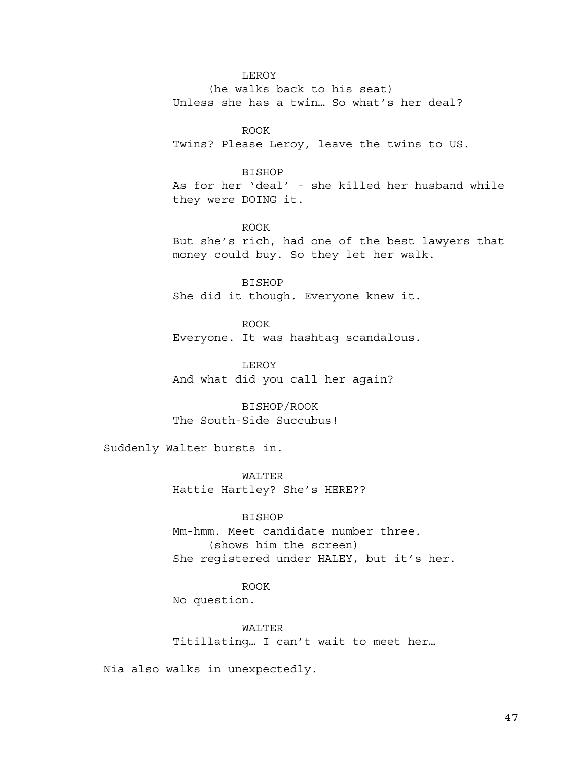LEROY
(he walks back to his seat)
Unless she has a twin… So what's her deal?

ROOK
Twins? Please Leroy, leave the twins to US.

BISHOP
As for her 'deal' - she killed her husband while they were DOING it.

ROOK
But she's rich, had one of the best lawyers that money could buy. So they let her walk.

BISHOP
She did it though. Everyone knew it.

ROOK
Everyone. It was hashtag scandalous.

LEROY
And what did you call her again?

BISHOP/ROOK
The South-Side Succubus!

Suddenly Walter bursts in.

WALTER
Hattie Hartley? She's HERE??

BISHOP
Mm-hmm. Meet candidate number three.
(shows him the screen)
She registered under HALEY, but it's her.

ROOK
No question.

WALTER
Titillating… I can't wait to meet her…

Nia also walks in unexpectedly.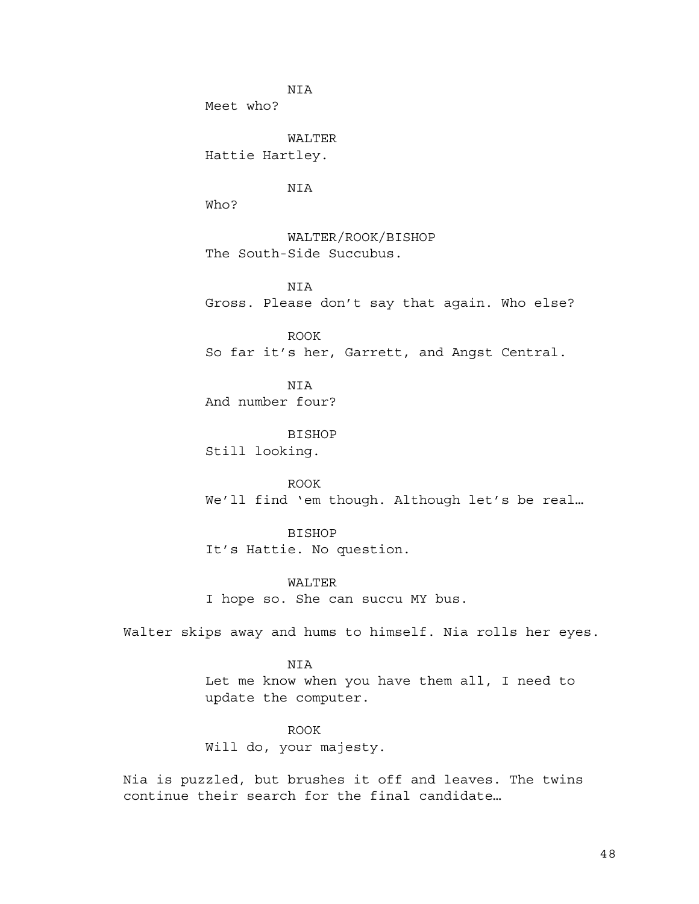NIA
Meet who?

WALTER
Hattie Hartley.

NIA
Who?

WALTER/ROOK/BISHOP
The South-Side Succubus.

NIA
Gross. Please don't say that again. Who else?

ROOK
So far it's her, Garrett, and Angst Central.

NIA
And number four?

BISHOP
Still looking.

ROOK
We'll find 'em though. Although let's be real…

BISHOP
It's Hattie. No question.

WALTER
I hope so. She can succu MY bus.

Walter skips away and hums to himself. Nia rolls her eyes.

NIA
Let me know when you have them all, I need to update the computer.

ROOK
Will do, your majesty.

Nia is puzzled, but brushes it off and leaves. The twins continue their search for the final candidate…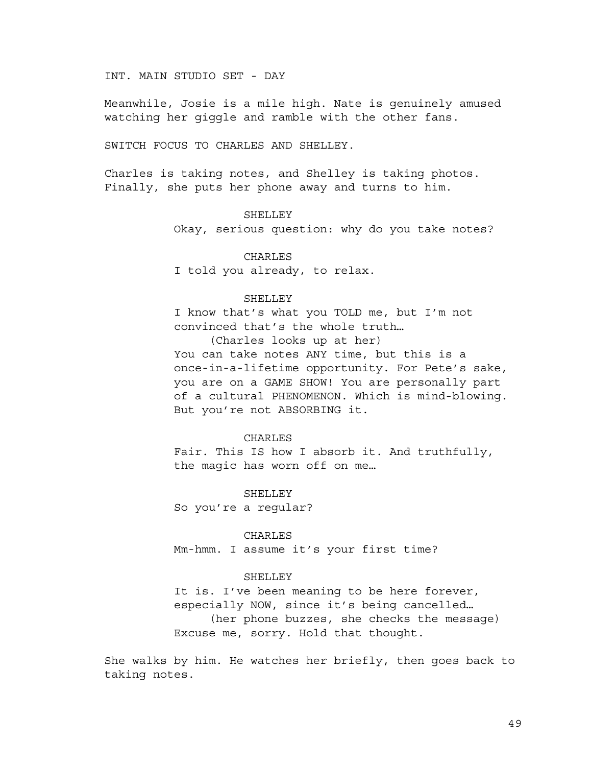INT. MAIN STUDIO SET - DAY

Meanwhile, Josie is a mile high. Nate is genuinely amused watching her giggle and ramble with the other fans.

SWITCH FOCUS TO CHARLES AND SHELLEY.

Charles is taking notes, and Shelley is taking photos. Finally, she puts her phone away and turns to him.

SHELLEY
Okay, serious question: why do you take notes?

CHARLES
I told you already, to relax.

SHELLEY
I know that's what you TOLD me, but I'm not convinced that's the whole truth…
(Charles looks up at her)
You can take notes ANY time, but this is a once-in-a-lifetime opportunity. For Pete's sake, you are on a GAME SHOW! You are personally part of a cultural PHENOMENON. Which is mind-blowing. But you're not ABSORBING it.

CHARLES
Fair. This IS how I absorb it. And truthfully, the magic has worn off on me…

SHELLEY
So you're a regular?

CHARLES
Mm-hmm. I assume it's your first time?

SHELLEY
It is. I've been meaning to be here forever, especially NOW, since it's being cancelled…
(her phone buzzes, she checks the message)
Excuse me, sorry. Hold that thought.

She walks by him. He watches her briefly, then goes back to taking notes.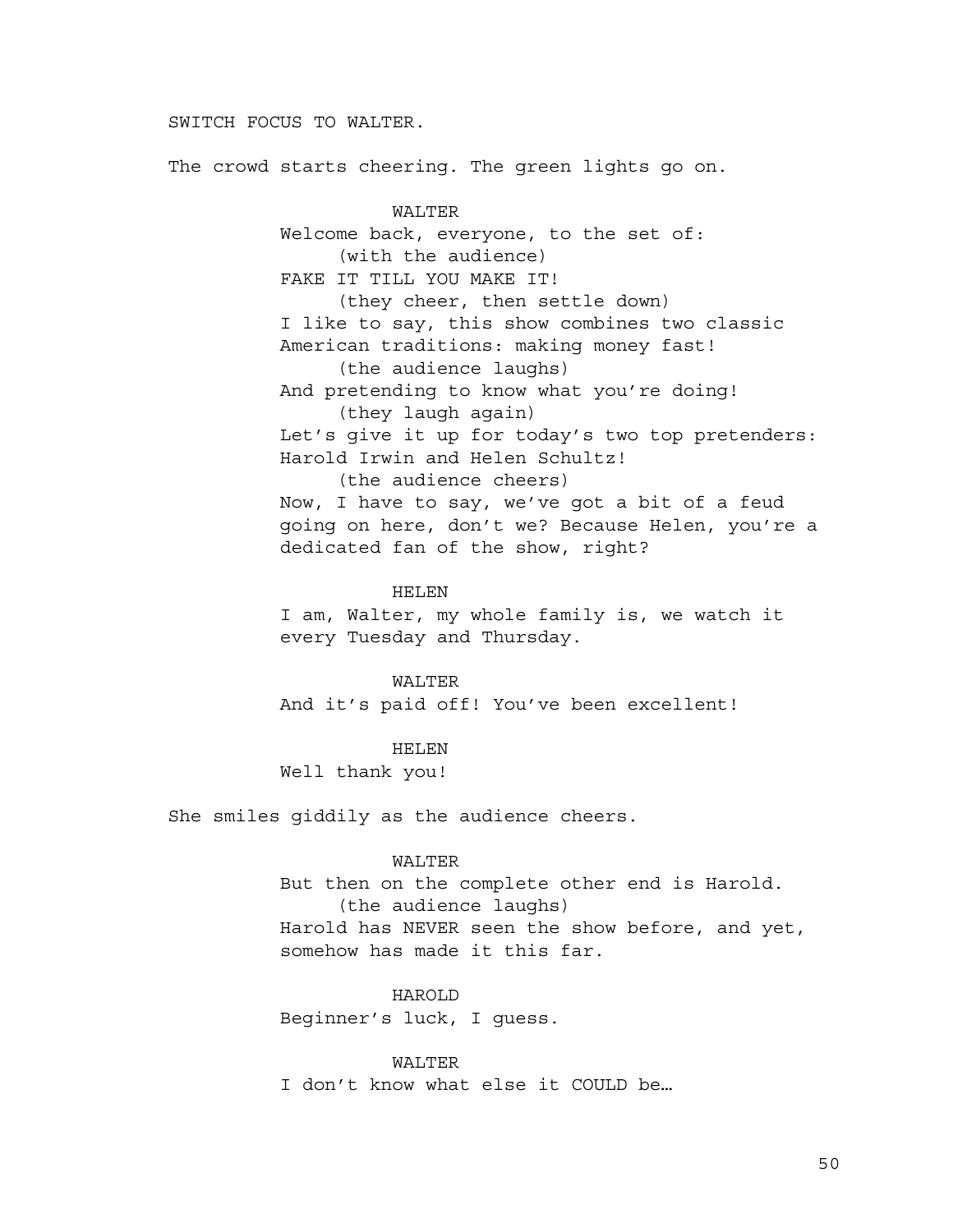SWITCH FOCUS TO WALTER.

The crowd starts cheering. The green lights go on.

WALTER

Welcome back, everyone, to the set of:

(with the audience)

FAKE IT TILL YOU MAKE IT!

(they cheer, then settle down)

I like to say, this show combines two classic American traditions: making money fast!

(the audience laughs)

And pretending to know what you're doing!

(they laugh again)

Let's give it up for today's two top pretenders: Harold Irwin and Helen Schultz!

(the audience cheers)

Now, I have to say, we've got a bit of a feud going on here, don't we? Because Helen, you're a dedicated fan of the show, right?

HELEN

I am, Walter, my whole family is, we watch it every Tuesday and Thursday.

WALTER

And it's paid off! You've been excellent!

HELEN

Well thank you!

She smiles giddily as the audience cheers.

WALTER

But then on the complete other end is Harold.

(the audience laughs)

Harold has NEVER seen the show before, and yet, somehow has made it this far.

HAROLD

Beginner's luck, I guess.

WALTER

I don't know what else it COULD be…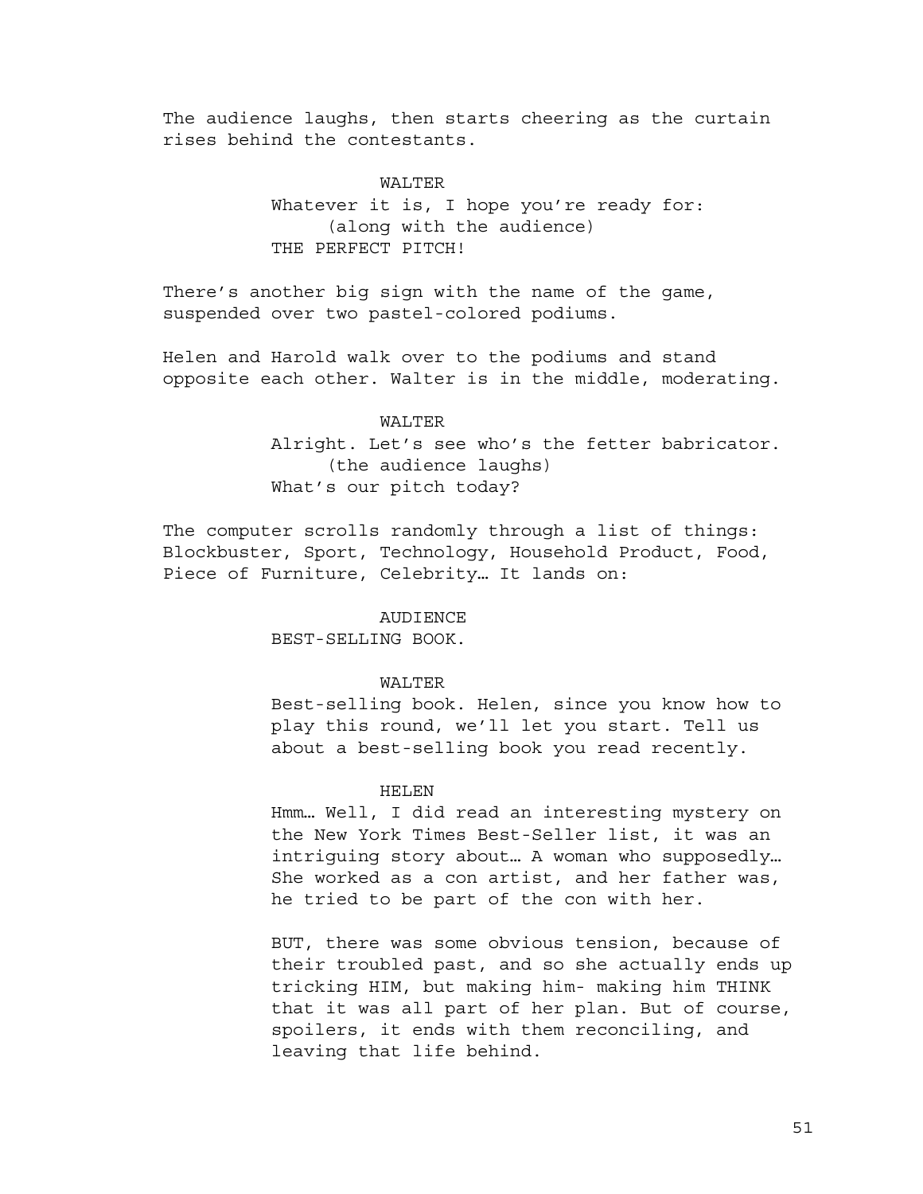The audience laughs, then starts cheering as the curtain rises behind the contestants.

WALTER

Whatever it is, I hope you're ready for:

(along with the audience)

THE PERFECT PITCH!

There's another big sign with the name of the game, suspended over two pastel-colored podiums.

Helen and Harold walk over to the podiums and stand opposite each other. Walter is in the middle, moderating.

WALTER

Alright. Let's see who's the fetter babricator.

(the audience laughs)

What's our pitch today?

The computer scrolls randomly through a list of things: Blockbuster, Sport, Technology, Household Product, Food, Piece of Furniture, Celebrity… It lands on:

AUDIENCE

BEST-SELLING BOOK.

WALTER

Best-selling book. Helen, since you know how to play this round, we'll let you start. Tell us about a best-selling book you read recently.

HELEN

Hmm… Well, I did read an interesting mystery on the New York Times Best-Seller list, it was an intriguing story about… A woman who supposedly… She worked as a con artist, and her father was, he tried to be part of the con with her.

BUT, there was some obvious tension, because of their troubled past, and so she actually ends up tricking HIM, but making him- making him THINK that it was all part of her plan. But of course, spoilers, it ends with them reconciling, and leaving that life behind.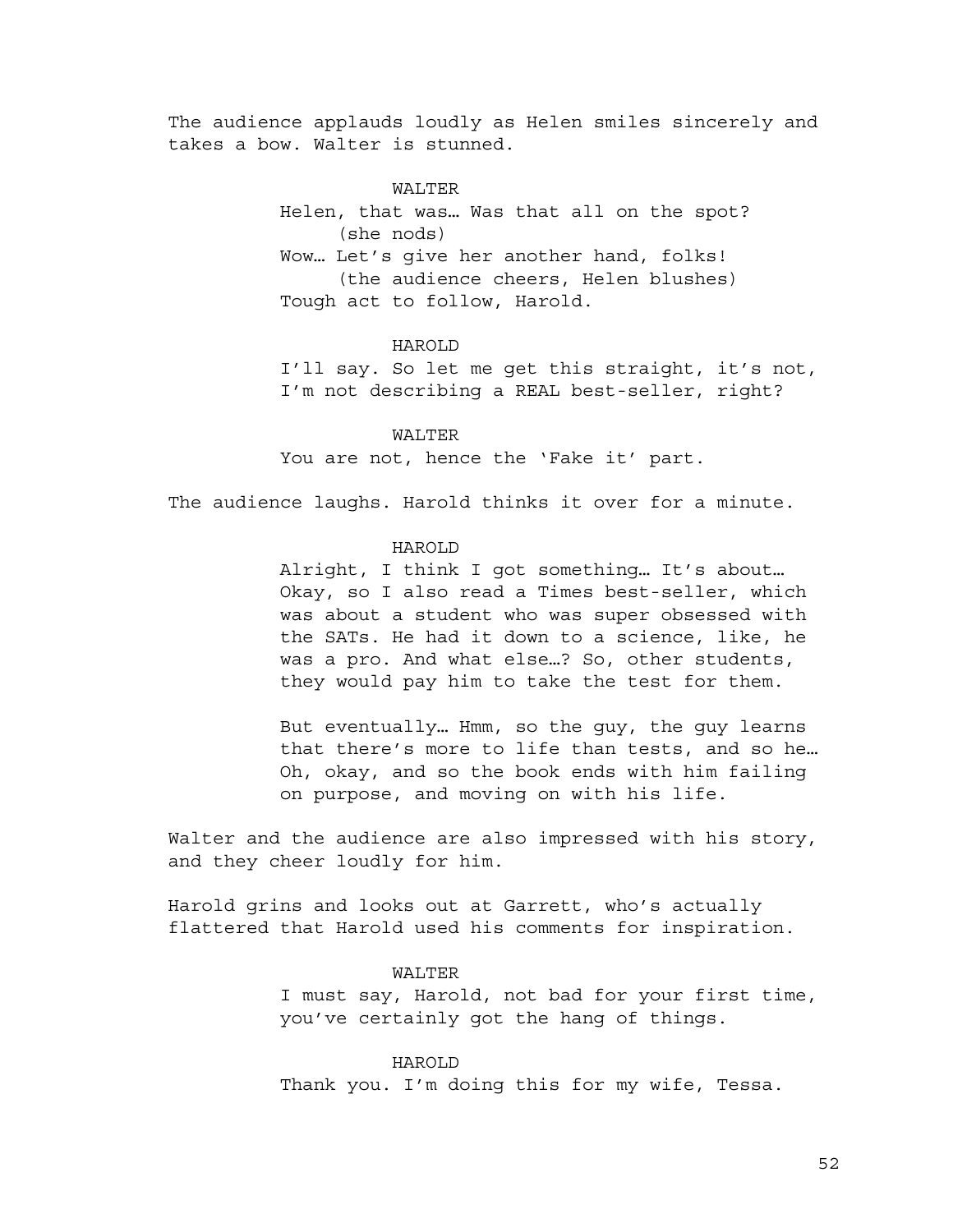The audience applauds loudly as Helen smiles sincerely and takes a bow. Walter is stunned.

WALTER
Helen, that was… Was that all on the spot?
(she nods)
Wow… Let's give her another hand, folks!
(the audience cheers, Helen blushes)
Tough act to follow, Harold.

HAROLD
I'll say. So let me get this straight, it's not, I'm not describing a REAL best-seller, right?

WALTER
You are not, hence the 'Fake it' part.

The audience laughs. Harold thinks it over for a minute.

HAROLD
Alright, I think I got something… It's about… Okay, so I also read a Times best-seller, which was about a student who was super obsessed with the SATs. He had it down to a science, like, he was a pro. And what else…? So, other students, they would pay him to take the test for them.

But eventually… Hmm, so the guy, the guy learns that there's more to life than tests, and so he… Oh, okay, and so the book ends with him failing on purpose, and moving on with his life.

Walter and the audience are also impressed with his story, and they cheer loudly for him.

Harold grins and looks out at Garrett, who's actually flattered that Harold used his comments for inspiration.

WALTER
I must say, Harold, not bad for your first time, you've certainly got the hang of things.

HAROLD
Thank you. I'm doing this for my wife, Tessa.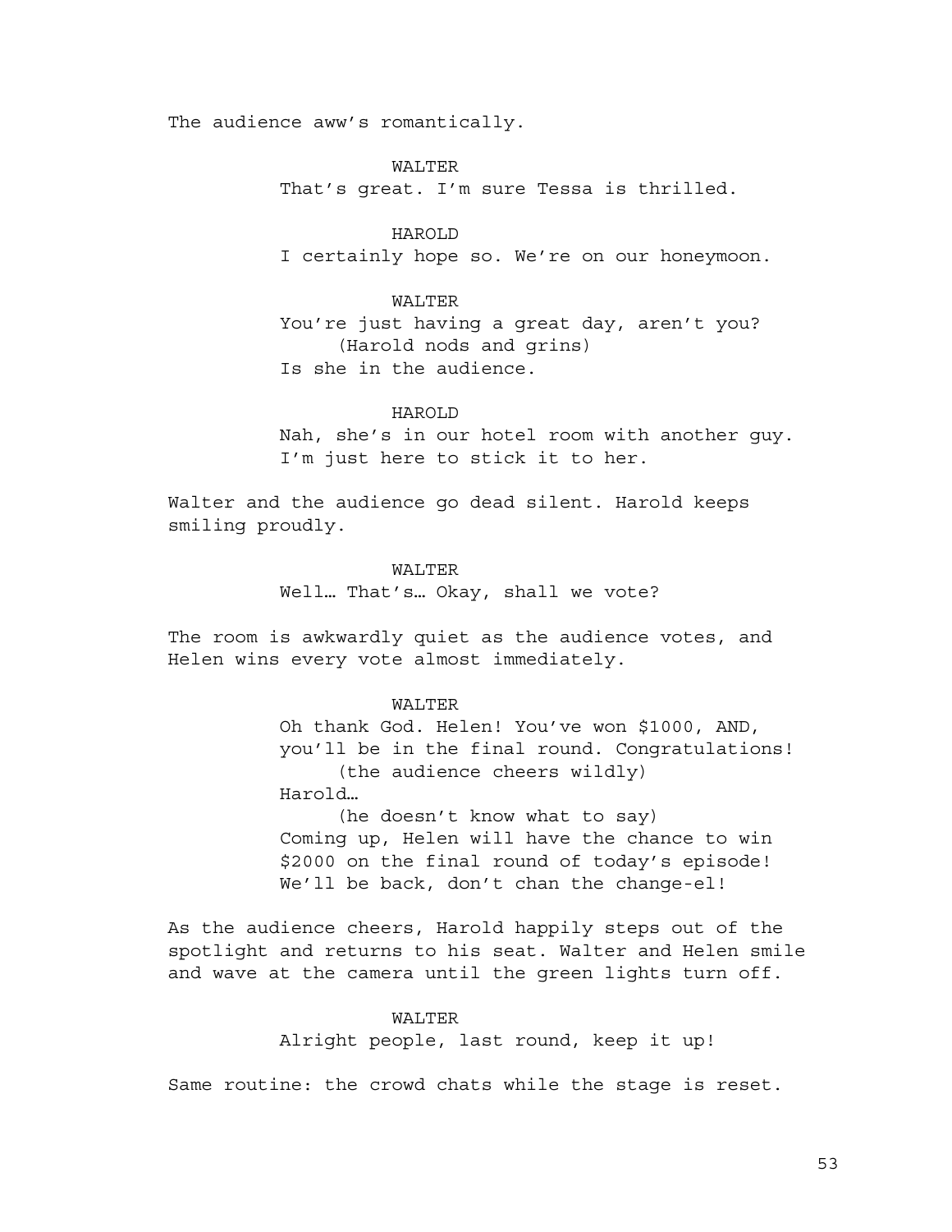The audience aww's romantically.

WALTER
That's great. I'm sure Tessa is thrilled.

HAROLD
I certainly hope so. We're on our honeymoon.

WALTER
You're just having a great day, aren't you?
(Harold nods and grins)
Is she in the audience.

HAROLD
Nah, she's in our hotel room with another guy. I'm just here to stick it to her.

Walter and the audience go dead silent. Harold keeps smiling proudly.

WALTER
Well… That's… Okay, shall we vote?

The room is awkwardly quiet as the audience votes, and Helen wins every vote almost immediately.

WALTER
Oh thank God. Helen! You've won $1000, AND, you'll be in the final round. Congratulations!
(the audience cheers wildly)
Harold…
(he doesn't know what to say)
Coming up, Helen will have the chance to win $2000 on the final round of today's episode! We'll be back, don't chan the change-el!

As the audience cheers, Harold happily steps out of the spotlight and returns to his seat. Walter and Helen smile and wave at the camera until the green lights turn off.

WALTER
Alright people, last round, keep it up!

Same routine: the crowd chats while the stage is reset.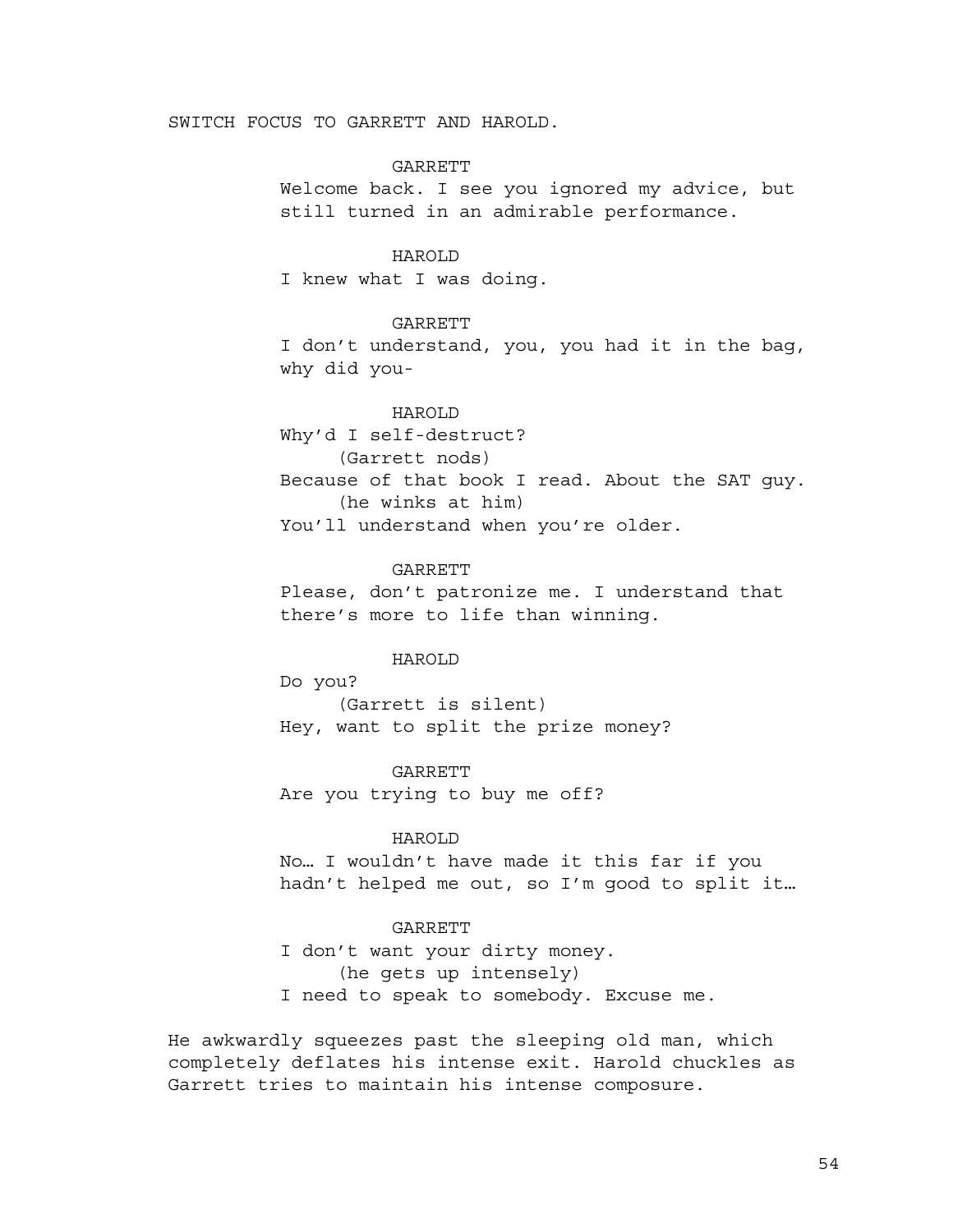SWITCH FOCUS TO GARRETT AND HAROLD.

GARRETT
Welcome back. I see you ignored my advice, but still turned in an admirable performance.

HAROLD
I knew what I was doing.

GARRETT
I don't understand, you, you had it in the bag, why did you-

HAROLD
Why'd I self-destruct?
(Garrett nods)
Because of that book I read. About the SAT guy.
(he winks at him)
You'll understand when you're older.

GARRETT
Please, don't patronize me. I understand that there's more to life than winning.

HAROLD
Do you?
(Garrett is silent)
Hey, want to split the prize money?

GARRETT
Are you trying to buy me off?

HAROLD
No… I wouldn't have made it this far if you hadn't helped me out, so I'm good to split it…

GARRETT
I don't want your dirty money.
(he gets up intensely)
I need to speak to somebody. Excuse me.

He awkwardly squeezes past the sleeping old man, which completely deflates his intense exit. Harold chuckles as Garrett tries to maintain his intense composure.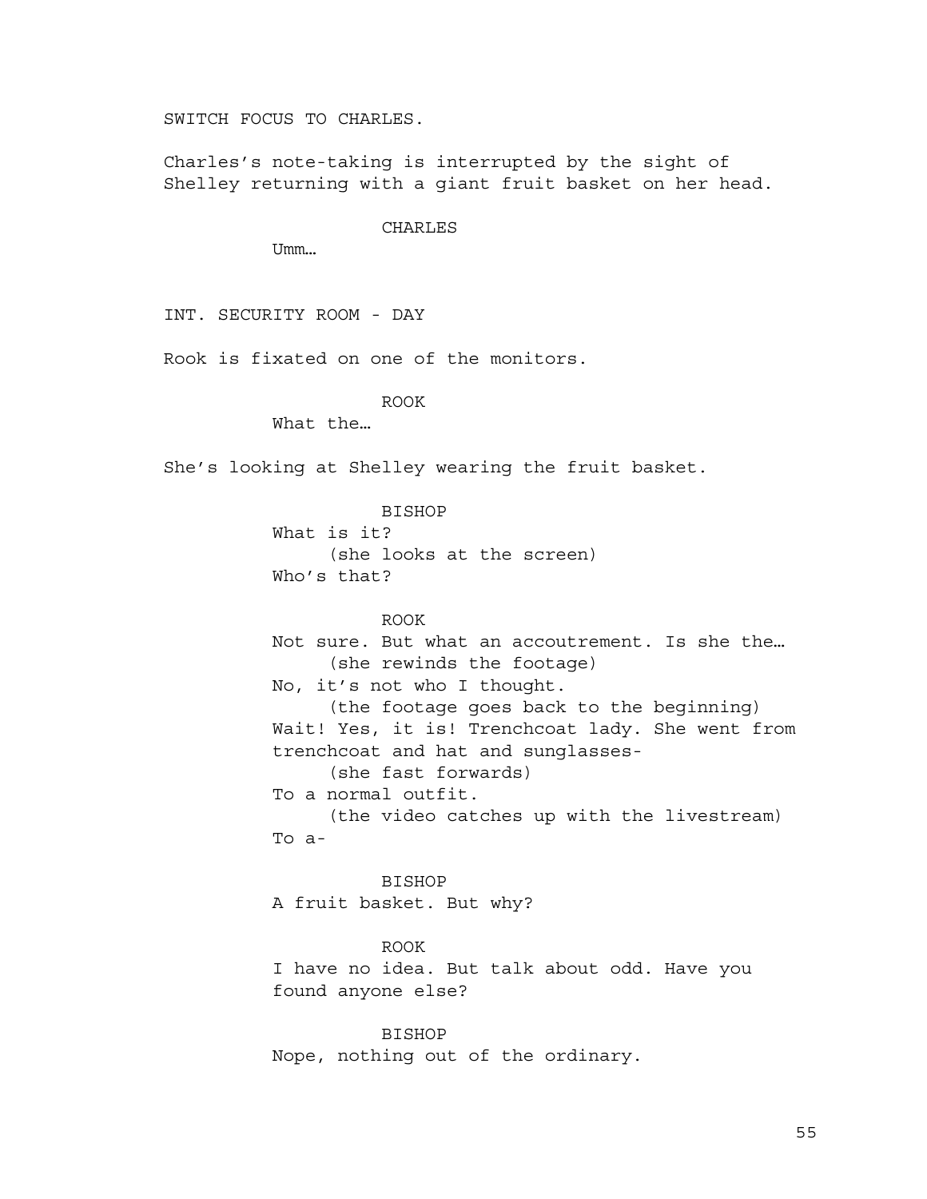SWITCH FOCUS TO CHARLES.

Charles's note-taking is interrupted by the sight of Shelley returning with a giant fruit basket on her head.

CHARLES

Umm…

INT. SECURITY ROOM - DAY

Rook is fixated on one of the monitors.

ROOK

What the…

She's looking at Shelley wearing the fruit basket.

BISHOP

What is it?

(she looks at the screen)

Who's that?

ROOK

Not sure. But what an accoutrement. Is she the…

(she rewinds the footage)

No, it's not who I thought.

(the footage goes back to the beginning)

Wait! Yes, it is! Trenchcoat lady. She went from trenchcoat and hat and sunglasses-

(she fast forwards)

To a normal outfit.

(the video catches up with the livestream)

To a-

BISHOP

A fruit basket. But why?

ROOK

I have no idea. But talk about odd. Have you found anyone else?

BISHOP

Nope, nothing out of the ordinary.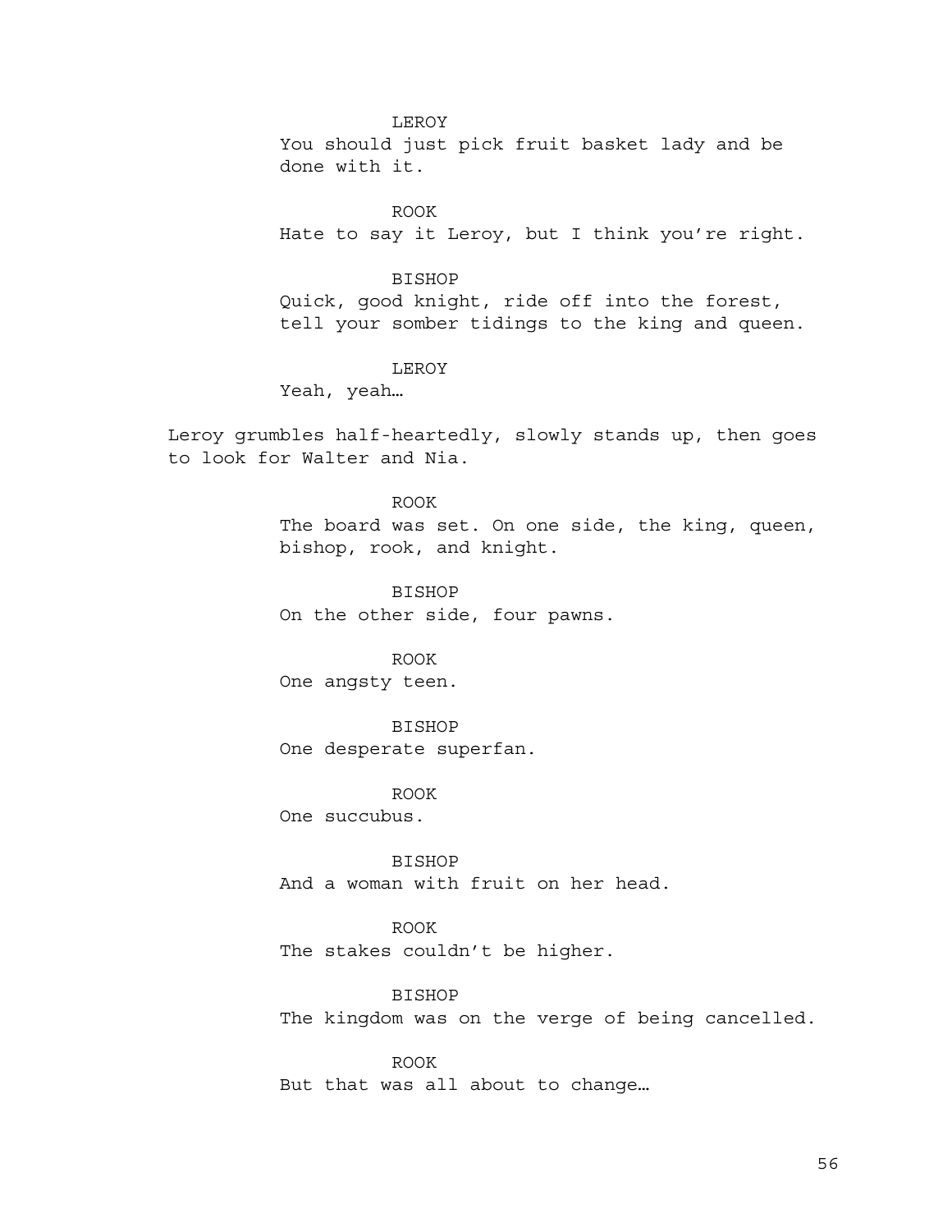LEROY

You should just pick fruit basket lady and be done with it.

ROOK

Hate to say it Leroy, but I think you're right.

BISHOP

Quick, good knight, ride off into the forest, tell your somber tidings to the king and queen.

LEROY

Yeah, yeah…

Leroy grumbles half-heartedly, slowly stands up, then goes to look for Walter and Nia.

ROOK

The board was set. On one side, the king, queen, bishop, rook, and knight.

BISHOP

On the other side, four pawns.

ROOK

One angsty teen.

BISHOP

One desperate superfan.

ROOK

One succubus.

BISHOP

And a woman with fruit on her head.

ROOK

The stakes couldn't be higher.

BISHOP

The kingdom was on the verge of being cancelled.

ROOK

But that was all about to change…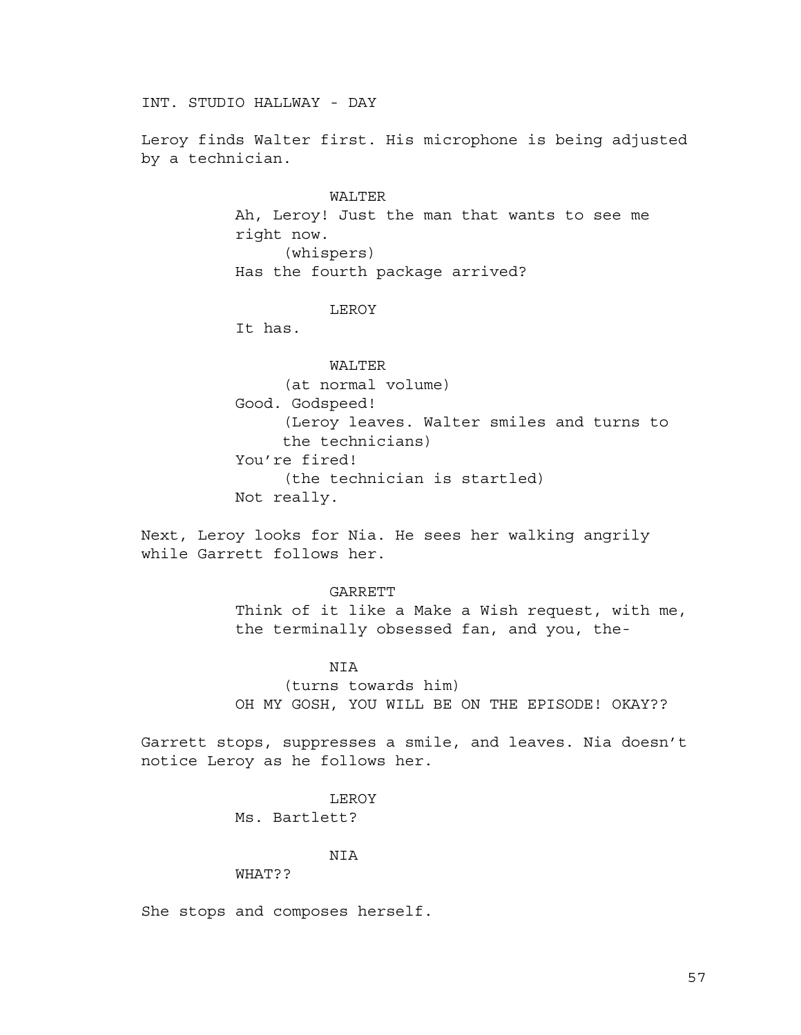INT. STUDIO HALLWAY - DAY

Leroy finds Walter first. His microphone is being adjusted by a technician.

WALTER

Ah, Leroy! Just the man that wants to see me right now.

(whispers)

Has the fourth package arrived?

LEROY

It has.

WALTER

(at normal volume)

Good. Godspeed!

(Leroy leaves. Walter smiles and turns to the technicians)

You're fired!

(the technician is startled)

Not really.

Next, Leroy looks for Nia. He sees her walking angrily while Garrett follows her.

GARRETT

Think of it like a Make a Wish request, with me, the terminally obsessed fan, and you, the-

NIA

(turns towards him)

OH MY GOSH, YOU WILL BE ON THE EPISODE! OKAY??

Garrett stops, suppresses a smile, and leaves. Nia doesn't notice Leroy as he follows her.

LEROY

Ms. Bartlett?

NIA

WHAT??

She stops and composes herself.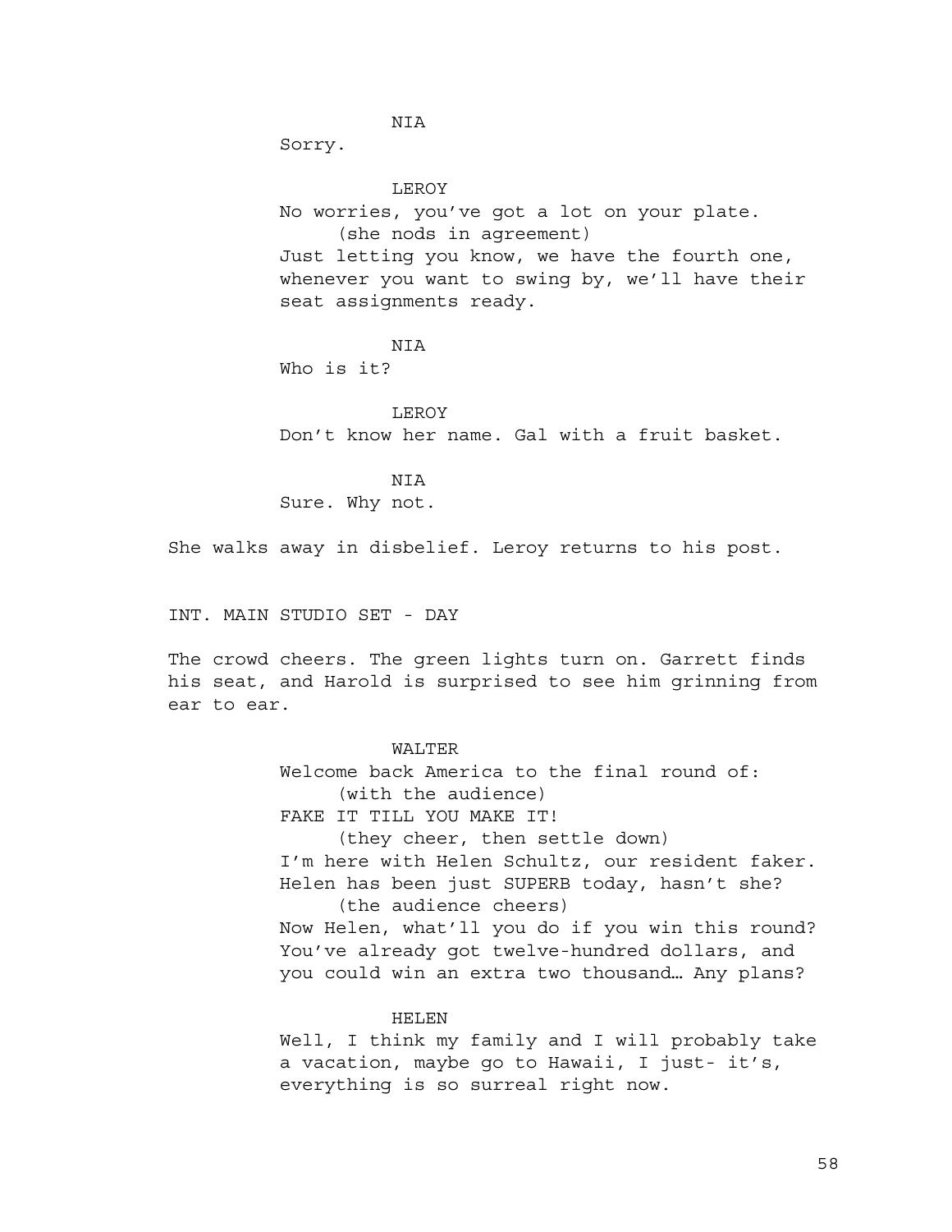NIA

Sorry.

LEROY

No worries, you've got a lot on your plate.

(she nods in agreement)

Just letting you know, we have the fourth one, whenever you want to swing by, we'll have their seat assignments ready.

NIA

Who is it?

LEROY

Don't know her name. Gal with a fruit basket.

NIA

Sure. Why not.

She walks away in disbelief. Leroy returns to his post.

INT. MAIN STUDIO SET - DAY

The crowd cheers. The green lights turn on. Garrett finds his seat, and Harold is surprised to see him grinning from ear to ear.

WALTER

Welcome back America to the final round of:

(with the audience)

FAKE IT TILL YOU MAKE IT!

(they cheer, then settle down)

I'm here with Helen Schultz, our resident faker. Helen has been just SUPERB today, hasn't she?

(the audience cheers)

Now Helen, what'll you do if you win this round? You've already got twelve-hundred dollars, and you could win an extra two thousand… Any plans?

HELEN

Well, I think my family and I will probably take a vacation, maybe go to Hawaii, I just- it's, everything is so surreal right now.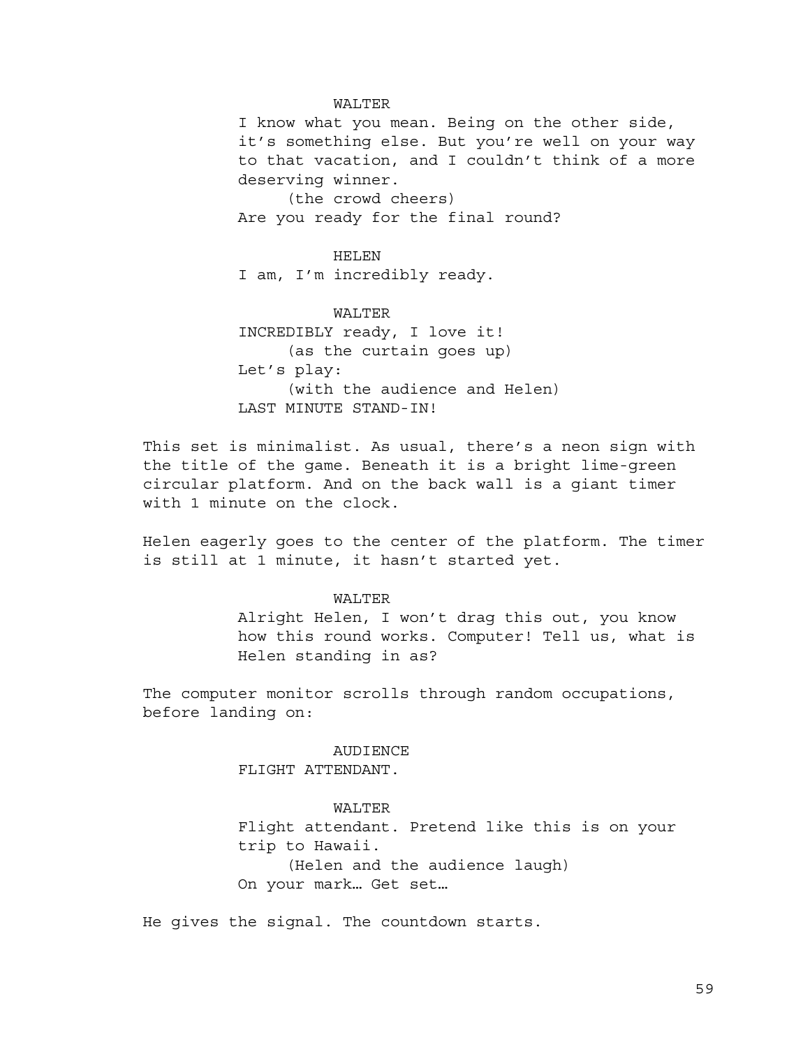WALTER

I know what you mean. Being on the other side, it's something else. But you're well on your way to that vacation, and I couldn't think of a more deserving winner.

(the crowd cheers)

Are you ready for the final round?

HELEN

I am, I'm incredibly ready.

WALTER

INCREDIBLY ready, I love it!

(as the curtain goes up)

Let's play:

(with the audience and Helen)

LAST MINUTE STAND-IN!

This set is minimalist. As usual, there's a neon sign with the title of the game. Beneath it is a bright lime-green circular platform. And on the back wall is a giant timer with 1 minute on the clock.

Helen eagerly goes to the center of the platform. The timer is still at 1 minute, it hasn't started yet.

WALTER

Alright Helen, I won't drag this out, you know how this round works. Computer! Tell us, what is Helen standing in as?

The computer monitor scrolls through random occupations, before landing on:

AUDIENCE

FLIGHT ATTENDANT.

WALTER

Flight attendant. Pretend like this is on your trip to Hawaii.

(Helen and the audience laugh)

On your mark… Get set…

He gives the signal. The countdown starts.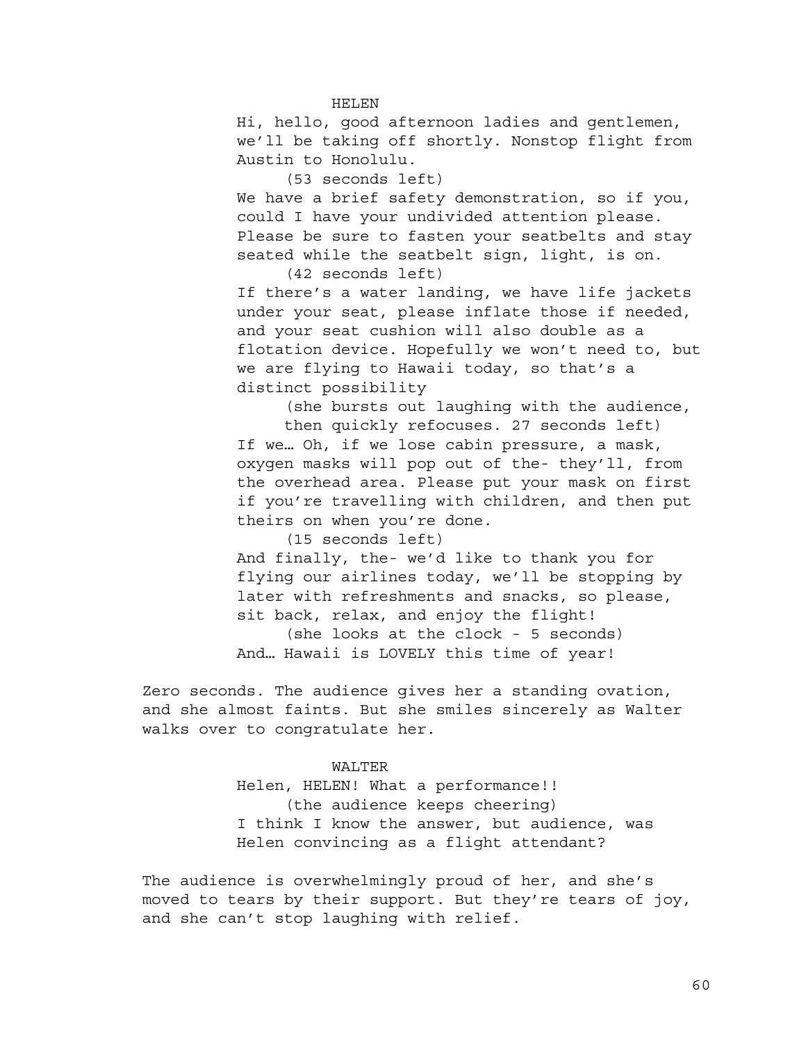HELEN

Hi, hello, good afternoon ladies and gentlemen, we'll be taking off shortly. Nonstop flight from Austin to Honolulu.

(53 seconds left)

We have a brief safety demonstration, so if you, could I have your undivided attention please. Please be sure to fasten your seatbelts and stay seated while the seatbelt sign, light, is on.

(42 seconds left)

If there's a water landing, we have life jackets under your seat, please inflate those if needed, and your seat cushion will also double as a flotation device. Hopefully we won't need to, but we are flying to Hawaii today, so that's a distinct possibility

(she bursts out laughing with the audience, then quickly refocuses. 27 seconds left)

If we… Oh, if we lose cabin pressure, a mask, oxygen masks will pop out of the- they'll, from the overhead area. Please put your mask on first if you're travelling with children, and then put theirs on when you're done.

(15 seconds left)

And finally, the- we'd like to thank you for flying our airlines today, we'll be stopping by later with refreshments and snacks, so please, sit back, relax, and enjoy the flight!

(she looks at the clock - 5 seconds)

And… Hawaii is LOVELY this time of year!

Zero seconds. The audience gives her a standing ovation, and she almost faints. But she smiles sincerely as Walter walks over to congratulate her.

WALTER

Helen, HELEN! What a performance!!

(the audience keeps cheering)

I think I know the answer, but audience, was Helen convincing as a flight attendant?

The audience is overwhelmingly proud of her, and she's moved to tears by their support. But they're tears of joy, and she can't stop laughing with relief.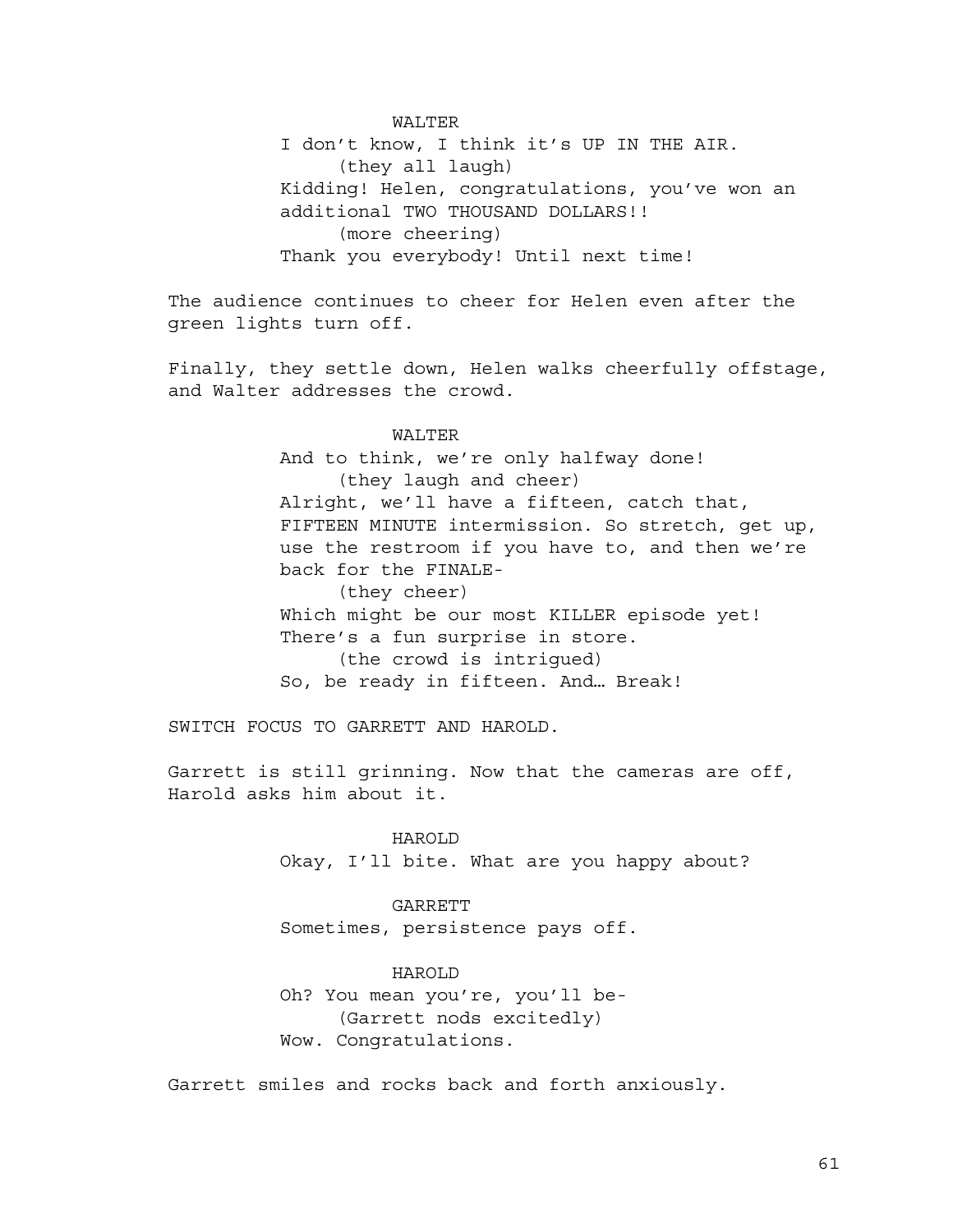WALTER

I don't know, I think it's UP IN THE AIR.

(they all laugh)

Kidding! Helen, congratulations, you've won an additional TWO THOUSAND DOLLARS!!

(more cheering)

Thank you everybody! Until next time!

The audience continues to cheer for Helen even after the green lights turn off.

Finally, they settle down, Helen walks cheerfully offstage, and Walter addresses the crowd.

WALTER

And to think, we're only halfway done!

(they laugh and cheer)

Alright, we'll have a fifteen, catch that, FIFTEEN MINUTE intermission. So stretch, get up, use the restroom if you have to, and then we're back for the FINALE-

(they cheer)

Which might be our most KILLER episode yet! There's a fun surprise in store.

(the crowd is intrigued)

So, be ready in fifteen. And… Break!

SWITCH FOCUS TO GARRETT AND HAROLD.

Garrett is still grinning. Now that the cameras are off, Harold asks him about it.

HAROLD

Okay, I'll bite. What are you happy about?

GARRETT

Sometimes, persistence pays off.

HAROLD

Oh? You mean you're, you'll be-

(Garrett nods excitedly)

Wow. Congratulations.

Garrett smiles and rocks back and forth anxiously.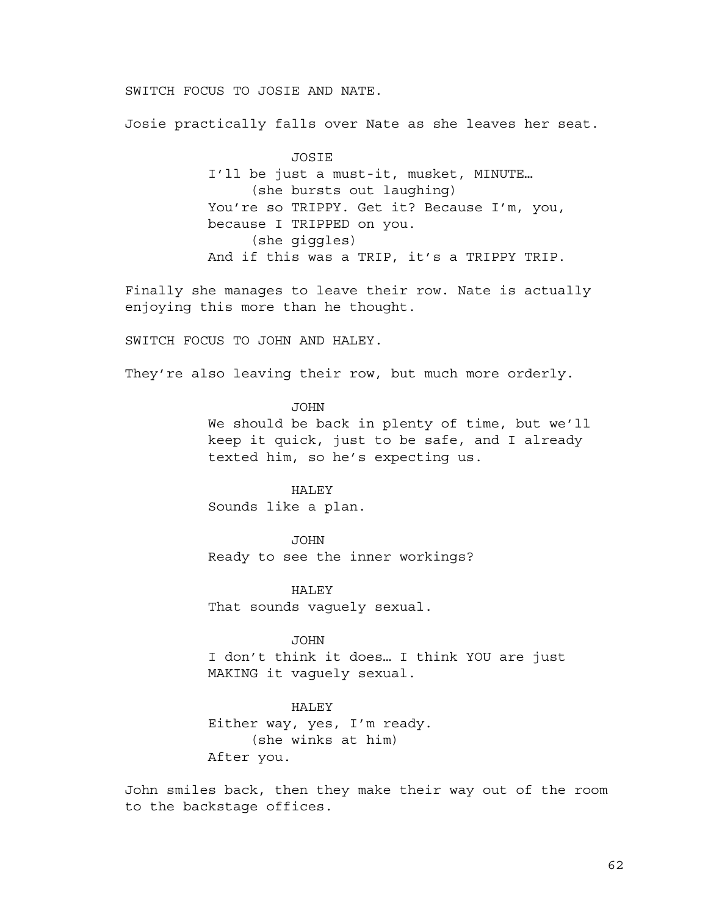SWITCH FOCUS TO JOSIE AND NATE.

Josie practically falls over Nate as she leaves her seat.

JOSIE

I'll be just a must-it, musket, MINUTE…

(she bursts out laughing)

You're so TRIPPY. Get it? Because I'm, you, because I TRIPPED on you.

(she giggles)

And if this was a TRIP, it's a TRIPPY TRIP.

Finally she manages to leave their row. Nate is actually enjoying this more than he thought.

SWITCH FOCUS TO JOHN AND HALEY.

They're also leaving their row, but much more orderly.

JOHN

We should be back in plenty of time, but we'll keep it quick, just to be safe, and I already texted him, so he's expecting us.

HALEY

Sounds like a plan.

JOHN

Ready to see the inner workings?

HALEY

That sounds vaguely sexual.

JOHN

I don't think it does… I think YOU are just MAKING it vaguely sexual.

HALEY

Either way, yes, I'm ready.

(she winks at him)

After you.

John smiles back, then they make their way out of the room to the backstage offices.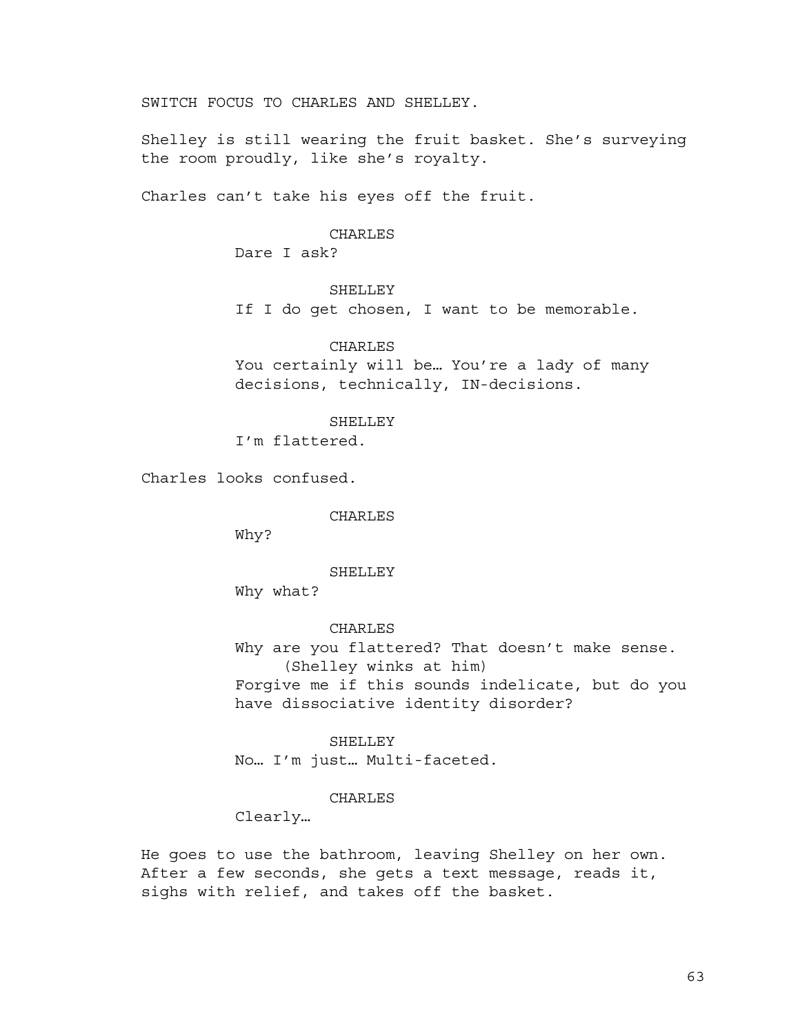SWITCH FOCUS TO CHARLES AND SHELLEY.

Shelley is still wearing the fruit basket. She's surveying the room proudly, like she's royalty.

Charles can't take his eyes off the fruit.

CHARLES
Dare I ask?

SHELLEY
If I do get chosen, I want to be memorable.

CHARLES
You certainly will be… You're a lady of many decisions, technically, IN-decisions.

SHELLEY
I'm flattered.

Charles looks confused.

CHARLES
Why?

SHELLEY
Why what?

CHARLES
Why are you flattered? That doesn't make sense.
(Shelley winks at him)
Forgive me if this sounds indelicate, but do you have dissociative identity disorder?

SHELLEY
No… I'm just… Multi-faceted.

CHARLES
Clearly…

He goes to use the bathroom, leaving Shelley on her own. After a few seconds, she gets a text message, reads it, sighs with relief, and takes off the basket.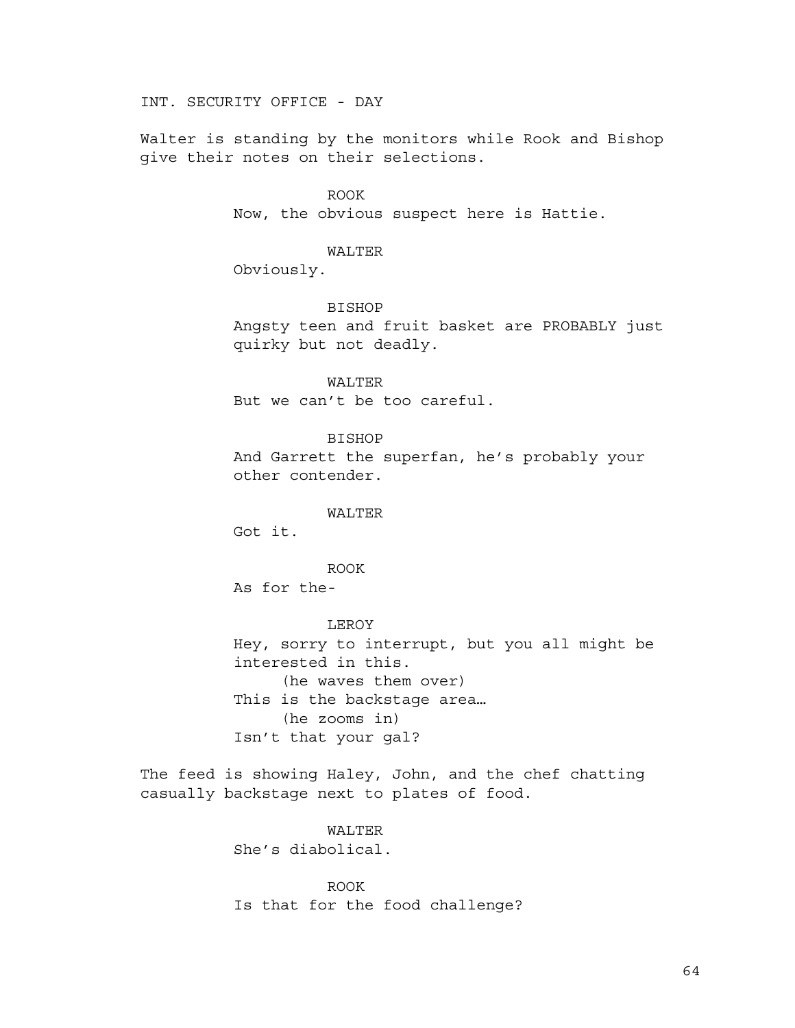INT. SECURITY OFFICE - DAY

Walter is standing by the monitors while Rook and Bishop give their notes on their selections.

ROOK
Now, the obvious suspect here is Hattie.

WALTER
Obviously.

BISHOP
Angsty teen and fruit basket are PROBABLY just quirky but not deadly.

WALTER
But we can't be too careful.

BISHOP
And Garrett the superfan, he's probably your other contender.

WALTER
Got it.

ROOK
As for the-

LEROY
Hey, sorry to interrupt, but you all might be interested in this.
(he waves them over)
This is the backstage area…
(he zooms in)
Isn't that your gal?

The feed is showing Haley, John, and the chef chatting casually backstage next to plates of food.

WALTER
She's diabolical.

ROOK
Is that for the food challenge?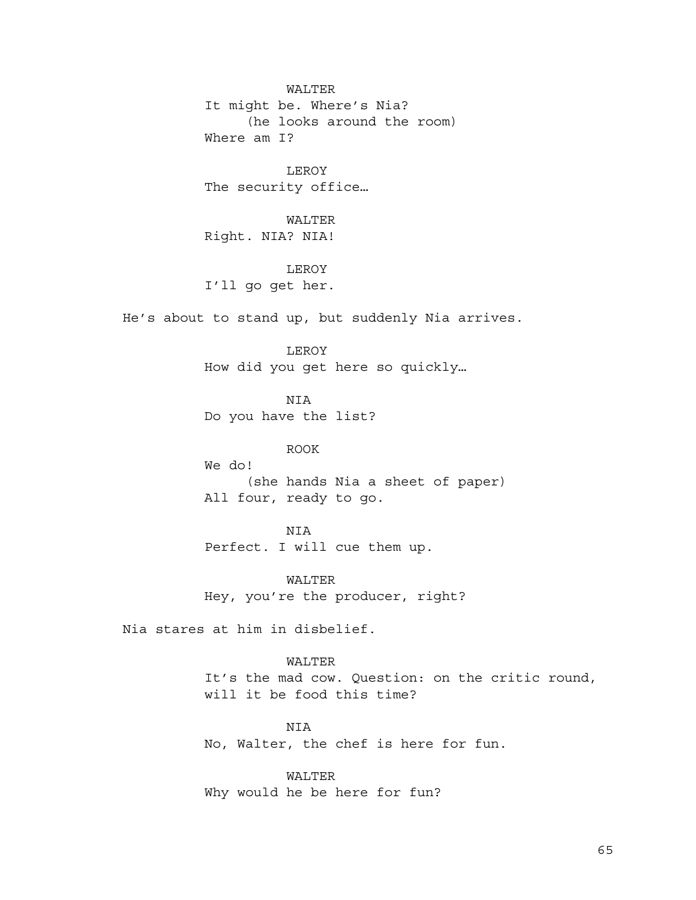WALTER
It might be. Where's Nia?
(he looks around the room)
Where am I?

LEROY
The security office…

WALTER
Right. NIA? NIA!

LEROY
I'll go get her.

He's about to stand up, but suddenly Nia arrives.

LEROY
How did you get here so quickly…

NIA
Do you have the list?

ROOK
We do!
(she hands Nia a sheet of paper)
All four, ready to go.

NIA
Perfect. I will cue them up.

WALTER
Hey, you're the producer, right?

Nia stares at him in disbelief.

WALTER
It's the mad cow. Question: on the critic round, will it be food this time?

NIA
No, Walter, the chef is here for fun.

WALTER
Why would he be here for fun?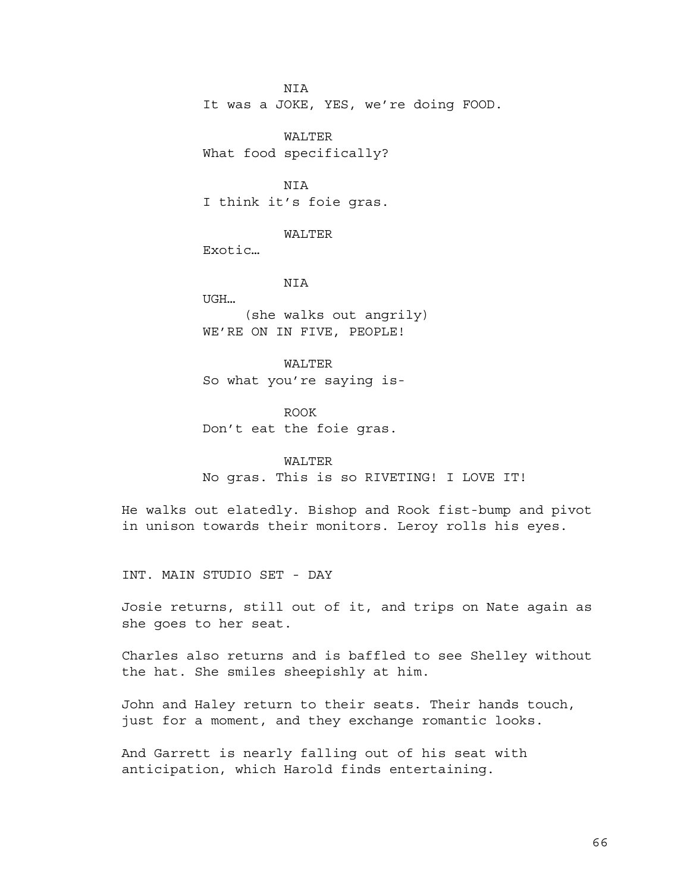NIA
It was a JOKE, YES, we're doing FOOD.

WALTER
What food specifically?

NIA
I think it's foie gras.

WALTER
Exotic…

NIA
UGH…
(she walks out angrily)
WE'RE ON IN FIVE, PEOPLE!

WALTER
So what you're saying is-

ROOK
Don't eat the foie gras.

WALTER
No gras. This is so RIVETING! I LOVE IT!

He walks out elatedly. Bishop and Rook fist-bump and pivot in unison towards their monitors. Leroy rolls his eyes.

INT. MAIN STUDIO SET - DAY

Josie returns, still out of it, and trips on Nate again as she goes to her seat.

Charles also returns and is baffled to see Shelley without the hat. She smiles sheepishly at him.

John and Haley return to their seats. Their hands touch, just for a moment, and they exchange romantic looks.

And Garrett is nearly falling out of his seat with anticipation, which Harold finds entertaining.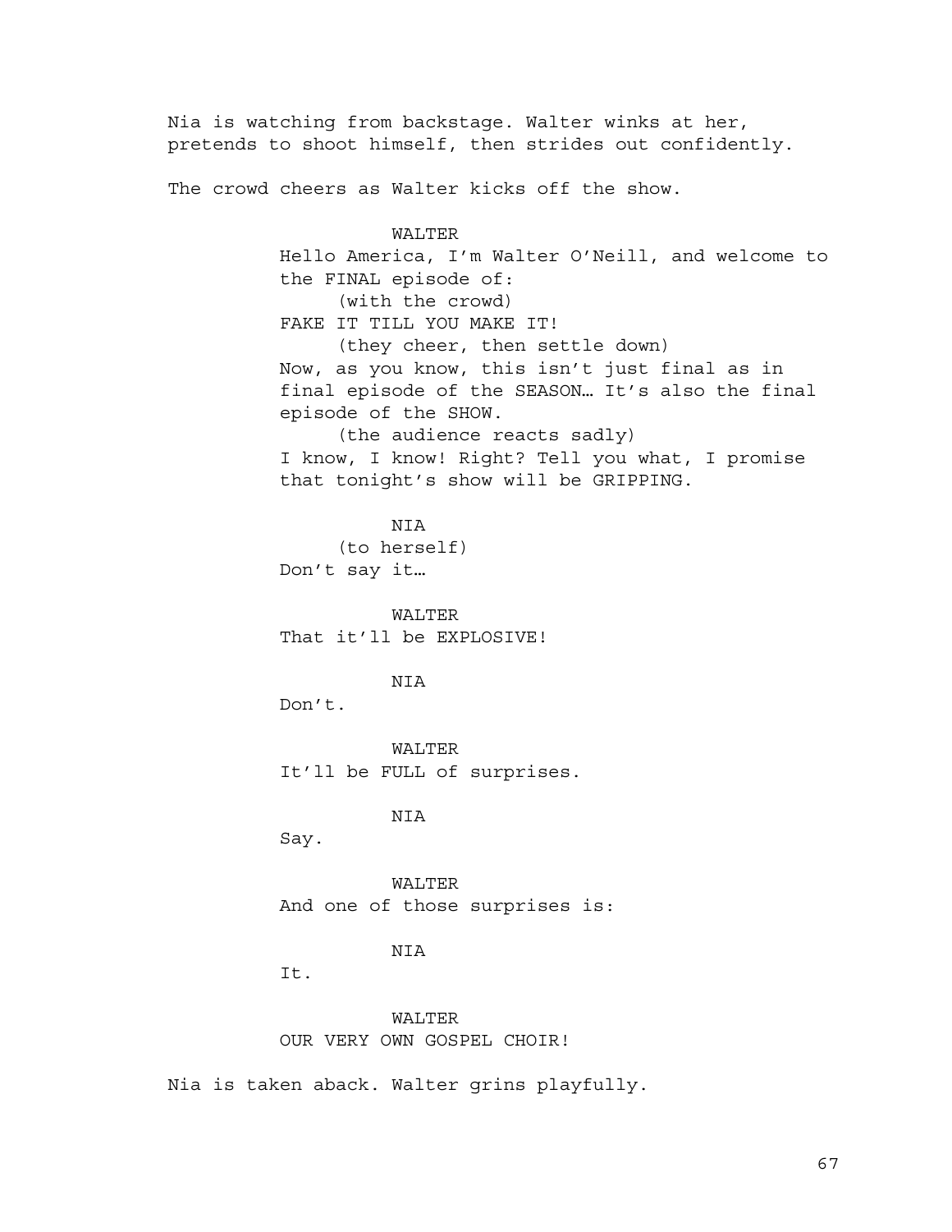Nia is watching from backstage. Walter winks at her, pretends to shoot himself, then strides out confidently.

The crowd cheers as Walter kicks off the show.

WALTER

Hello America, I'm Walter O'Neill, and welcome to the FINAL episode of:

(with the crowd)

FAKE IT TILL YOU MAKE IT!

(they cheer, then settle down)

Now, as you know, this isn't just final as in final episode of the SEASON… It's also the final episode of the SHOW.

(the audience reacts sadly)

I know, I know! Right? Tell you what, I promise that tonight's show will be GRIPPING.

NIA

(to herself)

Don't say it…

WALTER

That it'll be EXPLOSIVE!

NIA

Don't.

WALTER

It'll be FULL of surprises.

NIA

Say.

WALTER

And one of those surprises is:

NIA

It.

WALTER

OUR VERY OWN GOSPEL CHOIR!

Nia is taken aback. Walter grins playfully.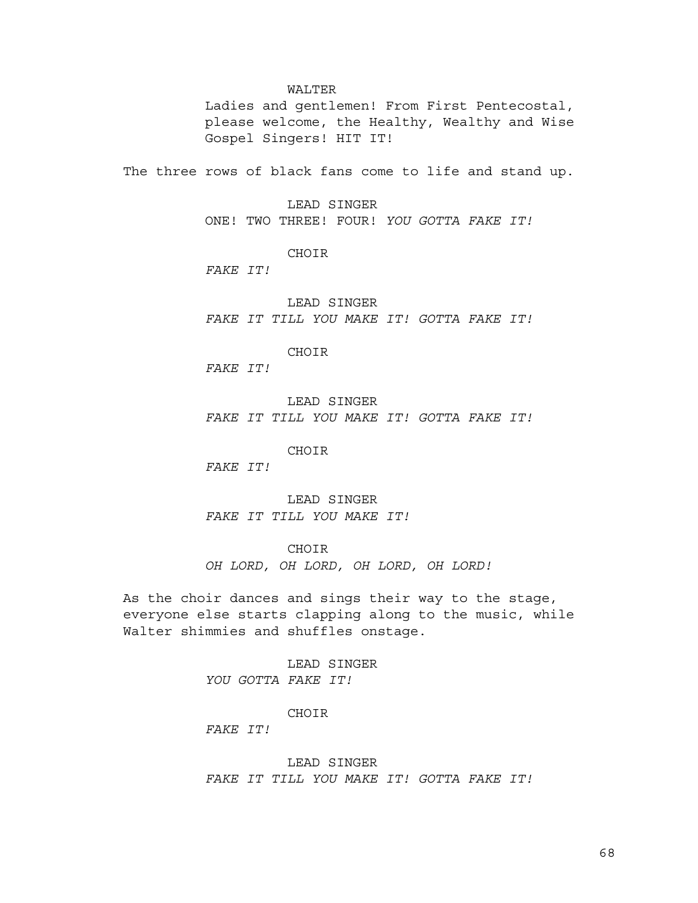WALTER

Ladies and gentlemen! From First Pentecostal, please welcome, the Healthy, Wealthy and Wise Gospel Singers! HIT IT!

The three rows of black fans come to life and stand up.

LEAD SINGER

ONE! TWO THREE! FOUR! *YOU GOTTA FAKE IT!*

CHOIR

*FAKE IT!*

LEAD SINGER

*FAKE IT TILL YOU MAKE IT! GOTTA FAKE IT!*

CHOIR

*FAKE IT!*

LEAD SINGER

*FAKE IT TILL YOU MAKE IT! GOTTA FAKE IT!*

CHOIR

*FAKE IT!*

LEAD SINGER

*FAKE IT TILL YOU MAKE IT!*

CHOIR

*OH LORD, OH LORD, OH LORD, OH LORD!*

As the choir dances and sings their way to the stage, everyone else starts clapping along to the music, while Walter shimmies and shuffles onstage.

LEAD SINGER

*YOU GOTTA FAKE IT!*

CHOIR

*FAKE IT!*

LEAD SINGER

*FAKE IT TILL YOU MAKE IT! GOTTA FAKE IT!*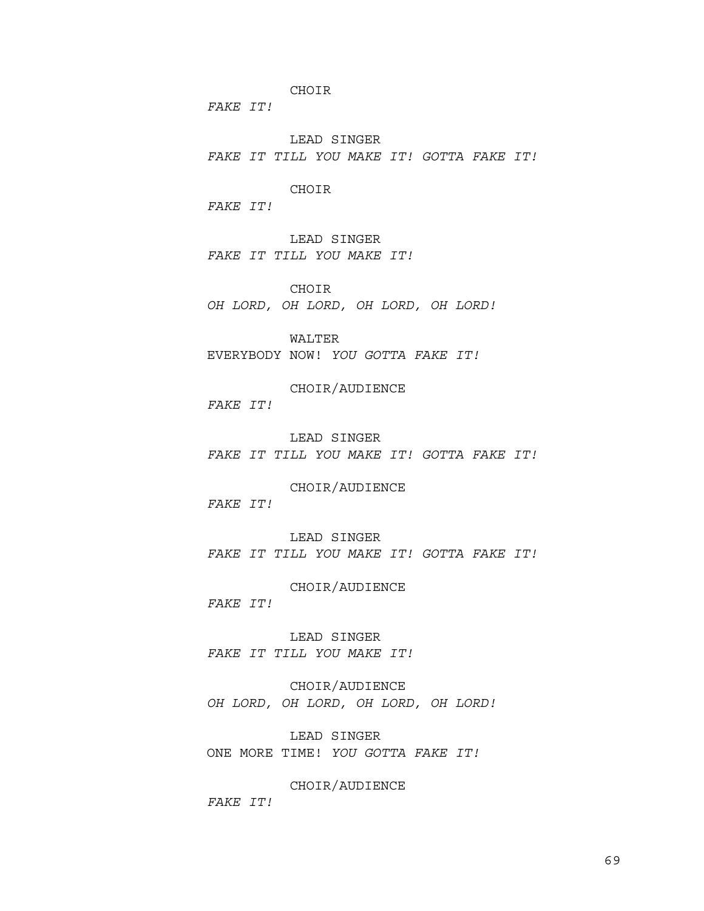CHOIR

*FAKE IT!*

LEAD SINGER

*FAKE IT TILL YOU MAKE IT! GOTTA FAKE IT!*

CHOIR

*FAKE IT!*

LEAD SINGER

*FAKE IT TILL YOU MAKE IT!*

CHOIR

*OH LORD, OH LORD, OH LORD, OH LORD!*

WALTER

EVERYBODY NOW! *YOU GOTTA FAKE IT!*

CHOIR/AUDIENCE

*FAKE IT!*

LEAD SINGER

*FAKE IT TILL YOU MAKE IT! GOTTA FAKE IT!*

CHOIR/AUDIENCE

*FAKE IT!*

LEAD SINGER

*FAKE IT TILL YOU MAKE IT! GOTTA FAKE IT!*

CHOIR/AUDIENCE

*FAKE IT!*

LEAD SINGER

*FAKE IT TILL YOU MAKE IT!*

CHOIR/AUDIENCE

*OH LORD, OH LORD, OH LORD, OH LORD!*

LEAD SINGER

ONE MORE TIME! *YOU GOTTA FAKE IT!*

CHOIR/AUDIENCE

*FAKE IT!*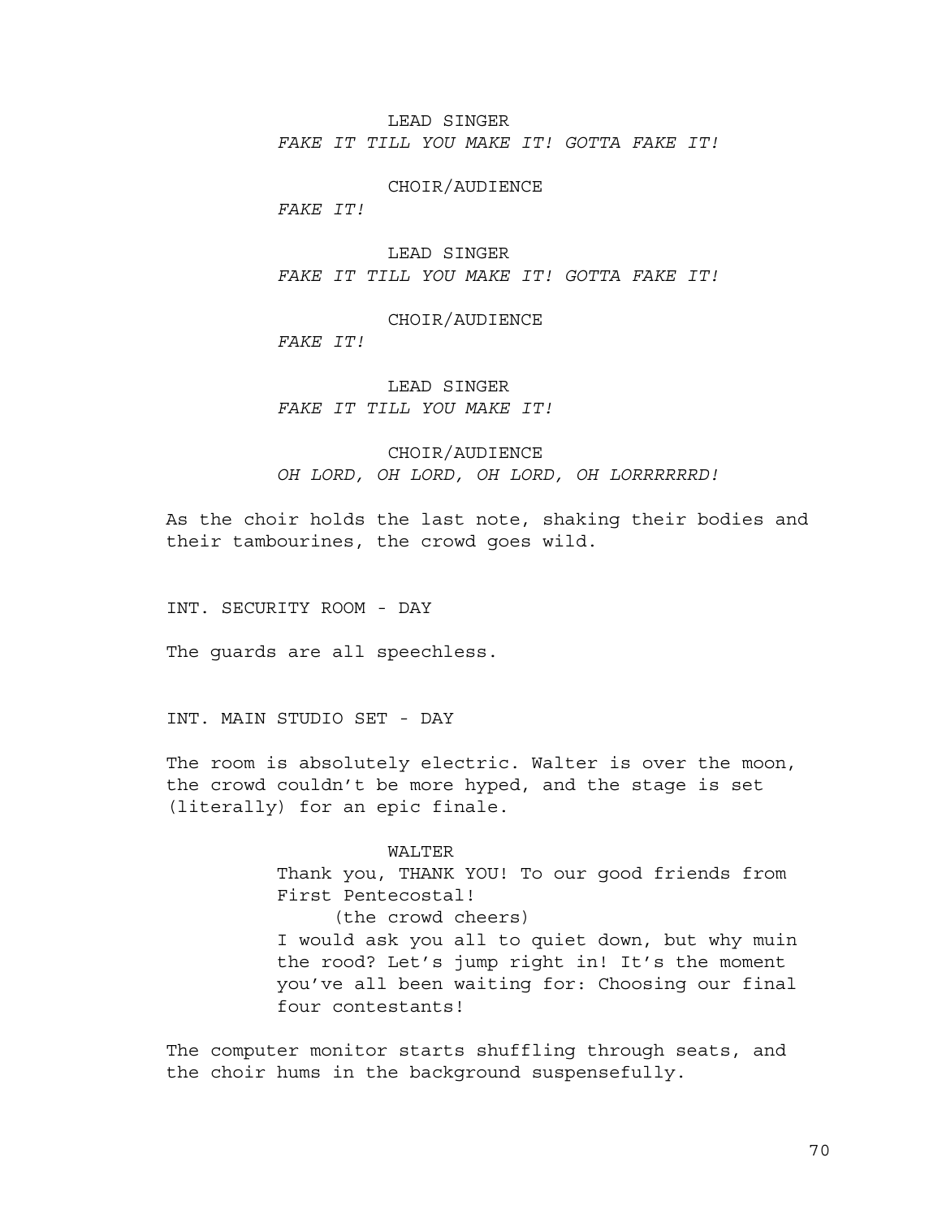LEAD SINGER
*FAKE IT TILL YOU MAKE IT! GOTTA FAKE IT!*

CHOIR/AUDIENCE
*FAKE IT!*

LEAD SINGER
*FAKE IT TILL YOU MAKE IT! GOTTA FAKE IT!*

CHOIR/AUDIENCE
*FAKE IT!*

LEAD SINGER
*FAKE IT TILL YOU MAKE IT!*

CHOIR/AUDIENCE
*OH LORD, OH LORD, OH LORD, OH LORRRRRRD!*

As the choir holds the last note, shaking their bodies and their tambourines, the crowd goes wild.

INT. SECURITY ROOM - DAY

The guards are all speechless.

INT. MAIN STUDIO SET - DAY

The room is absolutely electric. Walter is over the moon, the crowd couldn't be more hyped, and the stage is set (literally) for an epic finale.

WALTER
Thank you, THANK YOU! To our good friends from First Pentecostal!
(the crowd cheers)
I would ask you all to quiet down, but why muin the rood? Let's jump right in! It's the moment you've all been waiting for: Choosing our final four contestants!

The computer monitor starts shuffling through seats, and the choir hums in the background suspensefully.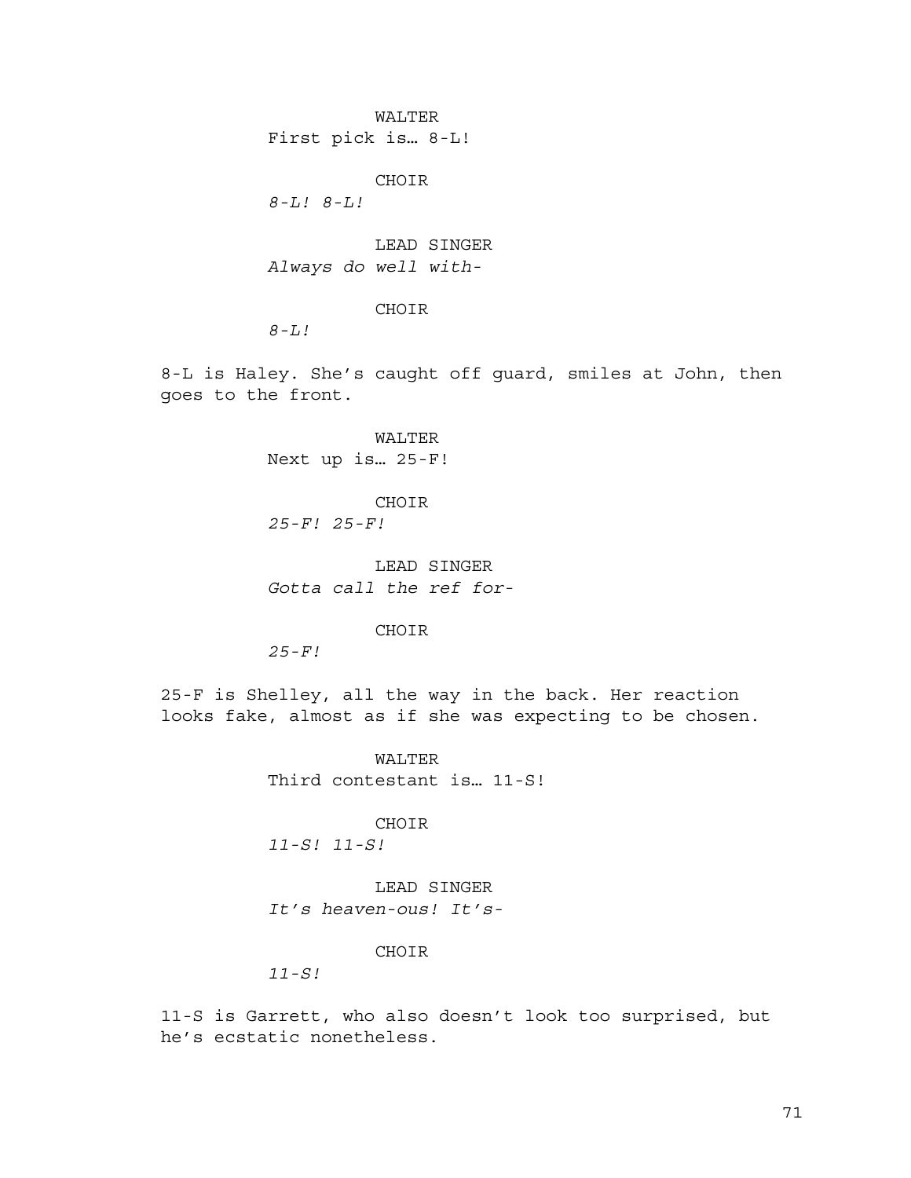WALTER
First pick is… 8-L!

CHOIR
*8-L! 8-L!*

LEAD SINGER
*Always do well with-*

CHOIR
*8-L!*

8-L is Haley. She's caught off guard, smiles at John, then goes to the front.

WALTER
Next up is… 25-F!

CHOIR
*25-F! 25-F!*

LEAD SINGER
*Gotta call the ref for-*

CHOIR
*25-F!*

25-F is Shelley, all the way in the back. Her reaction looks fake, almost as if she was expecting to be chosen.

WALTER
Third contestant is… 11-S!

CHOIR
*11-S! 11-S!*

LEAD SINGER
*It's heaven-ous! It's-*

CHOIR
*11-S!*

11-S is Garrett, who also doesn't look too surprised, but he's ecstatic nonetheless.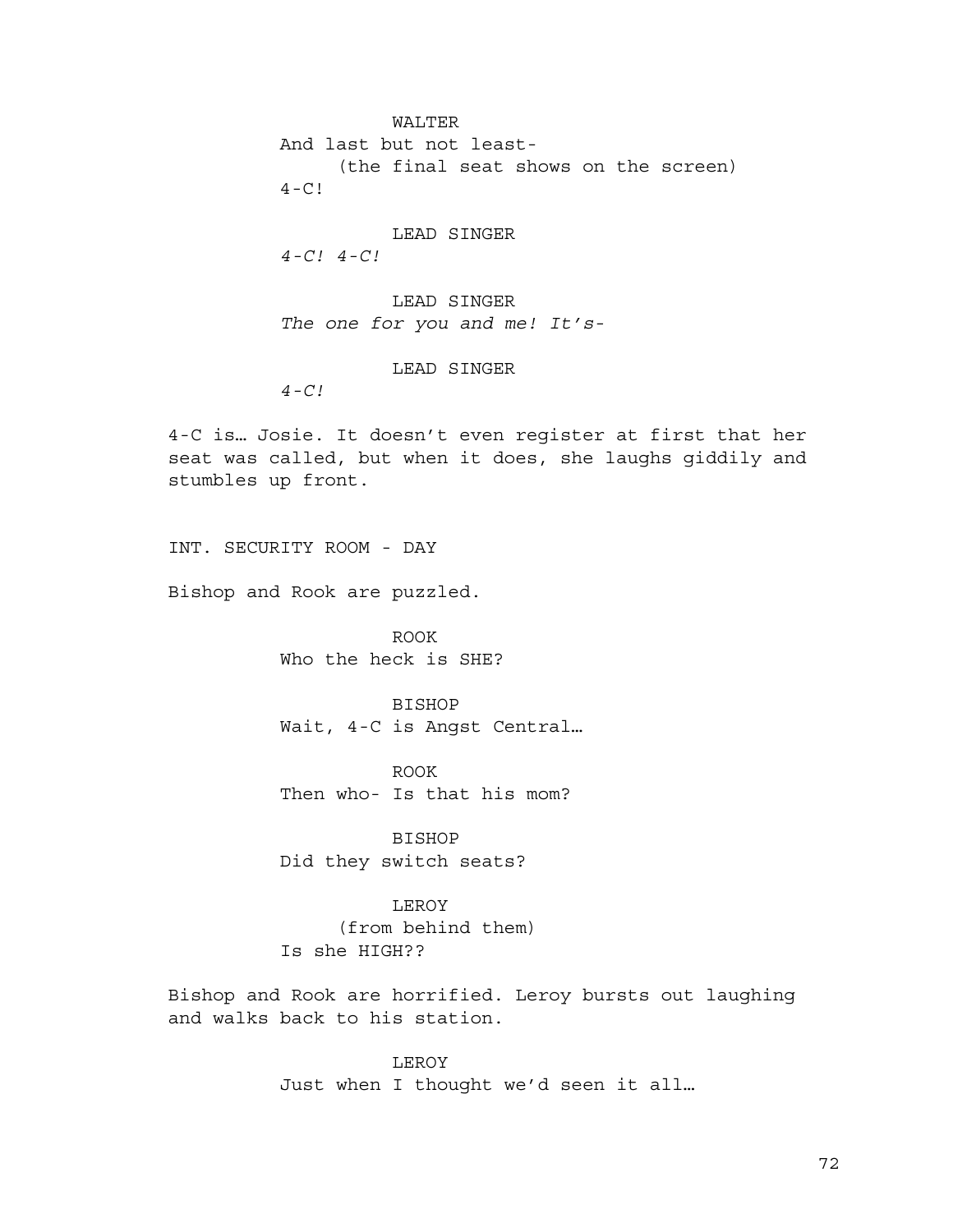WALTER

And last but not least-

(the final seat shows on the screen)

4-C!

LEAD SINGER

*4-C! 4-C!*

LEAD SINGER

*The one for you and me! It's-*

LEAD SINGER

*4-C!*

4-C is… Josie. It doesn't even register at first that her seat was called, but when it does, she laughs giddily and stumbles up front.

INT. SECURITY ROOM - DAY

Bishop and Rook are puzzled.

ROOK

Who the heck is SHE?

BISHOP

Wait, 4-C is Angst Central…

ROOK

Then who- Is that his mom?

BISHOP

Did they switch seats?

LEROY

(from behind them)

Is she HIGH??

Bishop and Rook are horrified. Leroy bursts out laughing and walks back to his station.

LEROY

Just when I thought we'd seen it all…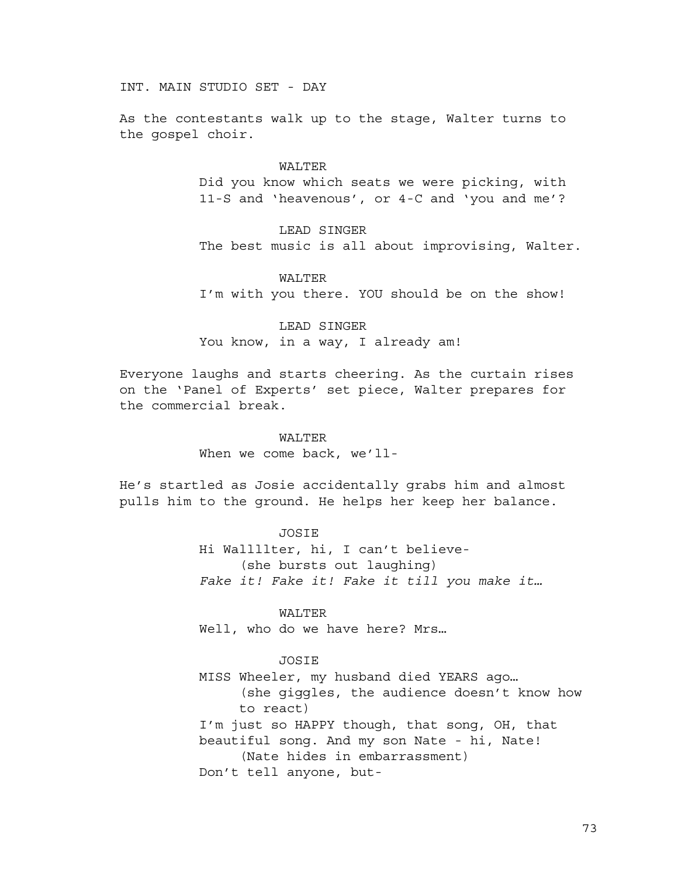INT. MAIN STUDIO SET - DAY

As the contestants walk up to the stage, Walter turns to the gospel choir.

WALTER
Did you know which seats we were picking, with 11-S and 'heavenous', or 4-C and 'you and me'?

LEAD SINGER
The best music is all about improvising, Walter.

WALTER
I'm with you there. YOU should be on the show!

LEAD SINGER
You know, in a way, I already am!

Everyone laughs and starts cheering. As the curtain rises on the 'Panel of Experts' set piece, Walter prepares for the commercial break.

WALTER
When we come back, we'll-

He's startled as Josie accidentally grabs him and almost pulls him to the ground. He helps her keep her balance.

JOSIE
Hi Wallllter, hi, I can't believe-
(she bursts out laughing)
*Fake it! Fake it! Fake it till you make it…*

WALTER
Well, who do we have here? Mrs…

JOSIE
MISS Wheeler, my husband died YEARS ago…
(she giggles, the audience doesn't know how to react)
I'm just so HAPPY though, that song, OH, that beautiful song. And my son Nate - hi, Nate!
(Nate hides in embarrassment)
Don't tell anyone, but-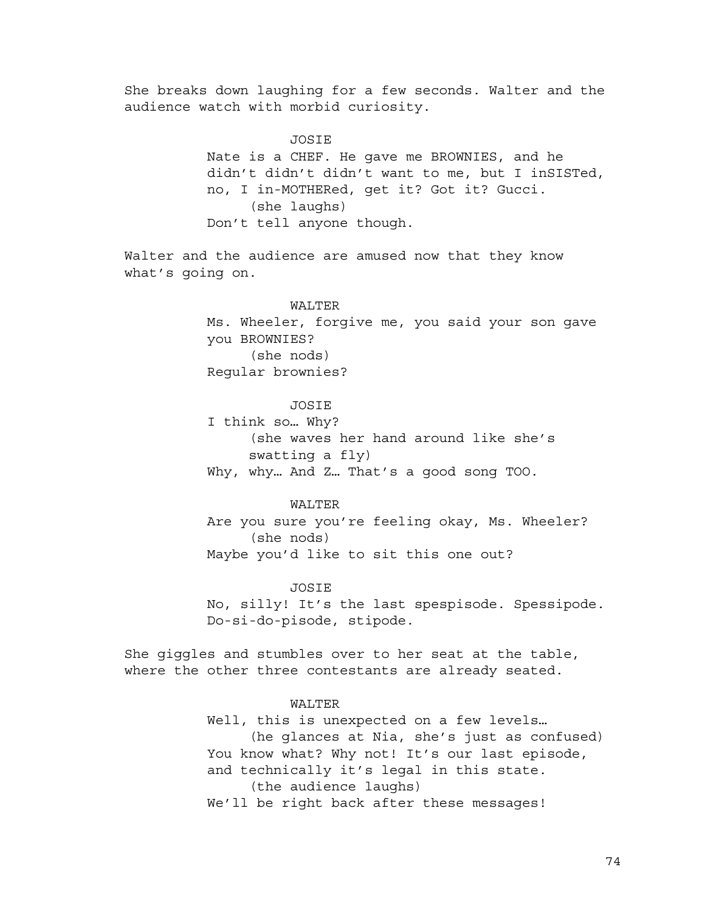She breaks down laughing for a few seconds. Walter and the audience watch with morbid curiosity.

JOSIE

Nate is a CHEF. He gave me BROWNIES, and he didn't didn't didn't want to me, but I inSISTed, no, I in-MOTHERed, get it? Got it? Gucci.

(she laughs)

Don't tell anyone though.

Walter and the audience are amused now that they know what's going on.

WALTER

Ms. Wheeler, forgive me, you said your son gave you BROWNIES?

(she nods)

Regular brownies?

JOSIE

I think so… Why?

(she waves her hand around like she's swatting a fly)

Why, why… And Z… That's a good song TOO.

WALTER

Are you sure you're feeling okay, Ms. Wheeler?

(she nods)

Maybe you'd like to sit this one out?

JOSIE

No, silly! It's the last spespisode. Spessipode. Do-si-do-pisode, stipode.

She giggles and stumbles over to her seat at the table, where the other three contestants are already seated.

WALTER

Well, this is unexpected on a few levels…

(he glances at Nia, she's just as confused)

You know what? Why not! It's our last episode, and technically it's legal in this state.

(the audience laughs)

We'll be right back after these messages!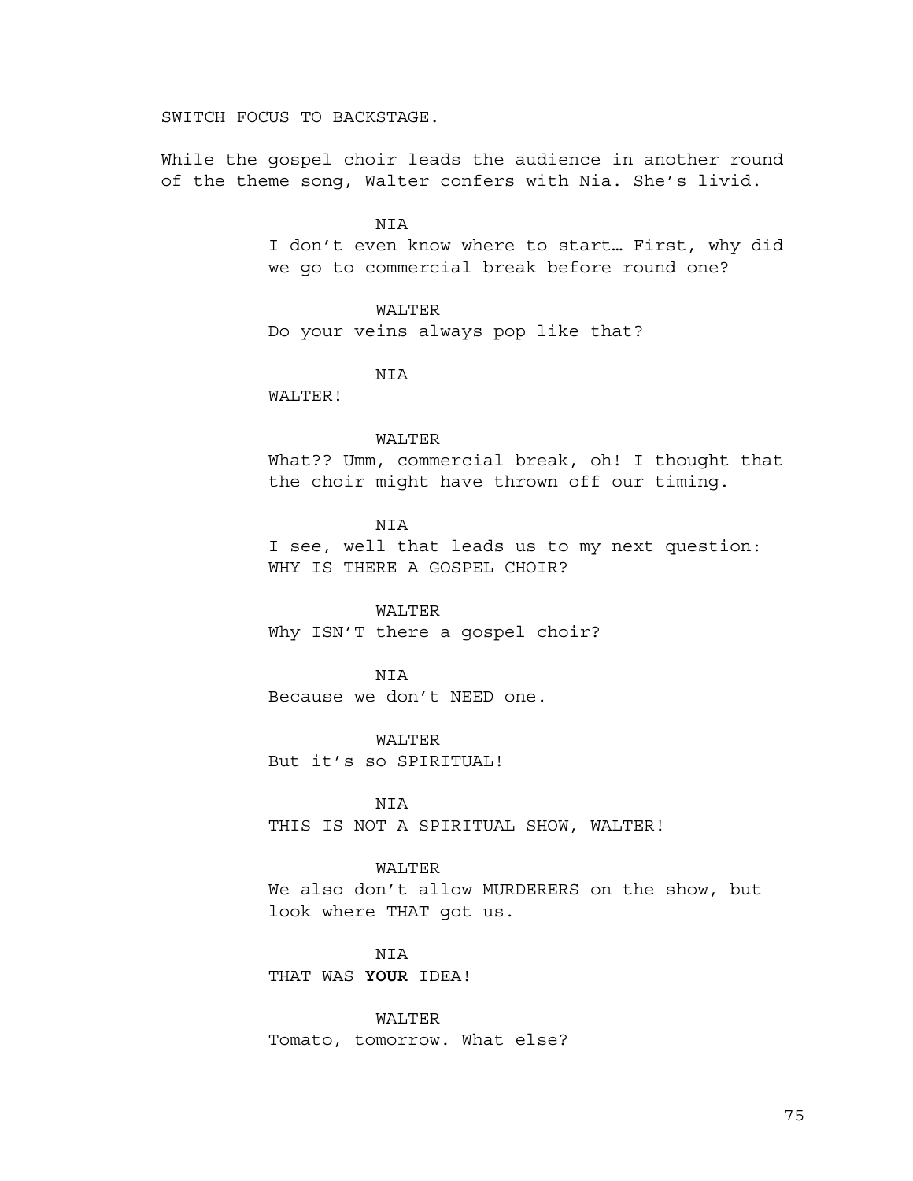SWITCH FOCUS TO BACKSTAGE.

While the gospel choir leads the audience in another round of the theme song, Walter confers with Nia. She's livid.

NIA
I don't even know where to start… First, why did we go to commercial break before round one?

WALTER
Do your veins always pop like that?

NIA
WALTER!

WALTER
What?? Umm, commercial break, oh! I thought that the choir might have thrown off our timing.

NIA
I see, well that leads us to my next question: WHY IS THERE A GOSPEL CHOIR?

WALTER
Why ISN'T there a gospel choir?

NIA
Because we don't NEED one.

WALTER
But it's so SPIRITUAL!

NIA
THIS IS NOT A SPIRITUAL SHOW, WALTER!

WALTER
We also don't allow MURDERERS on the show, but look where THAT got us.

NIA
THAT WAS **YOUR** IDEA!

WALTER
Tomato, tomorrow. What else?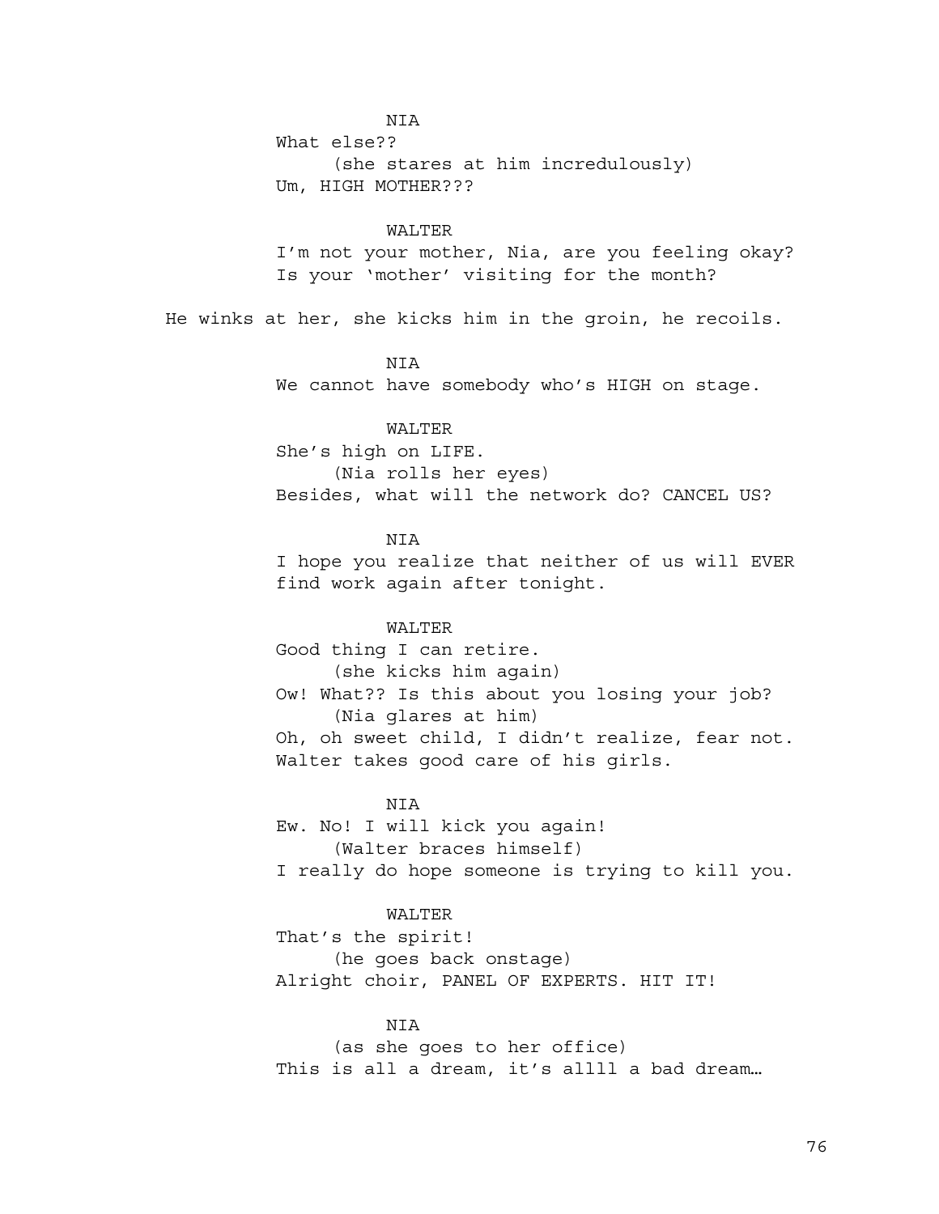NIA

What else??

(she stares at him incredulously)

Um, HIGH MOTHER???

WALTER

I'm not your mother, Nia, are you feeling okay? Is your 'mother' visiting for the month?

He winks at her, she kicks him in the groin, he recoils.

NIA

We cannot have somebody who's HIGH on stage.

WALTER

She's high on LIFE.

(Nia rolls her eyes)

Besides, what will the network do? CANCEL US?

NIA

I hope you realize that neither of us will EVER find work again after tonight.

WALTER

Good thing I can retire.

(she kicks him again)

Ow! What?? Is this about you losing your job?

(Nia glares at him)

Oh, oh sweet child, I didn't realize, fear not. Walter takes good care of his girls.

NIA

Ew. No! I will kick you again!

(Walter braces himself)

I really do hope someone is trying to kill you.

WALTER

That's the spirit!

(he goes back onstage)

Alright choir, PANEL OF EXPERTS. HIT IT!

NIA

(as she goes to her office)

This is all a dream, it's allll a bad dream…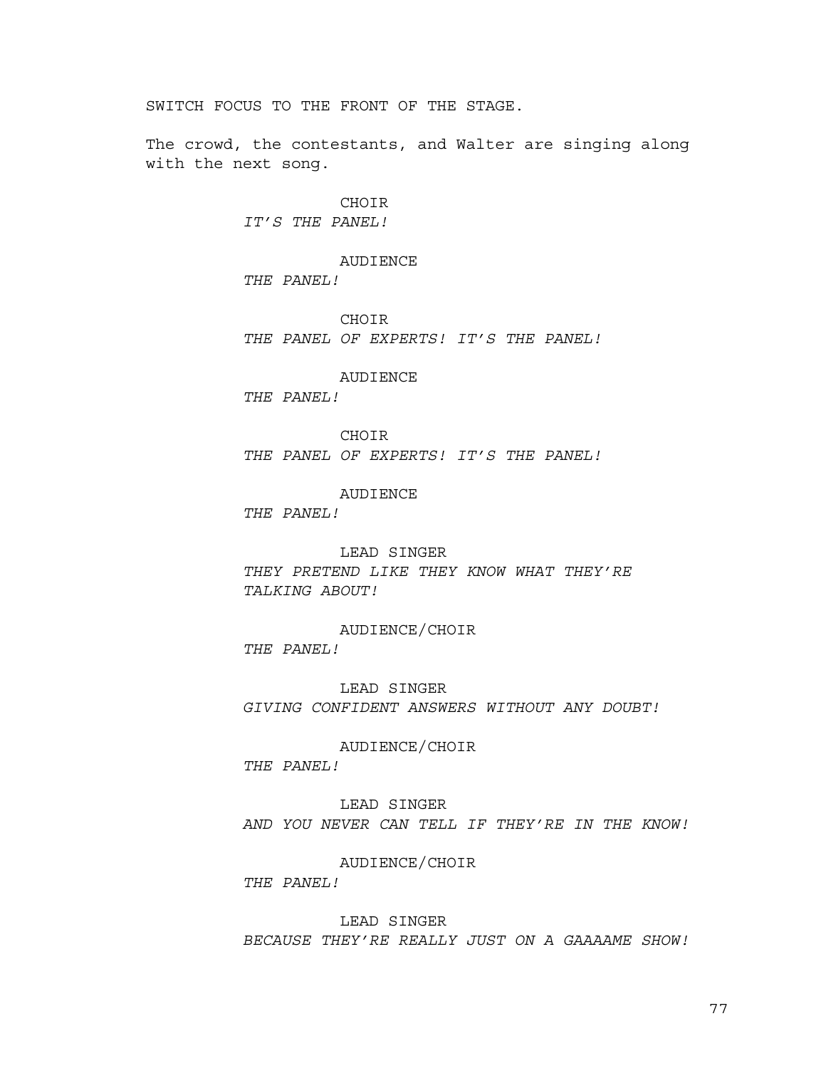SWITCH FOCUS TO THE FRONT OF THE STAGE.

The crowd, the contestants, and Walter are singing along with the next song.

CHOIR
*IT'S THE PANEL!*

AUDIENCE
*THE PANEL!*

CHOIR
*THE PANEL OF EXPERTS! IT'S THE PANEL!*

AUDIENCE
*THE PANEL!*

CHOIR
*THE PANEL OF EXPERTS! IT'S THE PANEL!*

AUDIENCE
*THE PANEL!*

LEAD SINGER
*THEY PRETEND LIKE THEY KNOW WHAT THEY'RE TALKING ABOUT!*

AUDIENCE/CHOIR
*THE PANEL!*

LEAD SINGER
*GIVING CONFIDENT ANSWERS WITHOUT ANY DOUBT!*

AUDIENCE/CHOIR
*THE PANEL!*

LEAD SINGER
*AND YOU NEVER CAN TELL IF THEY'RE IN THE KNOW!*

AUDIENCE/CHOIR
*THE PANEL!*

LEAD SINGER
*BECAUSE THEY'RE REALLY JUST ON A GAAAAME SHOW!*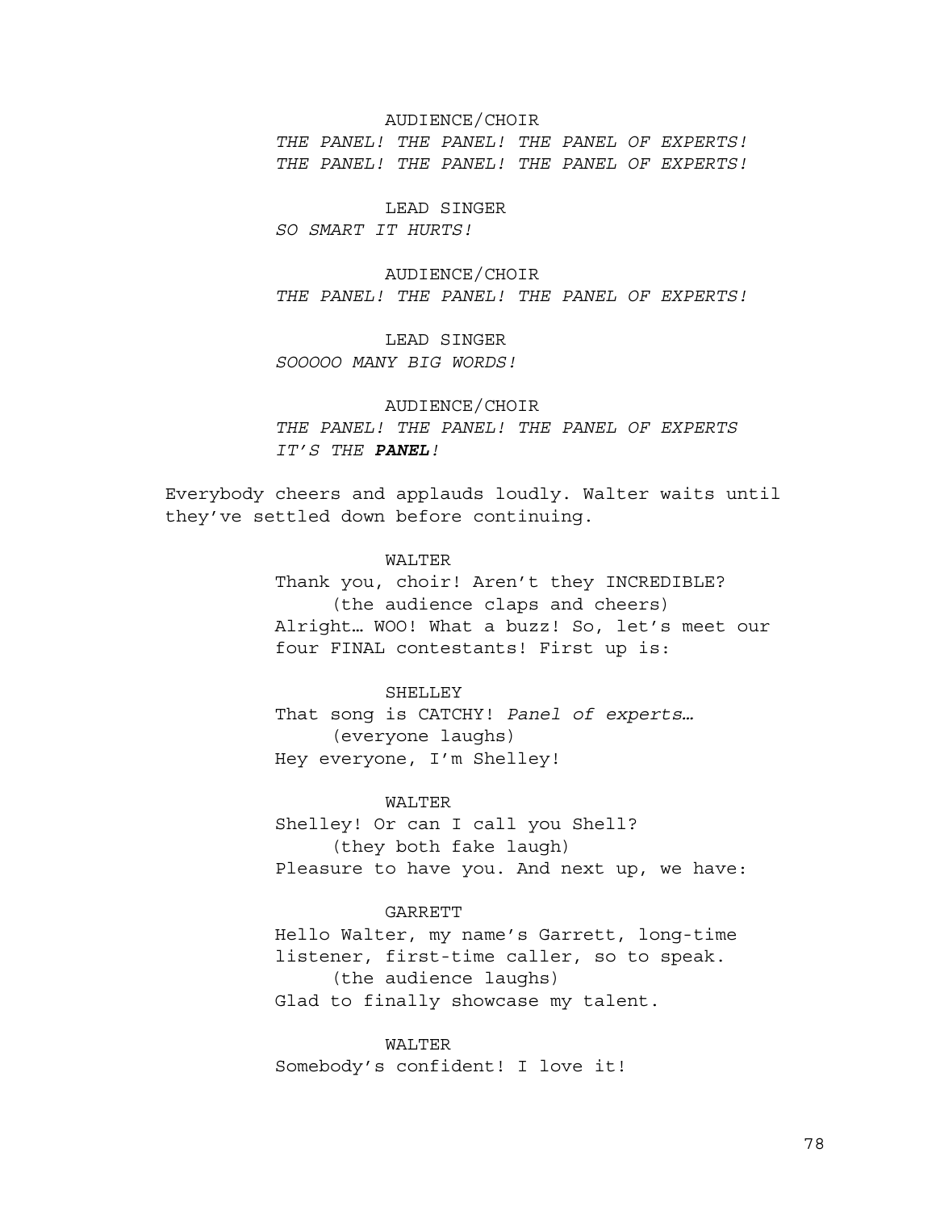AUDIENCE/CHOIR

*THE PANEL! THE PANEL! THE PANEL OF EXPERTS!*
*THE PANEL! THE PANEL! THE PANEL OF EXPERTS!*

LEAD SINGER

*SO SMART IT HURTS!*

AUDIENCE/CHOIR

*THE PANEL! THE PANEL! THE PANEL OF EXPERTS!*

LEAD SINGER

*SOOOOO MANY BIG WORDS!*

AUDIENCE/CHOIR

*THE PANEL! THE PANEL! THE PANEL OF EXPERTS*
*IT'S THE **PANEL**!*

Everybody cheers and applauds loudly. Walter waits until they've settled down before continuing.

WALTER

Thank you, choir! Aren't they INCREDIBLE?
(the audience claps and cheers)
Alright… WOO! What a buzz! So, let's meet our four FINAL contestants! First up is:

SHELLEY

That song is CATCHY! *Panel of experts…*
(everyone laughs)
Hey everyone, I'm Shelley!

WALTER

Shelley! Or can I call you Shell?
(they both fake laugh)
Pleasure to have you. And next up, we have:

GARRETT

Hello Walter, my name's Garrett, long-time listener, first-time caller, so to speak.
(the audience laughs)
Glad to finally showcase my talent.

WALTER

Somebody's confident! I love it!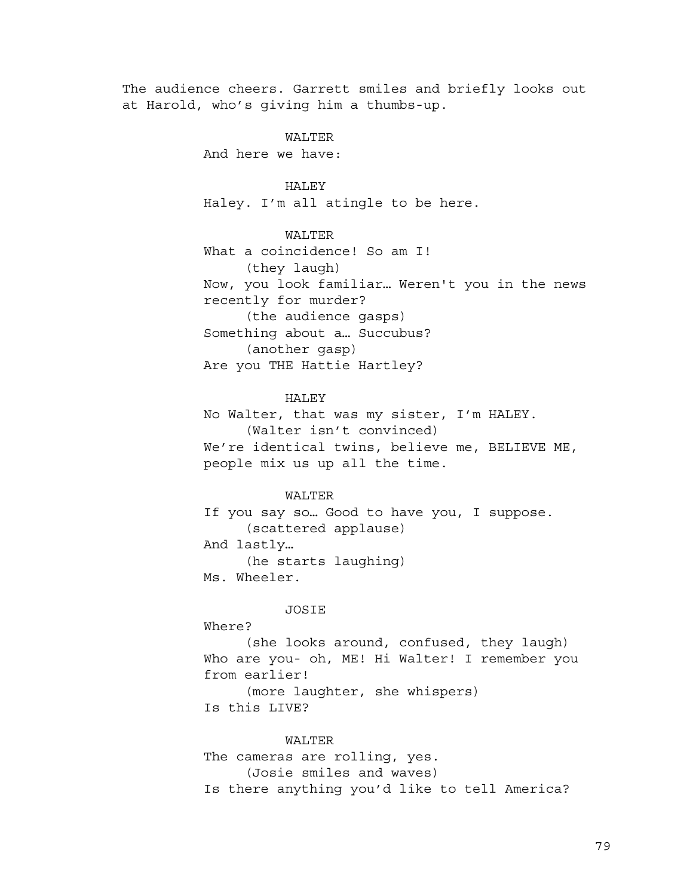The audience cheers. Garrett smiles and briefly looks out at Harold, who's giving him a thumbs-up.

WALTER
And here we have:

HALEY
Haley. I'm all atingle to be here.

WALTER
What a coincidence! So am I!
(they laugh)
Now, you look familiar… Weren't you in the news recently for murder?
(the audience gasps)
Something about a… Succubus?
(another gasp)
Are you THE Hattie Hartley?

HALEY
No Walter, that was my sister, I'm HALEY.
(Walter isn't convinced)
We're identical twins, believe me, BELIEVE ME, people mix us up all the time.

WALTER
If you say so… Good to have you, I suppose.
(scattered applause)
And lastly…
(he starts laughing)
Ms. Wheeler.

JOSIE
Where?
(she looks around, confused, they laugh)
Who are you- oh, ME! Hi Walter! I remember you from earlier!
(more laughter, she whispers)
Is this LIVE?

WALTER
The cameras are rolling, yes.
(Josie smiles and waves)
Is there anything you'd like to tell America?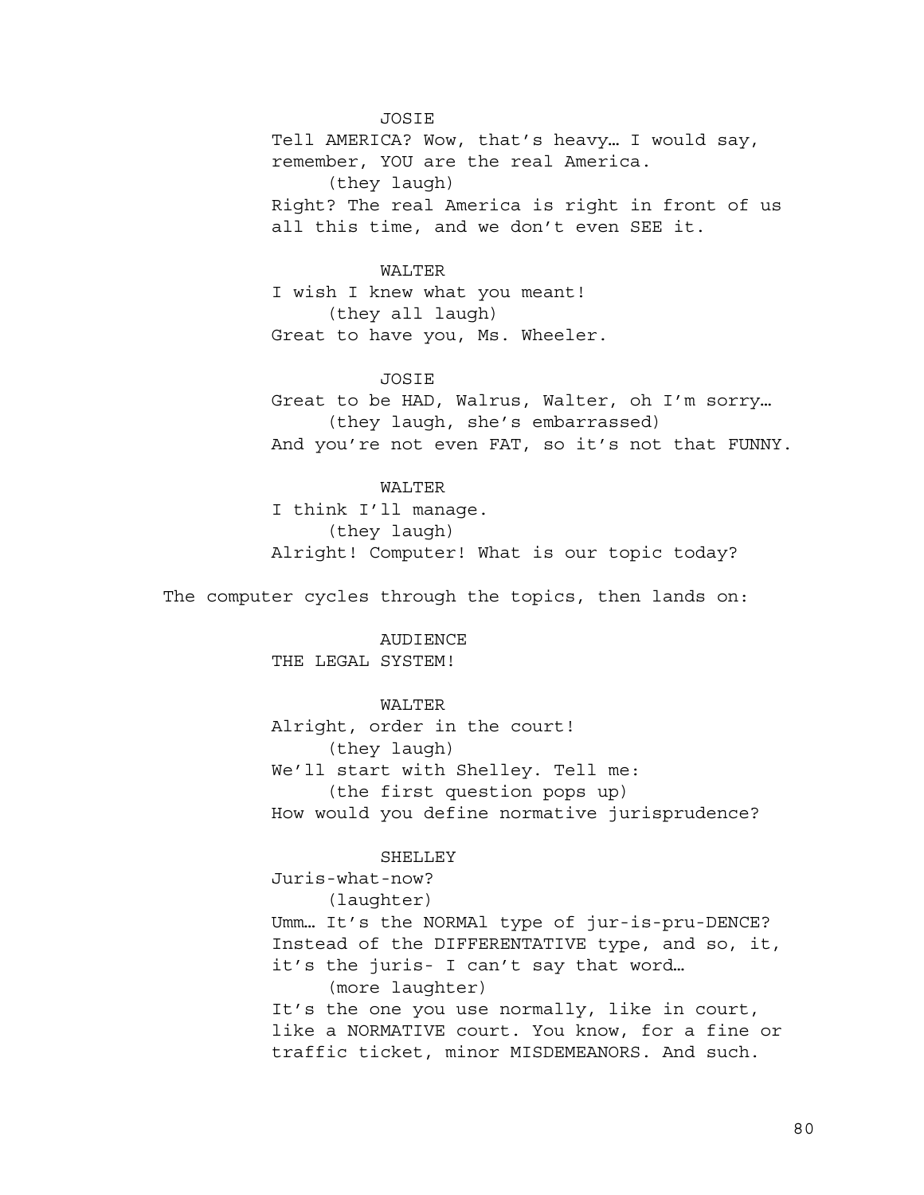JOSIE

Tell AMERICA? Wow, that's heavy… I would say, remember, YOU are the real America.

(they laugh)

Right? The real America is right in front of us all this time, and we don't even SEE it.

WALTER

I wish I knew what you meant!

(they all laugh)

Great to have you, Ms. Wheeler.

JOSIE

Great to be HAD, Walrus, Walter, oh I'm sorry…

(they laugh, she's embarrassed)

And you're not even FAT, so it's not that FUNNY.

WALTER

I think I'll manage.

(they laugh)

Alright! Computer! What is our topic today?

The computer cycles through the topics, then lands on:

AUDIENCE

THE LEGAL SYSTEM!

WALTER

Alright, order in the court!

(they laugh)

We'll start with Shelley. Tell me:

(the first question pops up)

How would you define normative jurisprudence?

SHELLEY

Juris-what-now?

(laughter)

Umm… It's the NORMAl type of jur-is-pru-DENCE? Instead of the DIFFERENTATIVE type, and so, it, it's the juris- I can't say that word…

(more laughter)

It's the one you use normally, like in court, like a NORMATIVE court. You know, for a fine or traffic ticket, minor MISDEMEANORS. And such.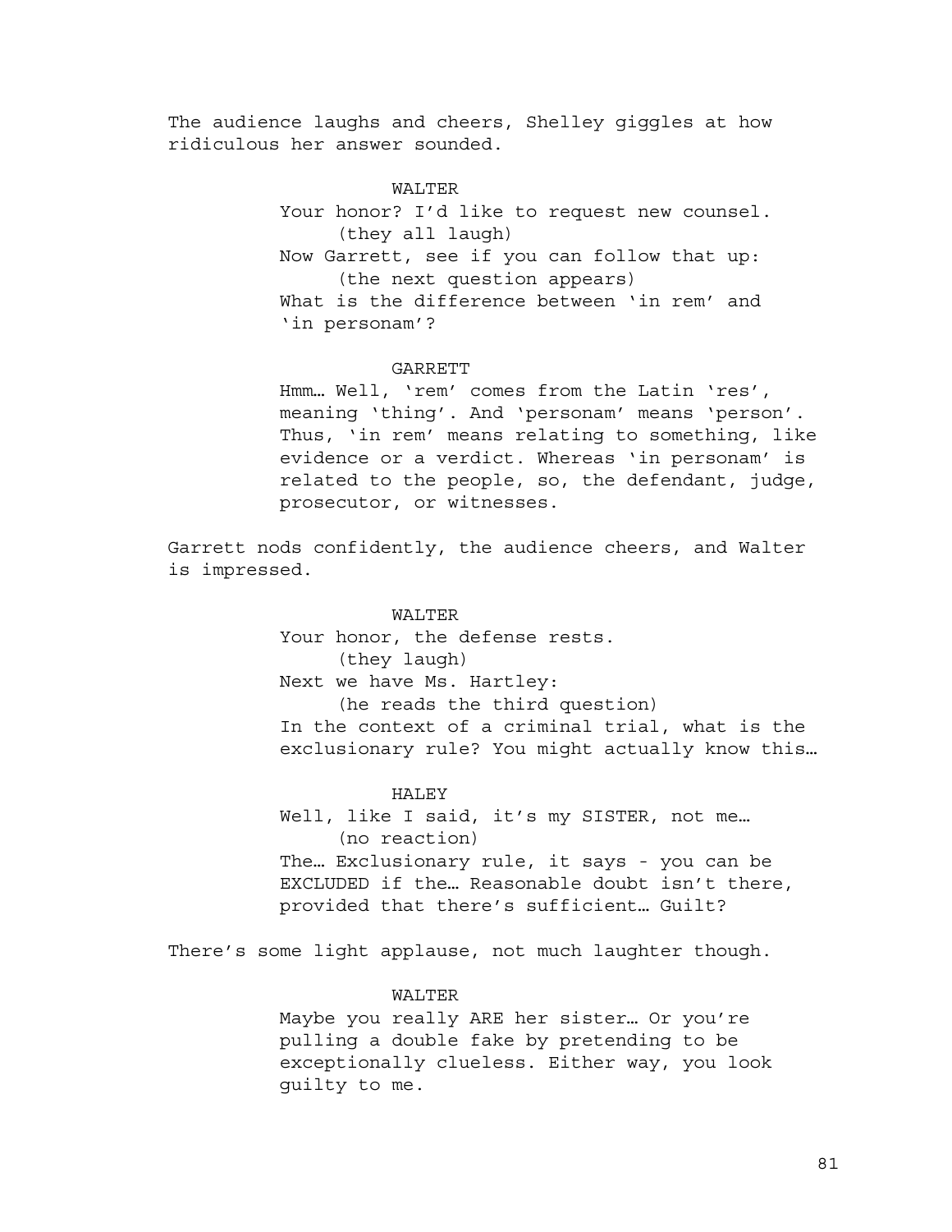The audience laughs and cheers, Shelley giggles at how ridiculous her answer sounded.

WALTER

Your honor? I'd like to request new counsel.

(they all laugh)

Now Garrett, see if you can follow that up:

(the next question appears)

What is the difference between 'in rem' and 'in personam'?

GARRETT

Hmm… Well, 'rem' comes from the Latin 'res', meaning 'thing'. And 'personam' means 'person'. Thus, 'in rem' means relating to something, like evidence or a verdict. Whereas 'in personam' is related to the people, so, the defendant, judge, prosecutor, or witnesses.

Garrett nods confidently, the audience cheers, and Walter is impressed.

WALTER

Your honor, the defense rests.

(they laugh)

Next we have Ms. Hartley:

(he reads the third question)

In the context of a criminal trial, what is the exclusionary rule? You might actually know this…

HALEY

Well, like I said, it's my SISTER, not me…

(no reaction)

The… Exclusionary rule, it says - you can be EXCLUDED if the… Reasonable doubt isn't there, provided that there's sufficient… Guilt?

There's some light applause, not much laughter though.

WALTER

Maybe you really ARE her sister… Or you're pulling a double fake by pretending to be exceptionally clueless. Either way, you look guilty to me.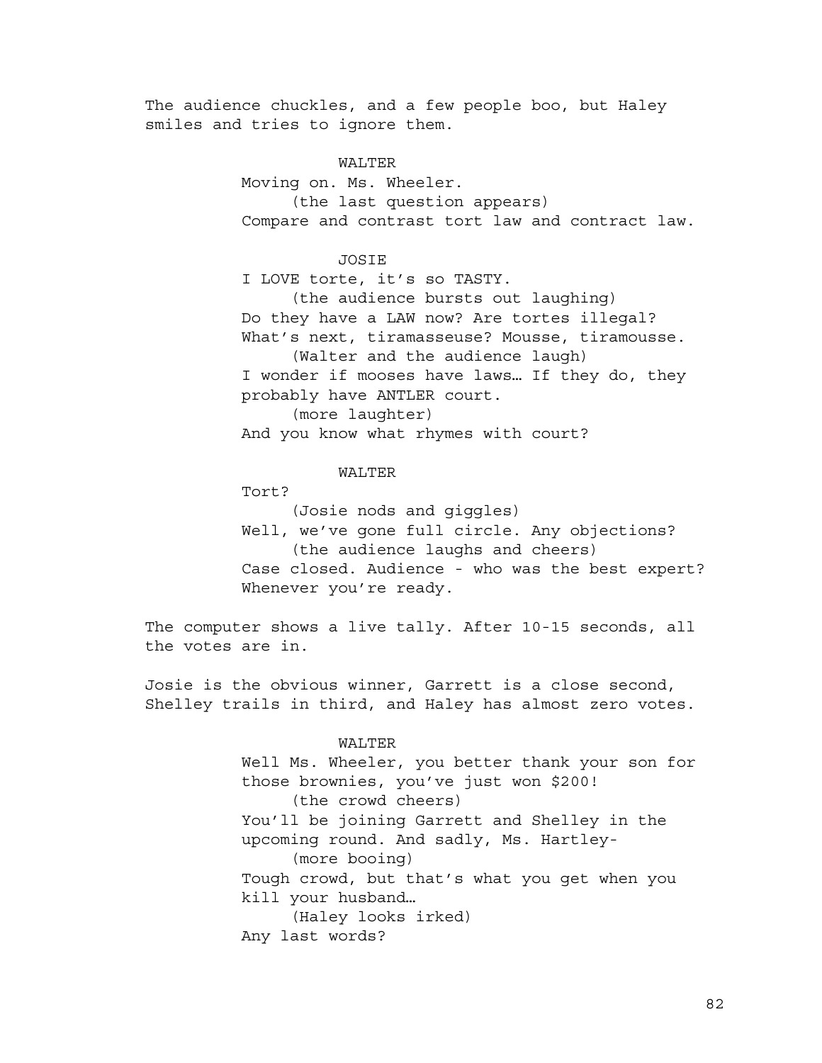The audience chuckles, and a few people boo, but Haley smiles and tries to ignore them.

WALTER
Moving on. Ms. Wheeler.
(the last question appears)
Compare and contrast tort law and contract law.

JOSIE
I LOVE torte, it's so TASTY.
(the audience bursts out laughing)
Do they have a LAW now? Are tortes illegal? What's next, tiramasseuse? Mousse, tiramousse.
(Walter and the audience laugh)
I wonder if mooses have laws… If they do, they probably have ANTLER court.
(more laughter)
And you know what rhymes with court?

WALTER
Tort?
(Josie nods and giggles)
Well, we've gone full circle. Any objections?
(the audience laughs and cheers)
Case closed. Audience - who was the best expert? Whenever you're ready.

The computer shows a live tally. After 10-15 seconds, all the votes are in.

Josie is the obvious winner, Garrett is a close second, Shelley trails in third, and Haley has almost zero votes.

WALTER
Well Ms. Wheeler, you better thank your son for those brownies, you've just won $200!
(the crowd cheers)
You'll be joining Garrett and Shelley in the upcoming round. And sadly, Ms. Hartley-
(more booing)
Tough crowd, but that's what you get when you kill your husband…
(Haley looks irked)
Any last words?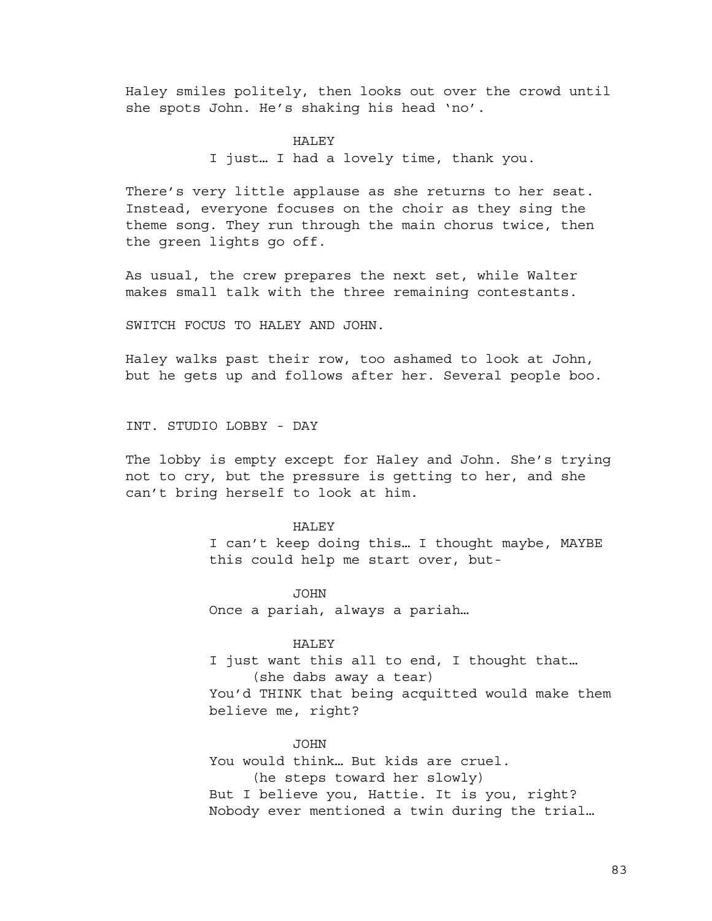Haley smiles politely, then looks out over the crowd until she spots John. He's shaking his head 'no'.

HALEY

I just… I had a lovely time, thank you.

There's very little applause as she returns to her seat. Instead, everyone focuses on the choir as they sing the theme song. They run through the main chorus twice, then the green lights go off.

As usual, the crew prepares the next set, while Walter makes small talk with the three remaining contestants.

SWITCH FOCUS TO HALEY AND JOHN.

Haley walks past their row, too ashamed to look at John, but he gets up and follows after her. Several people boo.

INT. STUDIO LOBBY - DAY

The lobby is empty except for Haley and John. She's trying not to cry, but the pressure is getting to her, and she can't bring herself to look at him.

HALEY

I can't keep doing this… I thought maybe, MAYBE this could help me start over, but-

JOHN

Once a pariah, always a pariah…

HALEY

I just want this all to end, I thought that…

(she dabs away a tear)

You'd THINK that being acquitted would make them believe me, right?

JOHN

You would think… But kids are cruel.

(he steps toward her slowly)

But I believe you, Hattie. It is you, right? Nobody ever mentioned a twin during the trial…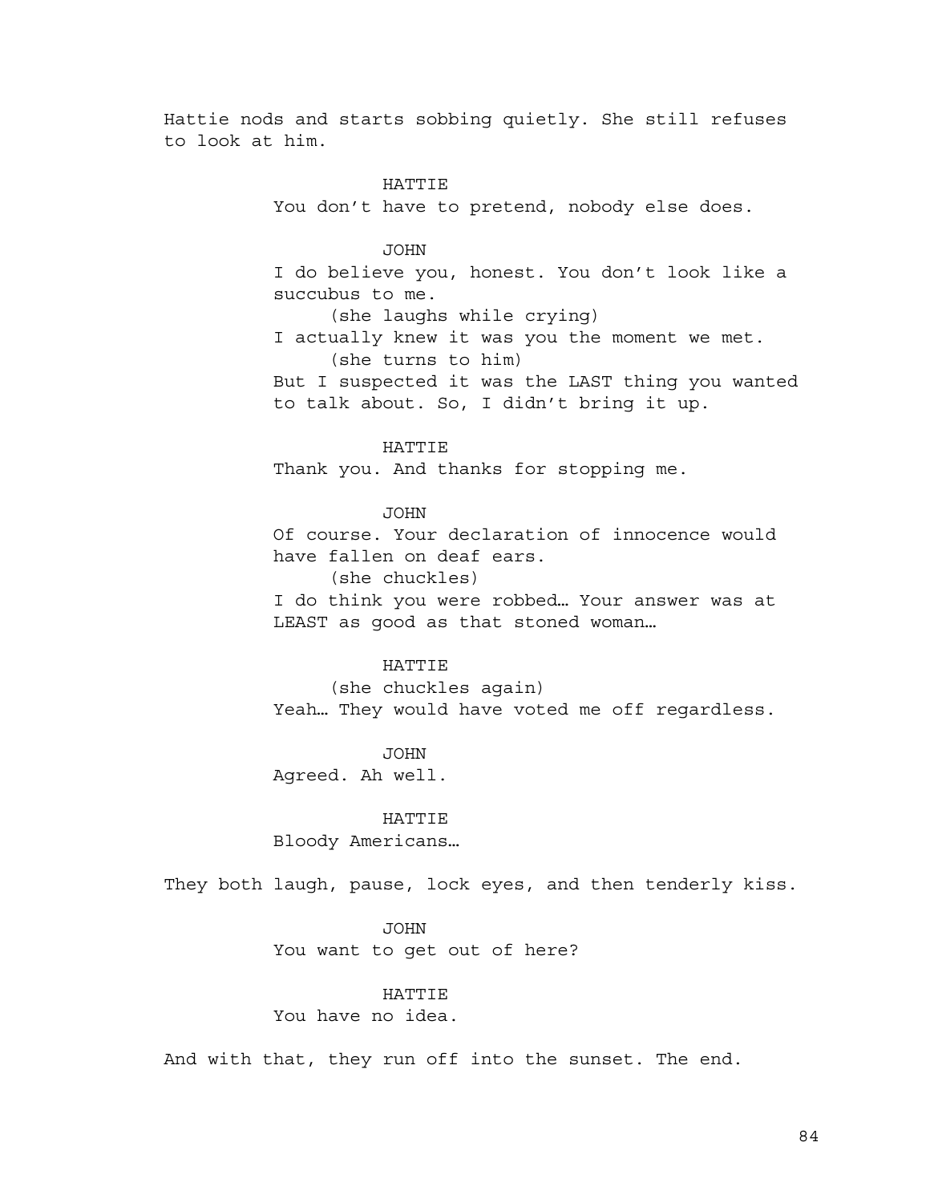Hattie nods and starts sobbing quietly. She still refuses to look at him.

HATTIE

You don't have to pretend, nobody else does.

JOHN

I do believe you, honest. You don't look like a succubus to me.

(she laughs while crying)

I actually knew it was you the moment we met.

(she turns to him)

But I suspected it was the LAST thing you wanted to talk about. So, I didn't bring it up.

HATTIE

Thank you. And thanks for stopping me.

JOHN

Of course. Your declaration of innocence would have fallen on deaf ears.

(she chuckles)

I do think you were robbed… Your answer was at LEAST as good as that stoned woman…

HATTIE

(she chuckles again)

Yeah… They would have voted me off regardless.

JOHN

Agreed. Ah well.

HATTIE

Bloody Americans…

They both laugh, pause, lock eyes, and then tenderly kiss.

JOHN

You want to get out of here?

HATTIE

You have no idea.

And with that, they run off into the sunset. The end.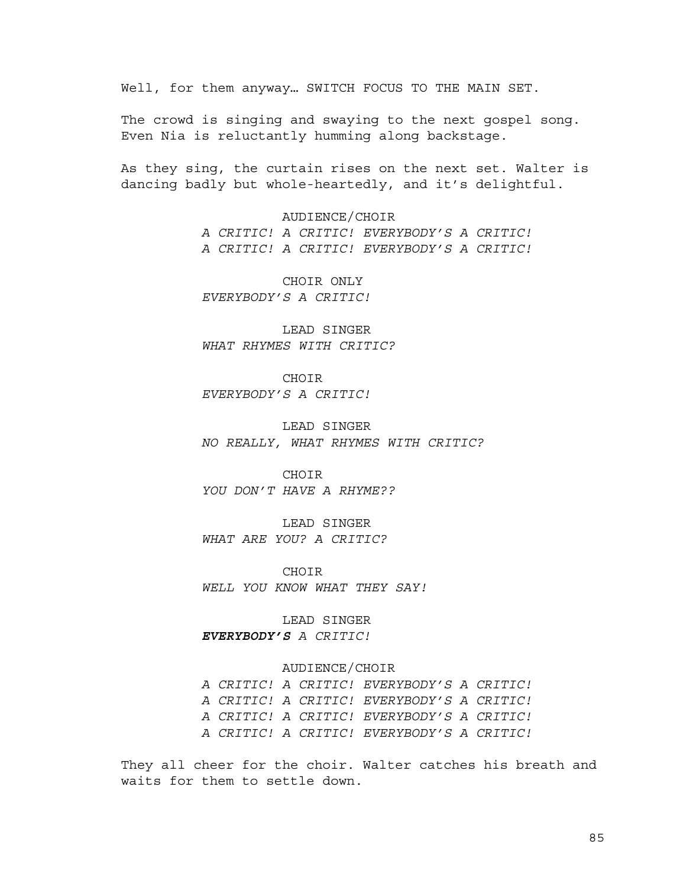Well, for them anyway… SWITCH FOCUS TO THE MAIN SET.

The crowd is singing and swaying to the next gospel song. Even Nia is reluctantly humming along backstage.

As they sing, the curtain rises on the next set. Walter is dancing badly but whole-heartedly, and it's delightful.

AUDIENCE/CHOIR

*A CRITIC! A CRITIC! EVERYBODY'S A CRITIC!*
*A CRITIC! A CRITIC! EVERYBODY'S A CRITIC!*

CHOIR ONLY

*EVERYBODY'S A CRITIC!*

LEAD SINGER

*WHAT RHYMES WITH CRITIC?*

CHOIR

*EVERYBODY'S A CRITIC!*

LEAD SINGER

*NO REALLY, WHAT RHYMES WITH CRITIC?*

CHOIR

*YOU DON'T HAVE A RHYME??*

LEAD SINGER

*WHAT ARE YOU? A CRITIC?*

CHOIR

*WELL YOU KNOW WHAT THEY SAY!*

LEAD SINGER

***EVERYBODY'S*** *A CRITIC!*

AUDIENCE/CHOIR

*A CRITIC! A CRITIC! EVERYBODY'S A CRITIC!*
*A CRITIC! A CRITIC! EVERYBODY'S A CRITIC!*
*A CRITIC! A CRITIC! EVERYBODY'S A CRITIC!*
*A CRITIC! A CRITIC! EVERYBODY'S A CRITIC!*

They all cheer for the choir. Walter catches his breath and waits for them to settle down.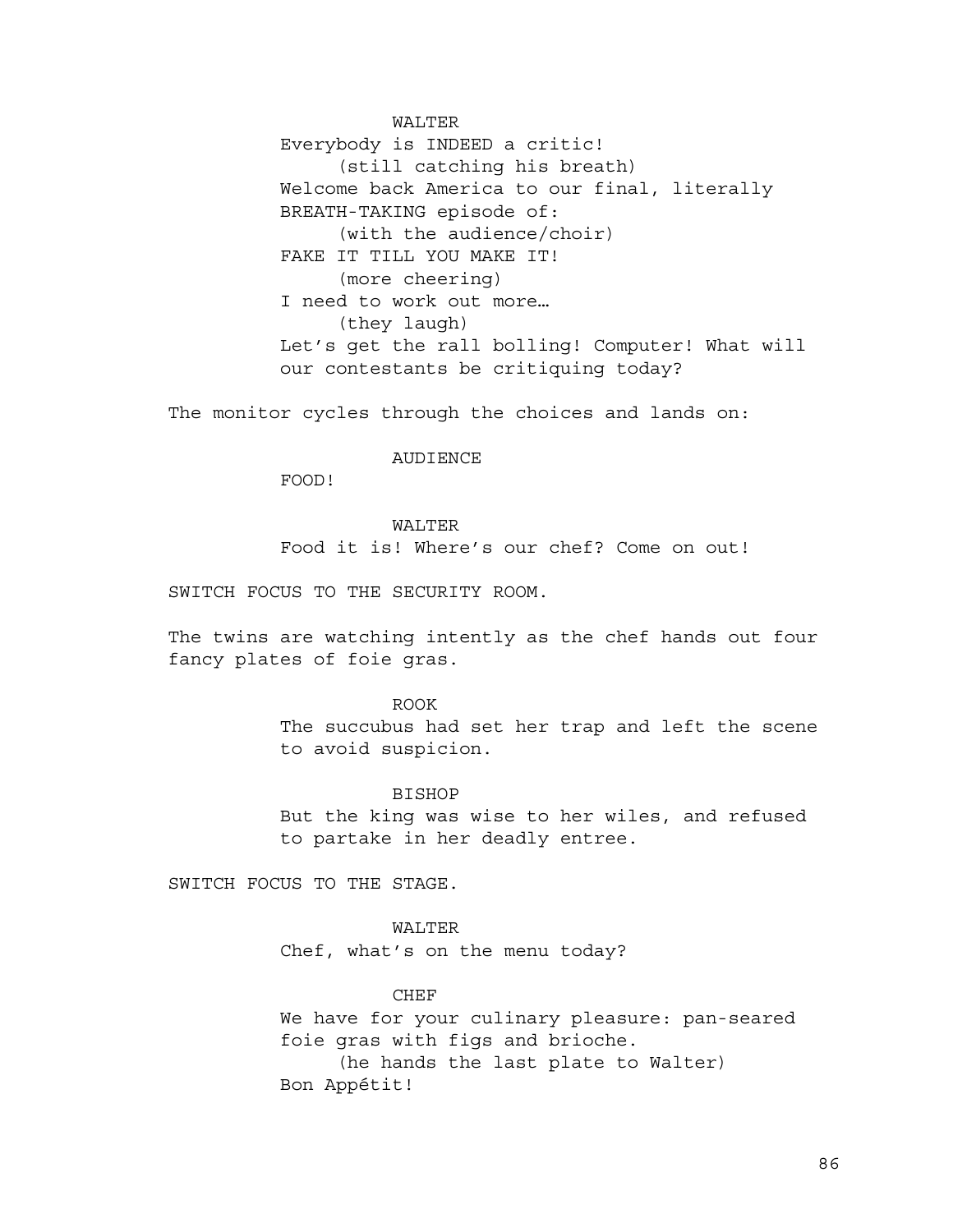WALTER

Everybody is INDEED a critic!

(still catching his breath)

Welcome back America to our final, literally BREATH-TAKING episode of:

(with the audience/choir)

FAKE IT TILL YOU MAKE IT!

(more cheering)

I need to work out more…

(they laugh)

Let's get the rall bolling! Computer! What will our contestants be critiquing today?

The monitor cycles through the choices and lands on:

AUDIENCE

FOOD!

WALTER

Food it is! Where's our chef? Come on out!

SWITCH FOCUS TO THE SECURITY ROOM.

The twins are watching intently as the chef hands out four fancy plates of foie gras.

ROOK

The succubus had set her trap and left the scene to avoid suspicion.

BISHOP

But the king was wise to her wiles, and refused to partake in her deadly entree.

SWITCH FOCUS TO THE STAGE.

WALTER

Chef, what's on the menu today?

CHEF

We have for your culinary pleasure: pan-seared foie gras with figs and brioche.

(he hands the last plate to Walter)

Bon Appétit!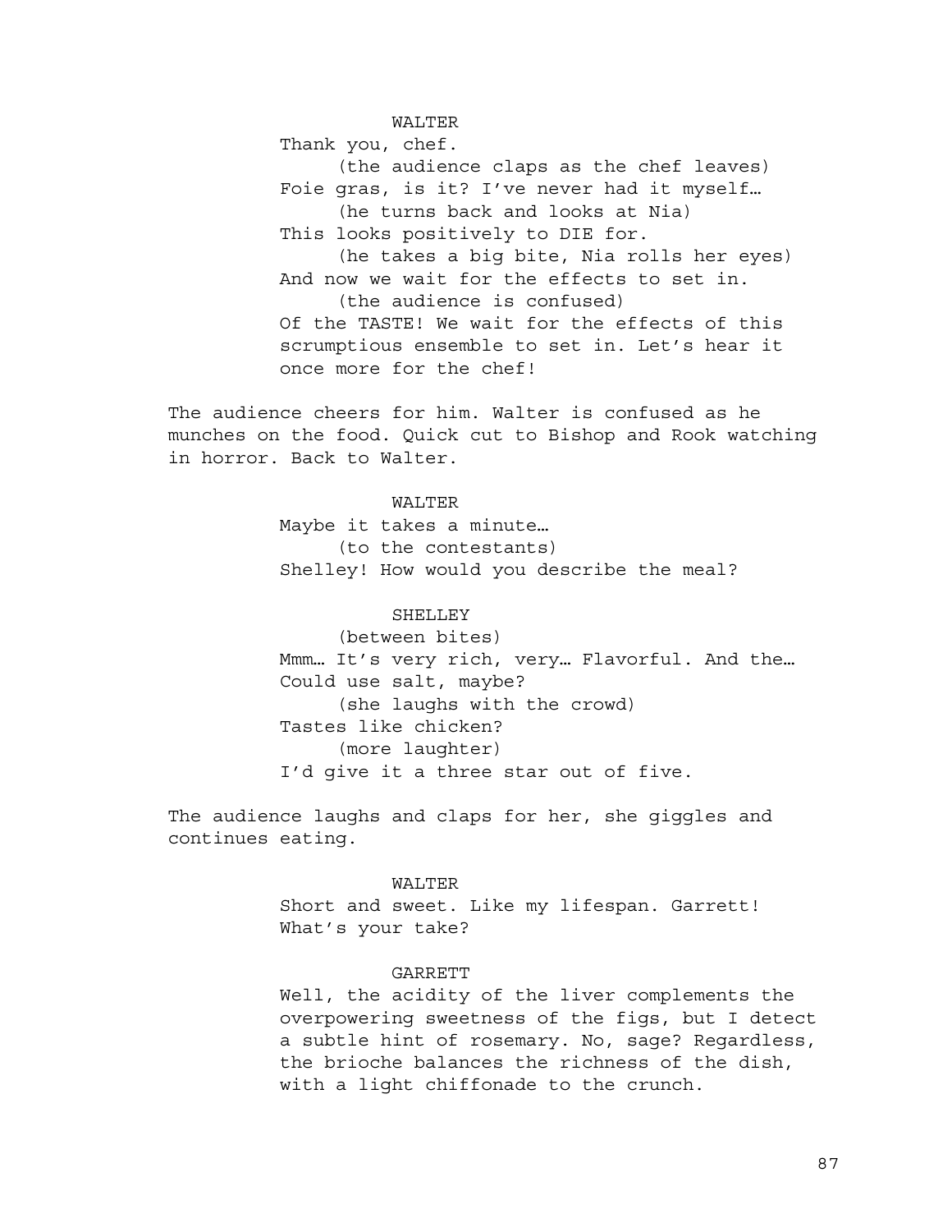WALTER

Thank you, chef.

(the audience claps as the chef leaves)

Foie gras, is it? I've never had it myself…

(he turns back and looks at Nia)

This looks positively to DIE for.

(he takes a big bite, Nia rolls her eyes)

And now we wait for the effects to set in.

(the audience is confused)

Of the TASTE! We wait for the effects of this scrumptious ensemble to set in. Let's hear it once more for the chef!

The audience cheers for him. Walter is confused as he munches on the food. Quick cut to Bishop and Rook watching in horror. Back to Walter.

WALTER

Maybe it takes a minute…

(to the contestants)

Shelley! How would you describe the meal?

SHELLEY

(between bites)

Mmm… It's very rich, very… Flavorful. And the… Could use salt, maybe?

(she laughs with the crowd)

Tastes like chicken?

(more laughter)

I'd give it a three star out of five.

The audience laughs and claps for her, she giggles and continues eating.

WALTER

Short and sweet. Like my lifespan. Garrett! What's your take?

GARRETT

Well, the acidity of the liver complements the overpowering sweetness of the figs, but I detect a subtle hint of rosemary. No, sage? Regardless, the brioche balances the richness of the dish, with a light chiffonade to the crunch.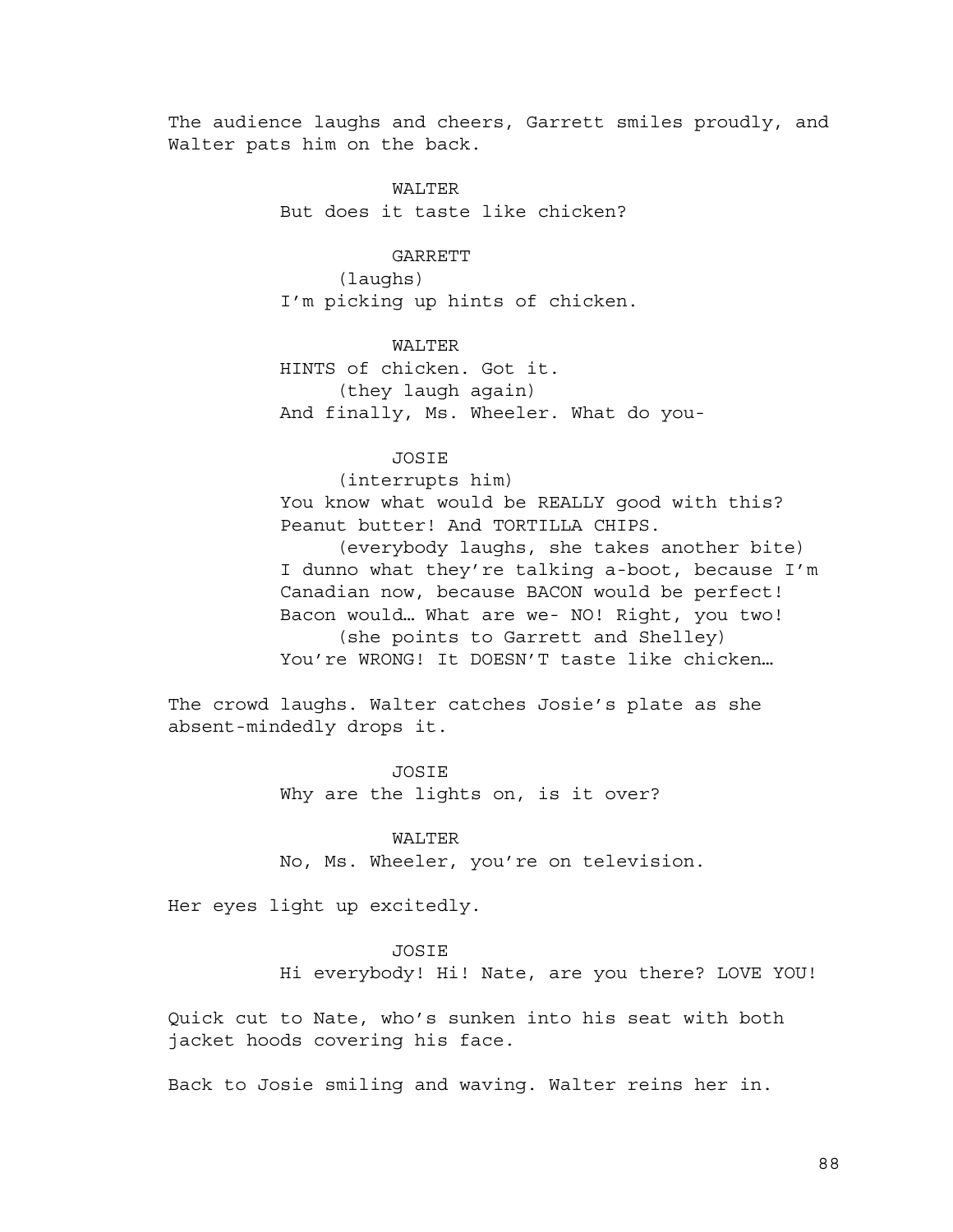The audience laughs and cheers, Garrett smiles proudly, and Walter pats him on the back.

WALTER

But does it taste like chicken?

GARRETT

(laughs)

I'm picking up hints of chicken.

WALTER

HINTS of chicken. Got it.

(they laugh again)

And finally, Ms. Wheeler. What do you-

JOSIE

(interrupts him)

You know what would be REALLY good with this? Peanut butter! And TORTILLA CHIPS.

(everybody laughs, she takes another bite)

I dunno what they're talking a-boot, because I'm Canadian now, because BACON would be perfect! Bacon would… What are we- NO! Right, you two!

(she points to Garrett and Shelley)

You're WRONG! It DOESN'T taste like chicken…

The crowd laughs. Walter catches Josie's plate as she absent-mindedly drops it.

JOSIE

Why are the lights on, is it over?

WALTER

No, Ms. Wheeler, you're on television.

Her eyes light up excitedly.

JOSIE

Hi everybody! Hi! Nate, are you there? LOVE YOU!

Quick cut to Nate, who's sunken into his seat with both jacket hoods covering his face.

Back to Josie smiling and waving. Walter reins her in.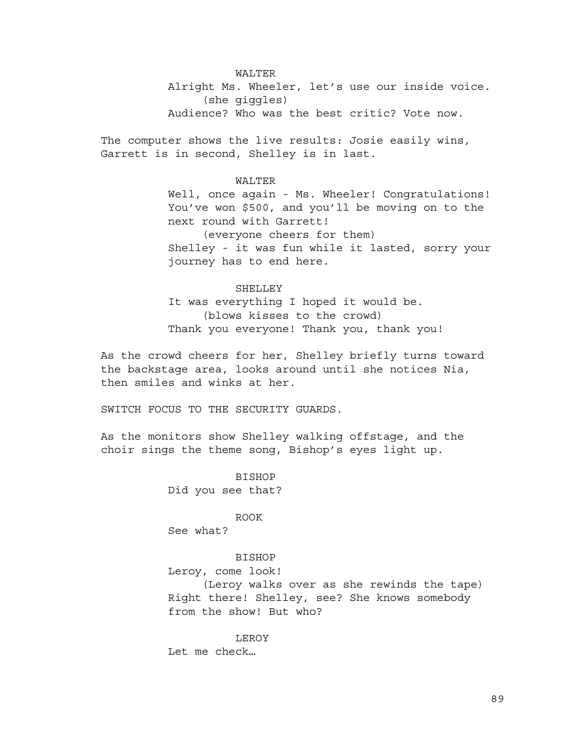WALTER

Alright Ms. Wheeler, let's use our inside voice.

(she giggles)

Audience? Who was the best critic? Vote now.

The computer shows the live results: Josie easily wins, Garrett is in second, Shelley is in last.

WALTER

Well, once again - Ms. Wheeler! Congratulations! You've won $500, and you'll be moving on to the next round with Garrett!

(everyone cheers for them)

Shelley - it was fun while it lasted, sorry your journey has to end here.

SHELLEY

It was everything I hoped it would be.

(blows kisses to the crowd)

Thank you everyone! Thank you, thank you!

As the crowd cheers for her, Shelley briefly turns toward the backstage area, looks around until she notices Nia, then smiles and winks at her.

SWITCH FOCUS TO THE SECURITY GUARDS.

As the monitors show Shelley walking offstage, and the choir sings the theme song, Bishop's eyes light up.

BISHOP

Did you see that?

ROOK

See what?

BISHOP

Leroy, come look!

(Leroy walks over as she rewinds the tape)

Right there! Shelley, see? She knows somebody from the show! But who?

LEROY

Let me check…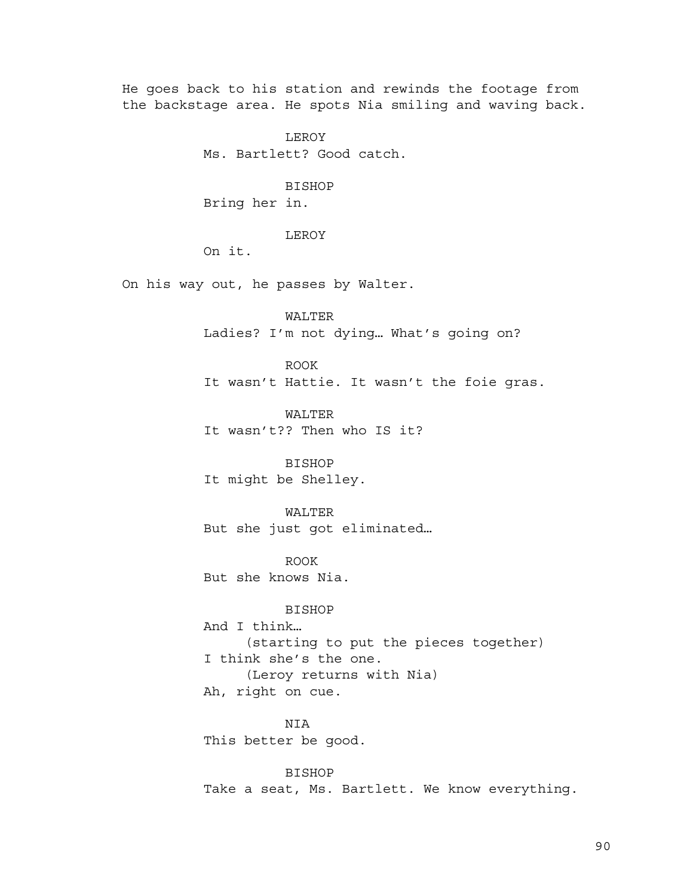He goes back to his station and rewinds the footage from the backstage area. He spots Nia smiling and waving back.

LEROY
Ms. Bartlett? Good catch.

BISHOP
Bring her in.

LEROY
On it.

On his way out, he passes by Walter.

WALTER
Ladies? I'm not dying… What's going on?

ROOK
It wasn't Hattie. It wasn't the foie gras.

WALTER
It wasn't?? Then who IS it?

BISHOP
It might be Shelley.

WALTER
But she just got eliminated…

ROOK
But she knows Nia.

BISHOP
And I think…
(starting to put the pieces together)
I think she's the one.
(Leroy returns with Nia)
Ah, right on cue.

NIA
This better be good.

BISHOP
Take a seat, Ms. Bartlett. We know everything.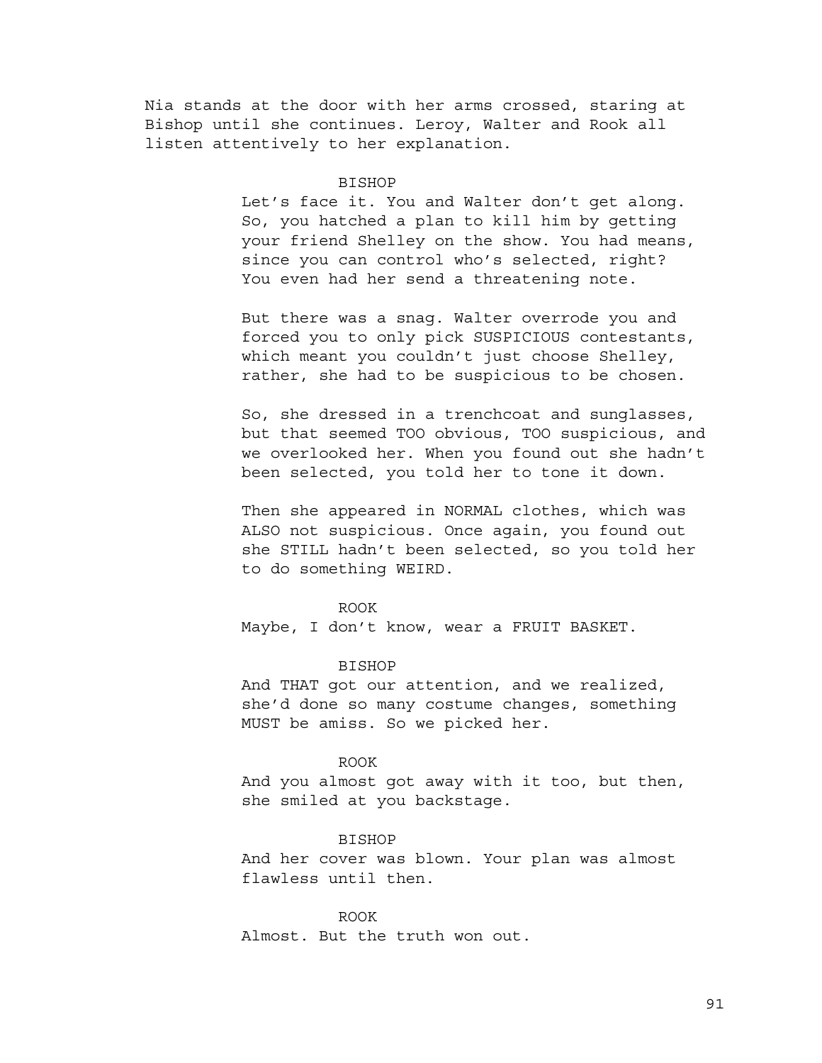Nia stands at the door with her arms crossed, staring at Bishop until she continues. Leroy, Walter and Rook all listen attentively to her explanation.

BISHOP

Let's face it. You and Walter don't get along. So, you hatched a plan to kill him by getting your friend Shelley on the show. You had means, since you can control who's selected, right? You even had her send a threatening note.

But there was a snag. Walter overrode you and forced you to only pick SUSPICIOUS contestants, which meant you couldn't just choose Shelley, rather, she had to be suspicious to be chosen.

So, she dressed in a trenchcoat and sunglasses, but that seemed TOO obvious, TOO suspicious, and we overlooked her. When you found out she hadn't been selected, you told her to tone it down.

Then she appeared in NORMAL clothes, which was ALSO not suspicious. Once again, you found out she STILL hadn't been selected, so you told her to do something WEIRD.

ROOK

Maybe, I don't know, wear a FRUIT BASKET.

BISHOP

And THAT got our attention, and we realized, she'd done so many costume changes, something MUST be amiss. So we picked her.

ROOK

And you almost got away with it too, but then, she smiled at you backstage.

BISHOP

And her cover was blown. Your plan was almost flawless until then.

ROOK

Almost. But the truth won out.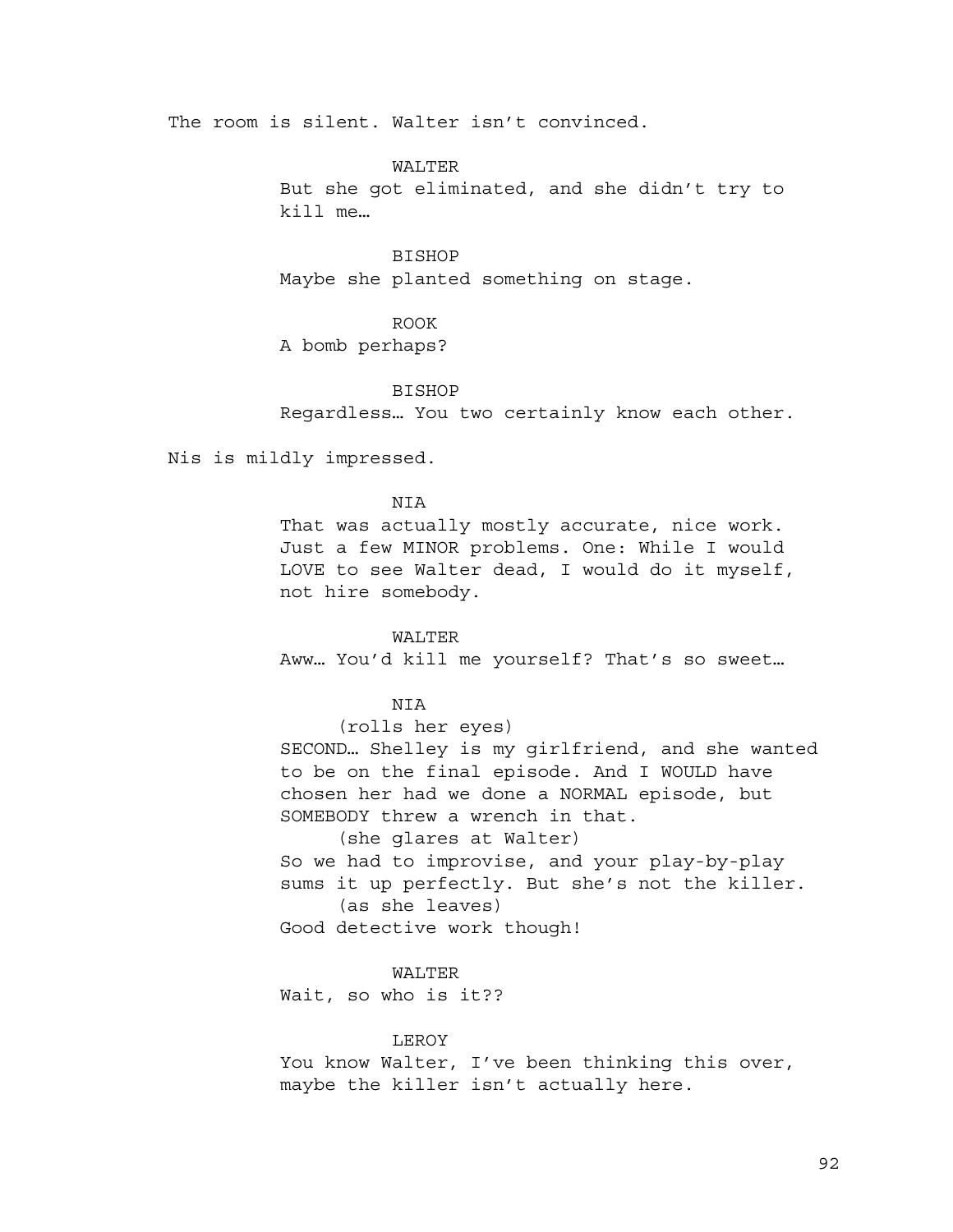The room is silent. Walter isn't convinced.

WALTER
But she got eliminated, and she didn't try to kill me…

BISHOP
Maybe she planted something on stage.

ROOK
A bomb perhaps?

BISHOP
Regardless… You two certainly know each other.

Nis is mildly impressed.

NIA
That was actually mostly accurate, nice work. Just a few MINOR problems. One: While I would LOVE to see Walter dead, I would do it myself, not hire somebody.

WALTER
Aww… You'd kill me yourself? That's so sweet…

NIA
(rolls her eyes)
SECOND… Shelley is my girlfriend, and she wanted to be on the final episode. And I WOULD have chosen her had we done a NORMAL episode, but SOMEBODY threw a wrench in that.
(she glares at Walter)
So we had to improvise, and your play-by-play sums it up perfectly. But she's not the killer.
(as she leaves)
Good detective work though!

WALTER
Wait, so who is it??

LEROY
You know Walter, I've been thinking this over, maybe the killer isn't actually here.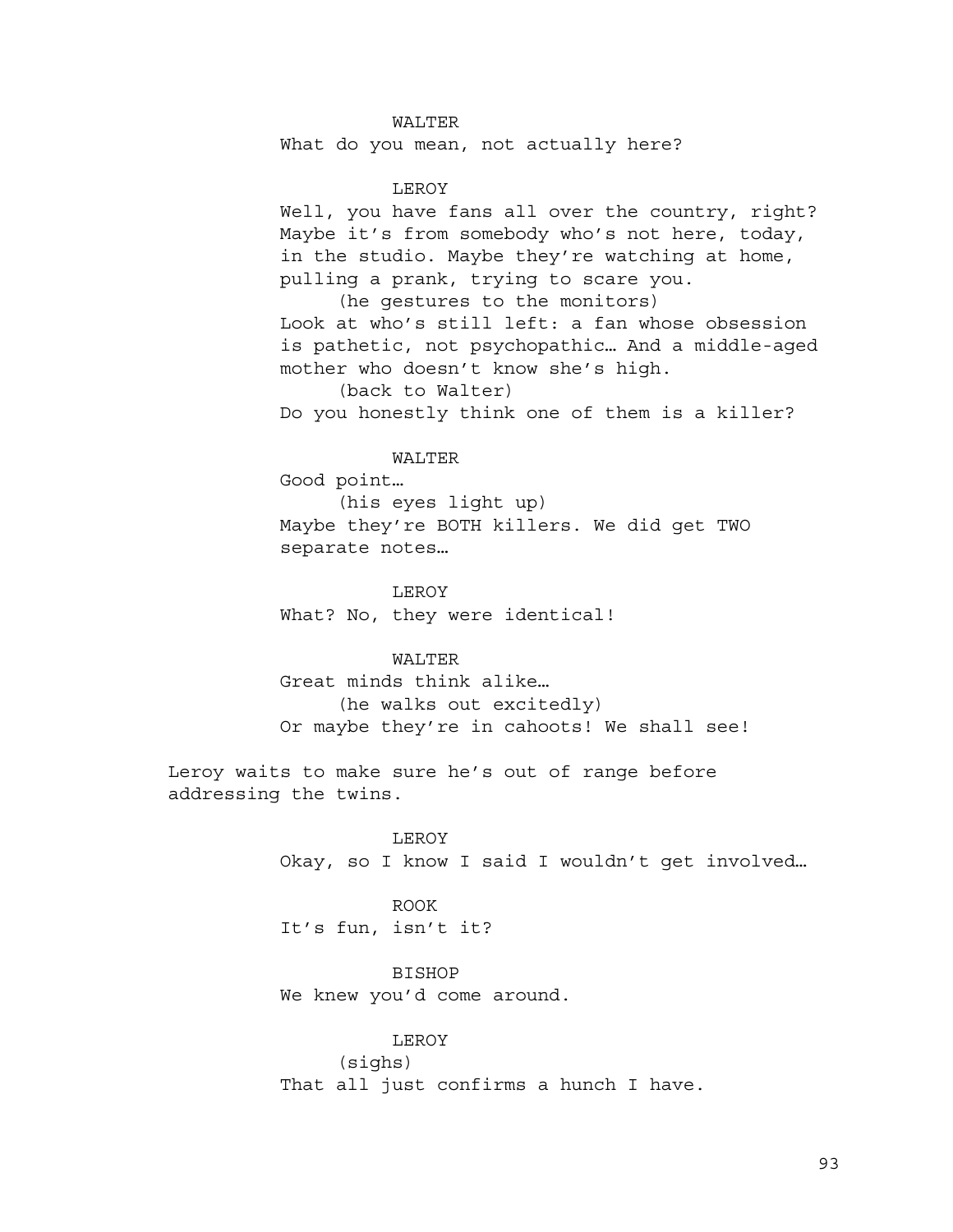WALTER

What do you mean, not actually here?

LEROY

Well, you have fans all over the country, right? Maybe it's from somebody who's not here, today, in the studio. Maybe they're watching at home, pulling a prank, trying to scare you.

(he gestures to the monitors)

Look at who's still left: a fan whose obsession is pathetic, not psychopathic… And a middle-aged mother who doesn't know she's high.

(back to Walter)

Do you honestly think one of them is a killer?

WALTER

Good point…

(his eyes light up)

Maybe they're BOTH killers. We did get TWO separate notes…

LEROY

What? No, they were identical!

WALTER

Great minds think alike…

(he walks out excitedly)

Or maybe they're in cahoots! We shall see!

Leroy waits to make sure he's out of range before addressing the twins.

LEROY

Okay, so I know I said I wouldn't get involved…

ROOK

It's fun, isn't it?

BISHOP

We knew you'd come around.

LEROY

(sighs)

That all just confirms a hunch I have.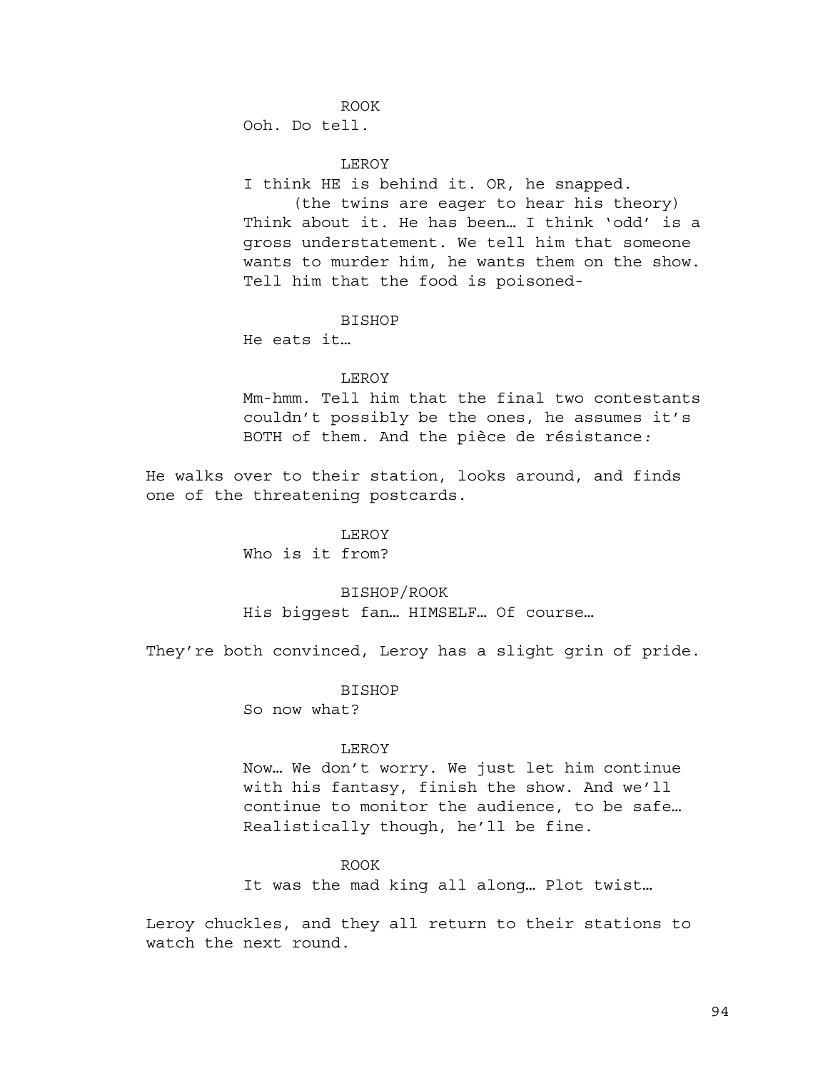ROOK
Ooh. Do tell.

LEROY
I think HE is behind it. OR, he snapped.
(the twins are eager to hear his theory)
Think about it. He has been… I think 'odd' is a gross understatement. We tell him that someone wants to murder him, he wants them on the show. Tell him that the food is poisoned-

BISHOP
He eats it…

LEROY
Mm-hmm. Tell him that the final two contestants couldn't possibly be the ones, he assumes it's BOTH of them. And the pièce de résistance*:*

He walks over to their station, looks around, and finds one of the threatening postcards.

LEROY
Who is it from?

BISHOP/ROOK
His biggest fan… HIMSELF… Of course…

They're both convinced, Leroy has a slight grin of pride.

BISHOP
So now what?

LEROY
Now… We don't worry. We just let him continue with his fantasy, finish the show. And we'll continue to monitor the audience, to be safe… Realistically though, he'll be fine.

ROOK
It was the mad king all along… Plot twist…

Leroy chuckles, and they all return to their stations to watch the next round.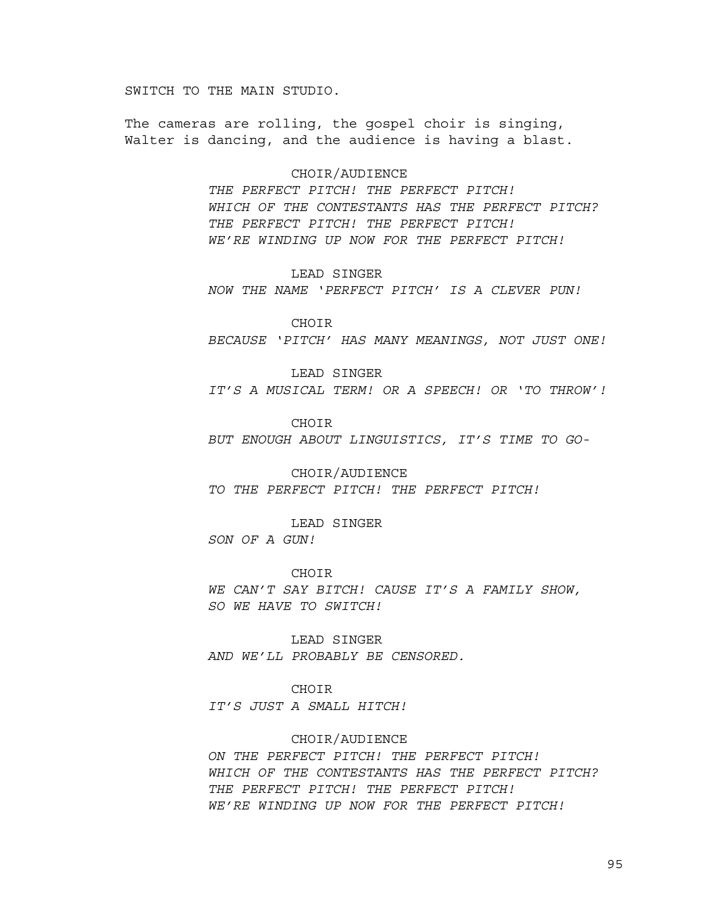SWITCH TO THE MAIN STUDIO.

The cameras are rolling, the gospel choir is singing, Walter is dancing, and the audience is having a blast.

CHOIR/AUDIENCE

*THE PERFECT PITCH! THE PERFECT PITCH!*
*WHICH OF THE CONTESTANTS HAS THE PERFECT PITCH?*
*THE PERFECT PITCH! THE PERFECT PITCH!*
*WE'RE WINDING UP NOW FOR THE PERFECT PITCH!*

LEAD SINGER

*NOW THE NAME 'PERFECT PITCH' IS A CLEVER PUN!*

CHOIR

*BECAUSE 'PITCH' HAS MANY MEANINGS, NOT JUST ONE!*

LEAD SINGER

*IT'S A MUSICAL TERM! OR A SPEECH! OR 'TO THROW'!*

CHOIR

*BUT ENOUGH ABOUT LINGUISTICS, IT'S TIME TO GO-*

CHOIR/AUDIENCE

*TO THE PERFECT PITCH! THE PERFECT PITCH!*

LEAD SINGER

*SON OF A GUN!*

CHOIR

*WE CAN'T SAY BITCH! CAUSE IT'S A FAMILY SHOW,*
*SO WE HAVE TO SWITCH!*

LEAD SINGER

*AND WE'LL PROBABLY BE CENSORED.*

CHOIR

*IT'S JUST A SMALL HITCH!*

CHOIR/AUDIENCE

*ON THE PERFECT PITCH! THE PERFECT PITCH!*
*WHICH OF THE CONTESTANTS HAS THE PERFECT PITCH?*
*THE PERFECT PITCH! THE PERFECT PITCH!*
*WE'RE WINDING UP NOW FOR THE PERFECT PITCH!*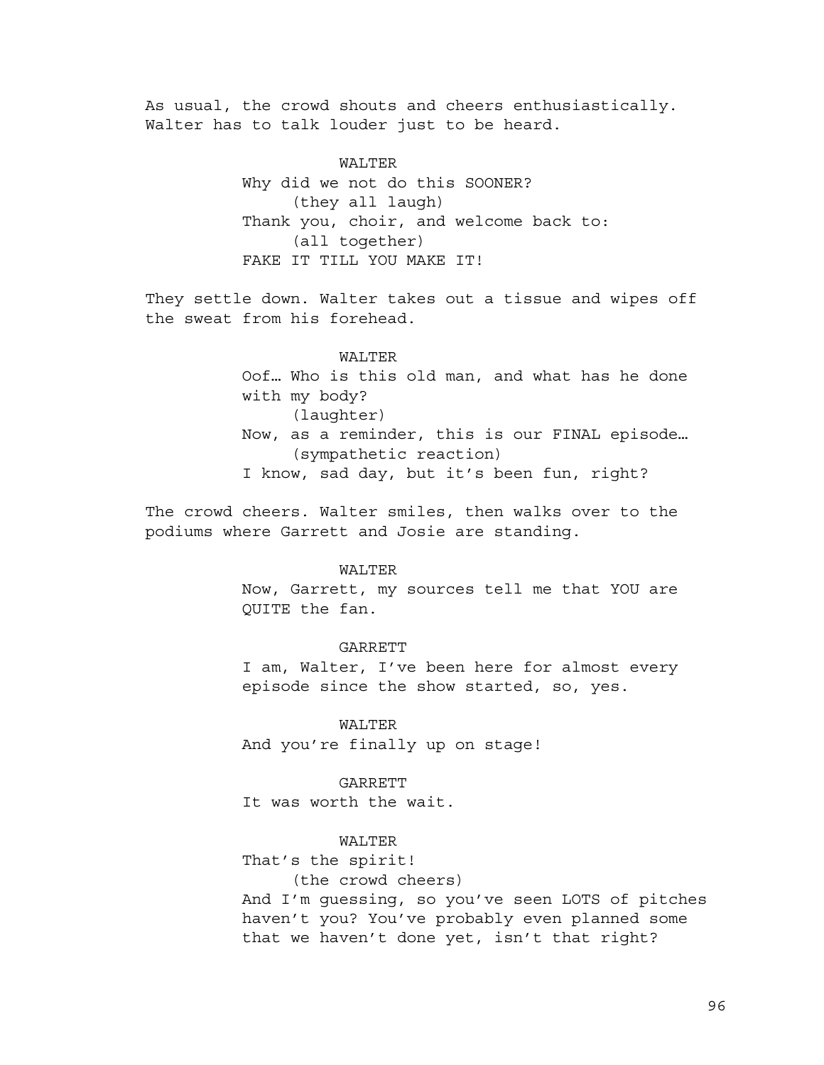As usual, the crowd shouts and cheers enthusiastically. Walter has to talk louder just to be heard.

WALTER

Why did we not do this SOONER?

(they all laugh)

Thank you, choir, and welcome back to:

(all together)

FAKE IT TILL YOU MAKE IT!

They settle down. Walter takes out a tissue and wipes off the sweat from his forehead.

WALTER

Oof… Who is this old man, and what has he done with my body?

(laughter)

Now, as a reminder, this is our FINAL episode…

(sympathetic reaction)

I know, sad day, but it's been fun, right?

The crowd cheers. Walter smiles, then walks over to the podiums where Garrett and Josie are standing.

WALTER

Now, Garrett, my sources tell me that YOU are QUITE the fan.

GARRETT

I am, Walter, I've been here for almost every episode since the show started, so, yes.

WALTER

And you're finally up on stage!

GARRETT

It was worth the wait.

WALTER

That's the spirit!

(the crowd cheers)

And I'm guessing, so you've seen LOTS of pitches haven't you? You've probably even planned some that we haven't done yet, isn't that right?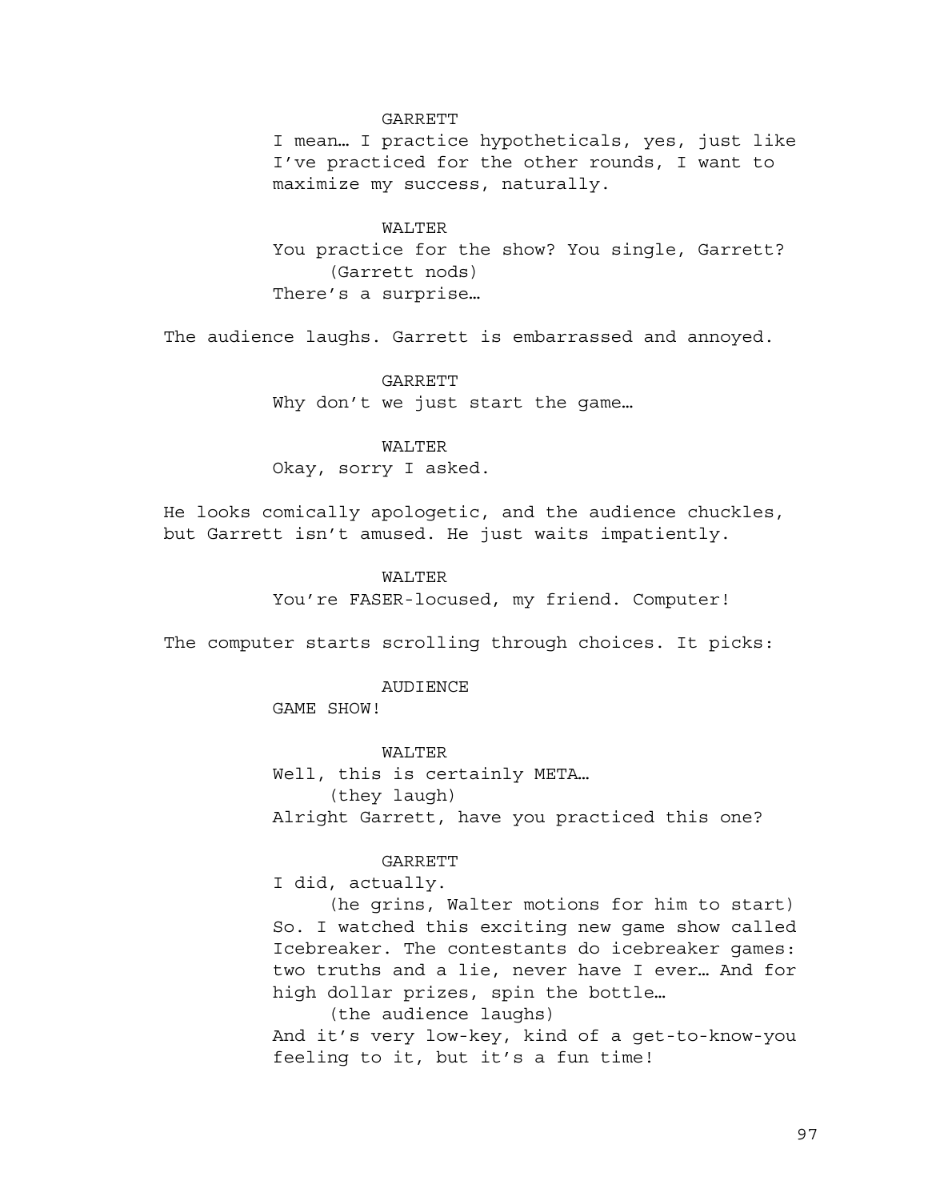GARRETT

I mean… I practice hypotheticals, yes, just like I've practiced for the other rounds, I want to maximize my success, naturally.

WALTER

You practice for the show? You single, Garrett?

(Garrett nods)

There's a surprise…

The audience laughs. Garrett is embarrassed and annoyed.

GARRETT

Why don't we just start the game…

WALTER

Okay, sorry I asked.

He looks comically apologetic, and the audience chuckles, but Garrett isn't amused. He just waits impatiently.

WALTER

You're FASER-locused, my friend. Computer!

The computer starts scrolling through choices. It picks:

AUDIENCE

GAME SHOW!

WALTER

Well, this is certainly META…

(they laugh)

Alright Garrett, have you practiced this one?

GARRETT

I did, actually.

(he grins, Walter motions for him to start)

So. I watched this exciting new game show called Icebreaker. The contestants do icebreaker games: two truths and a lie, never have I ever… And for high dollar prizes, spin the bottle…

(the audience laughs)

And it's very low-key, kind of a get-to-know-you feeling to it, but it's a fun time!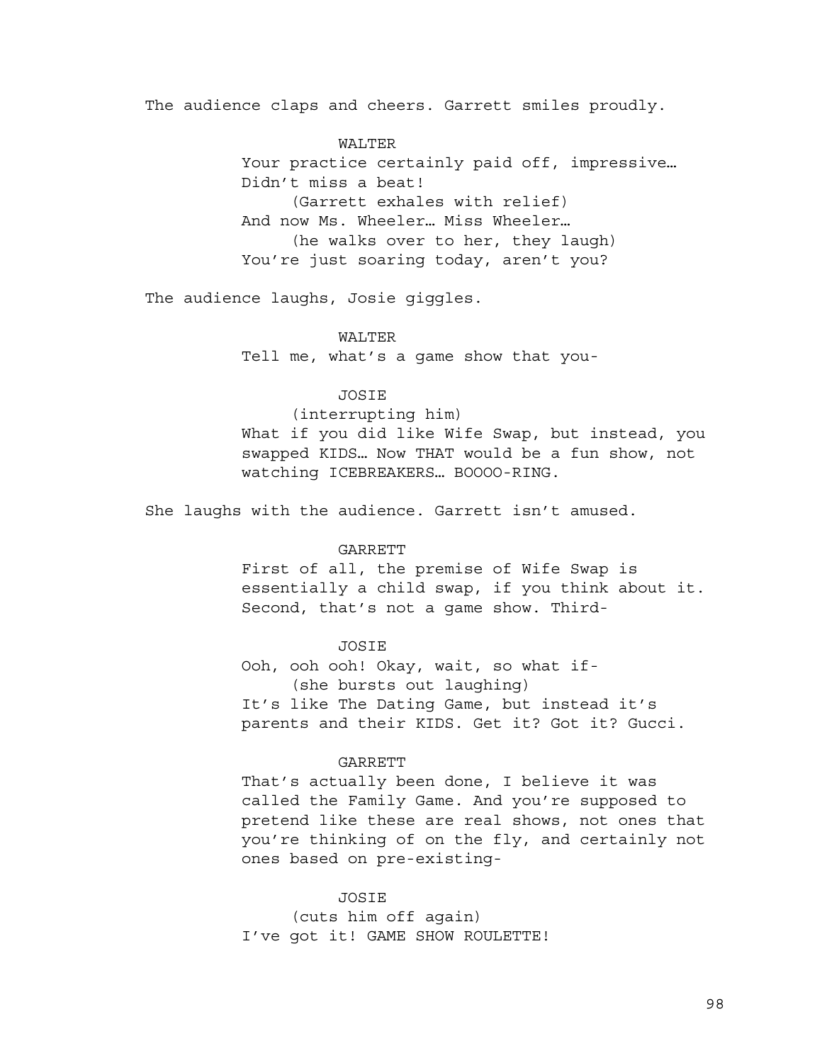The audience claps and cheers. Garrett smiles proudly.

WALTER

Your practice certainly paid off, impressive… Didn't miss a beat!

(Garrett exhales with relief)

And now Ms. Wheeler… Miss Wheeler…

(he walks over to her, they laugh)

You're just soaring today, aren't you?

The audience laughs, Josie giggles.

WALTER

Tell me, what's a game show that you-

JOSIE

(interrupting him)

What if you did like Wife Swap, but instead, you swapped KIDS… Now THAT would be a fun show, not watching ICEBREAKERS… BOOOO-RING.

She laughs with the audience. Garrett isn't amused.

GARRETT

First of all, the premise of Wife Swap is essentially a child swap, if you think about it. Second, that's not a game show. Third-

JOSIE

Ooh, ooh ooh! Okay, wait, so what if-

(she bursts out laughing)

It's like The Dating Game, but instead it's parents and their KIDS. Get it? Got it? Gucci.

GARRETT

That's actually been done, I believe it was called the Family Game. And you're supposed to pretend like these are real shows, not ones that you're thinking of on the fly, and certainly not ones based on pre-existing-

JOSIE

(cuts him off again)

I've got it! GAME SHOW ROULETTE!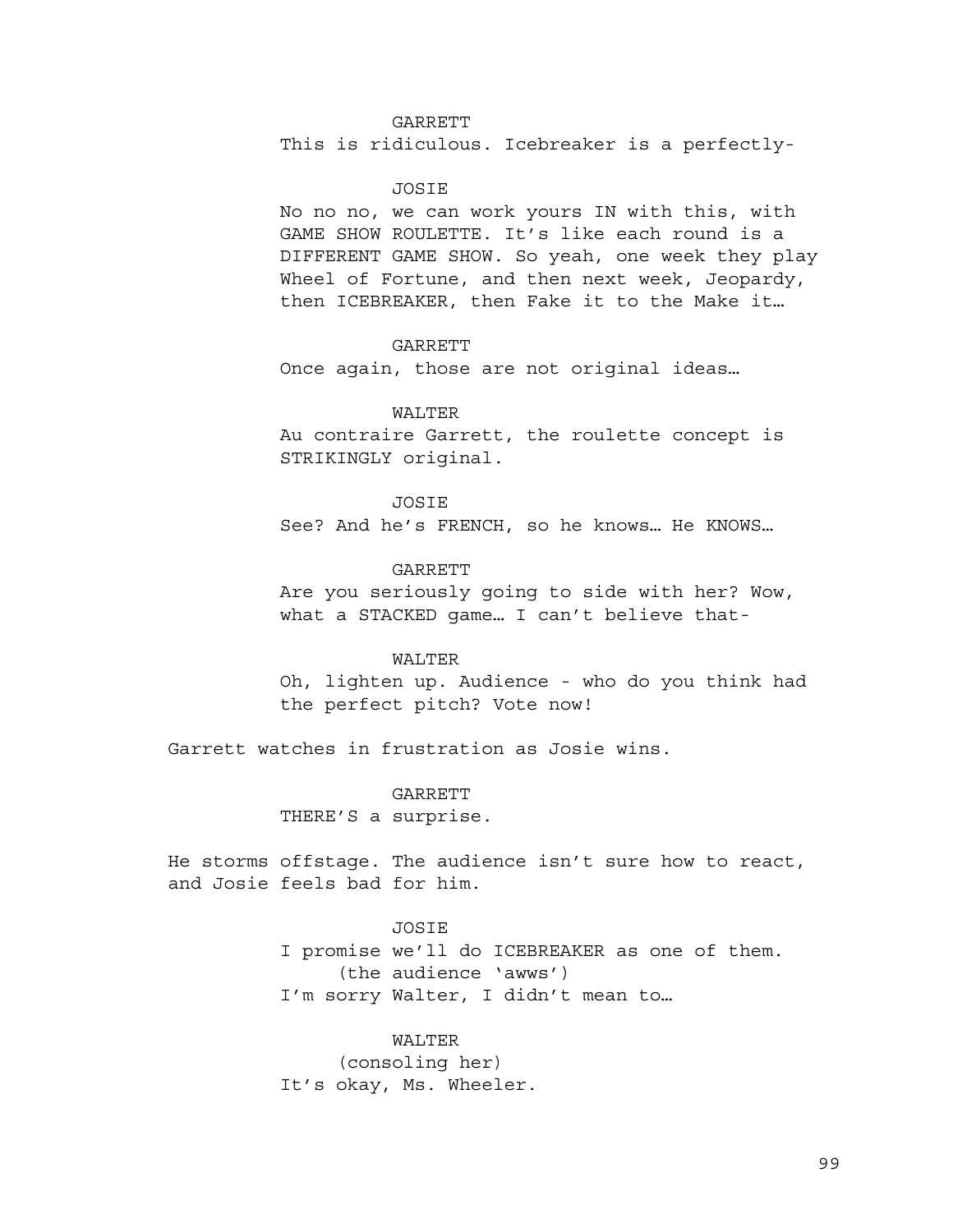GARRETT

This is ridiculous. Icebreaker is a perfectly-

JOSIE

No no no, we can work yours IN with this, with GAME SHOW ROULETTE. It's like each round is a DIFFERENT GAME SHOW. So yeah, one week they play Wheel of Fortune, and then next week, Jeopardy, then ICEBREAKER, then Fake it to the Make it…

GARRETT

Once again, those are not original ideas…

WALTER

Au contraire Garrett, the roulette concept is STRIKINGLY original.

JOSIE

See? And he's FRENCH, so he knows… He KNOWS…

GARRETT

Are you seriously going to side with her? Wow, what a STACKED game… I can't believe that-

WALTER

Oh, lighten up. Audience - who do you think had the perfect pitch? Vote now!

Garrett watches in frustration as Josie wins.

GARRETT

THERE'S a surprise.

He storms offstage. The audience isn't sure how to react, and Josie feels bad for him.

JOSIE

I promise we'll do ICEBREAKER as one of them.

(the audience 'awws')

I'm sorry Walter, I didn't mean to…

WALTER

(consoling her)

It's okay, Ms. Wheeler.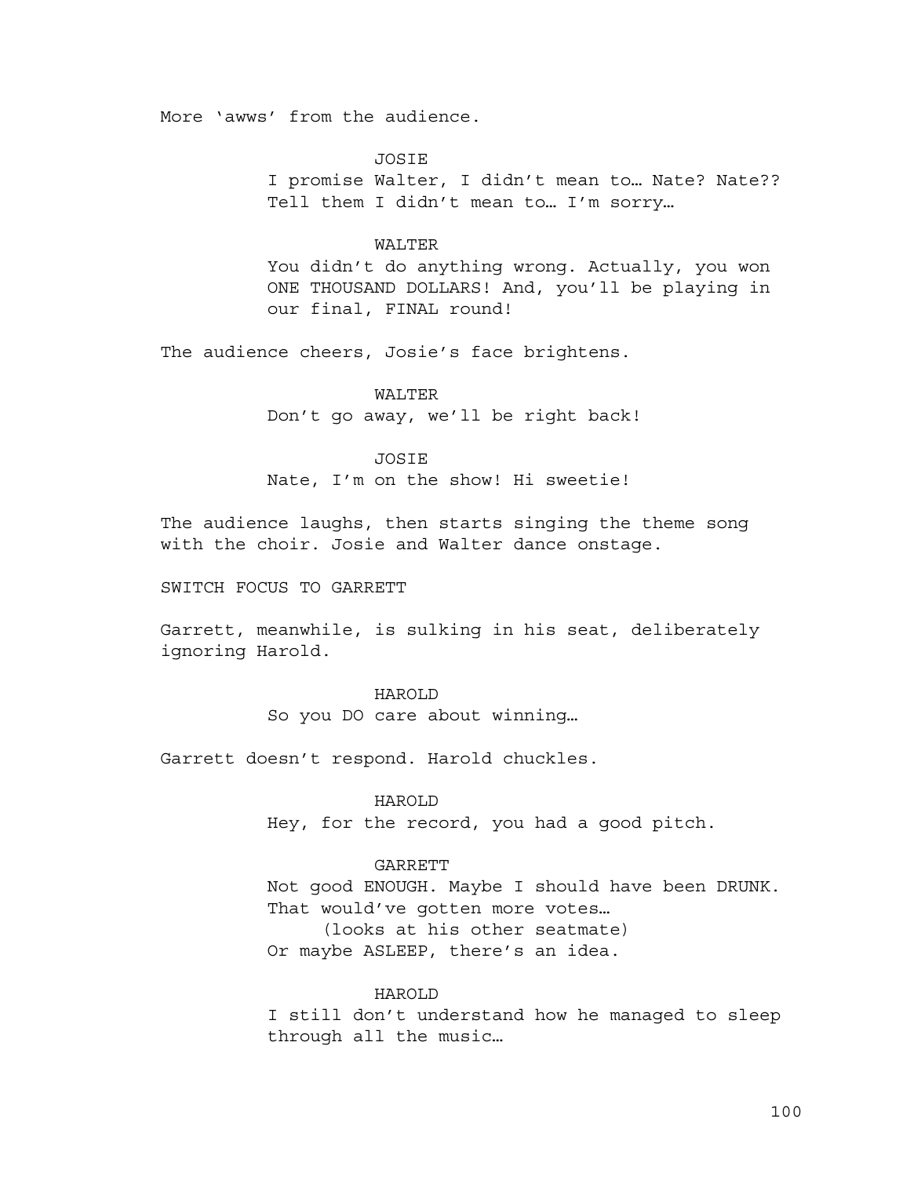More 'awws' from the audience.

JOSIE
I promise Walter, I didn't mean to… Nate? Nate??
Tell them I didn't mean to… I'm sorry…

WALTER
You didn't do anything wrong. Actually, you won
ONE THOUSAND DOLLARS! And, you'll be playing in
our final, FINAL round!

The audience cheers, Josie's face brightens.

WALTER
Don't go away, we'll be right back!

JOSIE
Nate, I'm on the show! Hi sweetie!

The audience laughs, then starts singing the theme song
with the choir. Josie and Walter dance onstage.

SWITCH FOCUS TO GARRETT

Garrett, meanwhile, is sulking in his seat, deliberately
ignoring Harold.

HAROLD
So you DO care about winning…

Garrett doesn't respond. Harold chuckles.

HAROLD
Hey, for the record, you had a good pitch.

GARRETT
Not good ENOUGH. Maybe I should have been DRUNK.
That would've gotten more votes…
(looks at his other seatmate)
Or maybe ASLEEP, there's an idea.

HAROLD
I still don't understand how he managed to sleep
through all the music…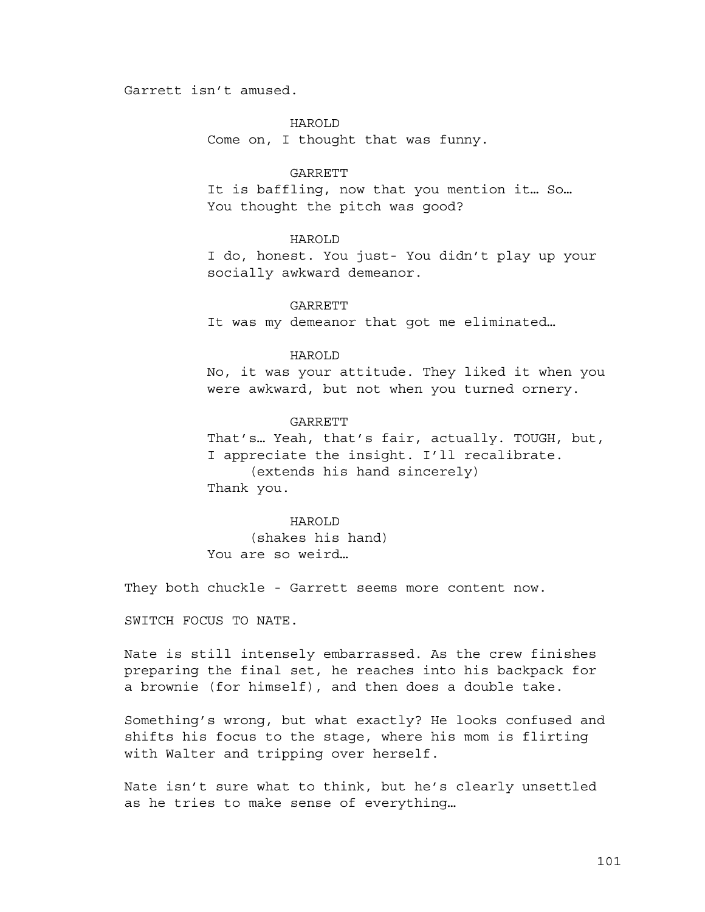Garrett isn't amused.

HAROLD
Come on, I thought that was funny.

GARRETT
It is baffling, now that you mention it… So… You thought the pitch was good?

HAROLD
I do, honest. You just- You didn't play up your socially awkward demeanor.

GARRETT
It was my demeanor that got me eliminated…

HAROLD
No, it was your attitude. They liked it when you were awkward, but not when you turned ornery.

GARRETT
That's… Yeah, that's fair, actually. TOUGH, but, I appreciate the insight. I'll recalibrate.
(extends his hand sincerely)
Thank you.

HAROLD
(shakes his hand)
You are so weird…

They both chuckle - Garrett seems more content now.

SWITCH FOCUS TO NATE.

Nate is still intensely embarrassed. As the crew finishes preparing the final set, he reaches into his backpack for a brownie (for himself), and then does a double take.

Something's wrong, but what exactly? He looks confused and shifts his focus to the stage, where his mom is flirting with Walter and tripping over herself.

Nate isn't sure what to think, but he's clearly unsettled as he tries to make sense of everything…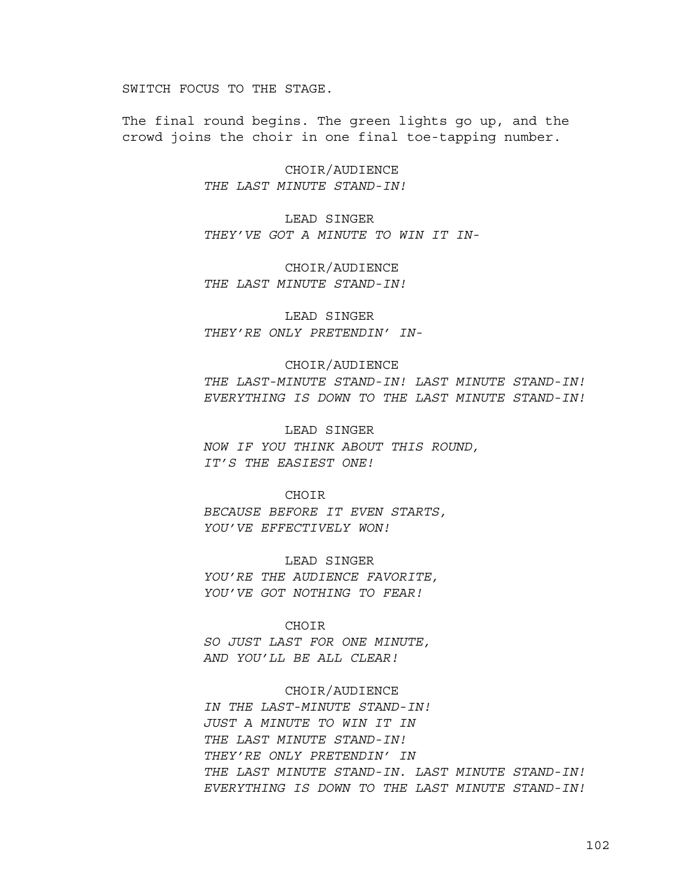SWITCH FOCUS TO THE STAGE.

The final round begins. The green lights go up, and the crowd joins the choir in one final toe-tapping number.

CHOIR/AUDIENCE
*THE LAST MINUTE STAND-IN!*

LEAD SINGER
*THEY'VE GOT A MINUTE TO WIN IT IN-*

CHOIR/AUDIENCE
*THE LAST MINUTE STAND-IN!*

LEAD SINGER
*THEY'RE ONLY PRETENDIN' IN-*

CHOIR/AUDIENCE
*THE LAST-MINUTE STAND-IN! LAST MINUTE STAND-IN!*
*EVERYTHING IS DOWN TO THE LAST MINUTE STAND-IN!*

LEAD SINGER
*NOW IF YOU THINK ABOUT THIS ROUND,*
*IT'S THE EASIEST ONE!*

CHOIR
*BECAUSE BEFORE IT EVEN STARTS,*
*YOU'VE EFFECTIVELY WON!*

LEAD SINGER
*YOU'RE THE AUDIENCE FAVORITE,*
*YOU'VE GOT NOTHING TO FEAR!*

CHOIR
*SO JUST LAST FOR ONE MINUTE,*
*AND YOU'LL BE ALL CLEAR!*

CHOIR/AUDIENCE
*IN THE LAST-MINUTE STAND-IN!*
*JUST A MINUTE TO WIN IT IN*
*THE LAST MINUTE STAND-IN!*
*THEY'RE ONLY PRETENDIN' IN*
*THE LAST MINUTE STAND-IN. LAST MINUTE STAND-IN!*
*EVERYTHING IS DOWN TO THE LAST MINUTE STAND-IN!*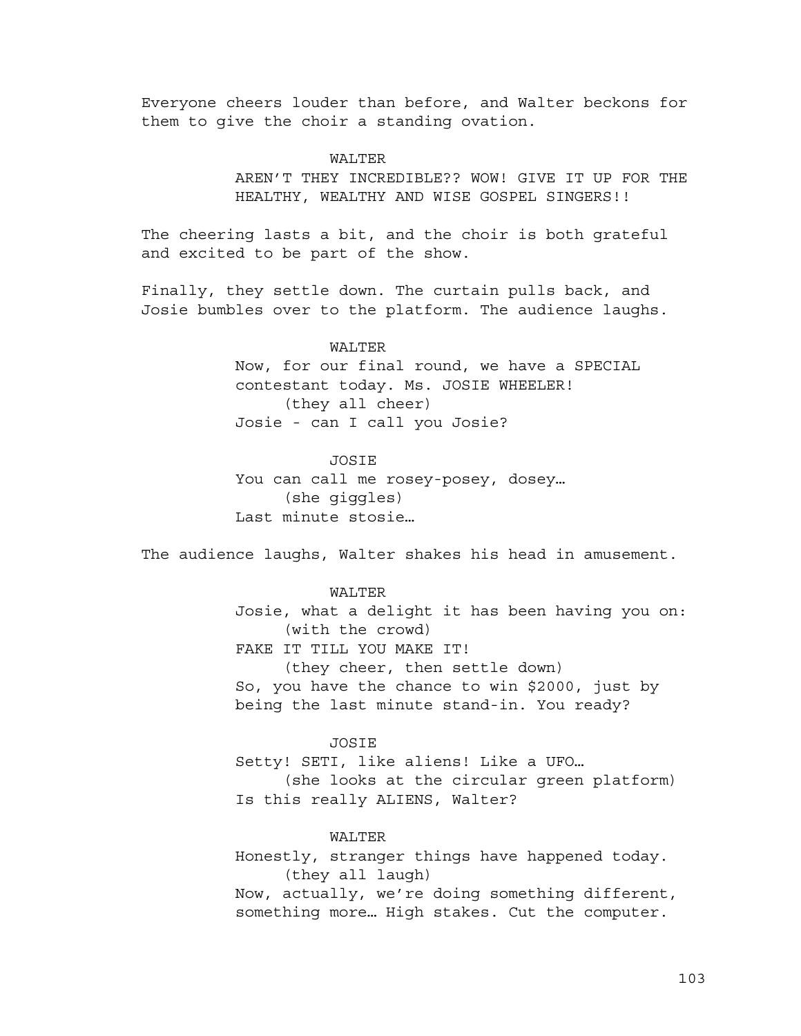Everyone cheers louder than before, and Walter beckons for them to give the choir a standing ovation.

WALTER

AREN'T THEY INCREDIBLE?? WOW! GIVE IT UP FOR THE HEALTHY, WEALTHY AND WISE GOSPEL SINGERS!!

The cheering lasts a bit, and the choir is both grateful and excited to be part of the show.

Finally, they settle down. The curtain pulls back, and Josie bumbles over to the platform. The audience laughs.

WALTER

Now, for our final round, we have a SPECIAL contestant today. Ms. JOSIE WHEELER!

(they all cheer)

Josie - can I call you Josie?

JOSIE

You can call me rosey-posey, dosey…

(she giggles)

Last minute stosie…

The audience laughs, Walter shakes his head in amusement.

WALTER

Josie, what a delight it has been having you on:

(with the crowd)

FAKE IT TILL YOU MAKE IT!

(they cheer, then settle down)

So, you have the chance to win $2000, just by being the last minute stand-in. You ready?

JOSIE

Setty! SETI, like aliens! Like a UFO…

(she looks at the circular green platform)

Is this really ALIENS, Walter?

WALTER

Honestly, stranger things have happened today.

(they all laugh)

Now, actually, we're doing something different, something more… High stakes. Cut the computer.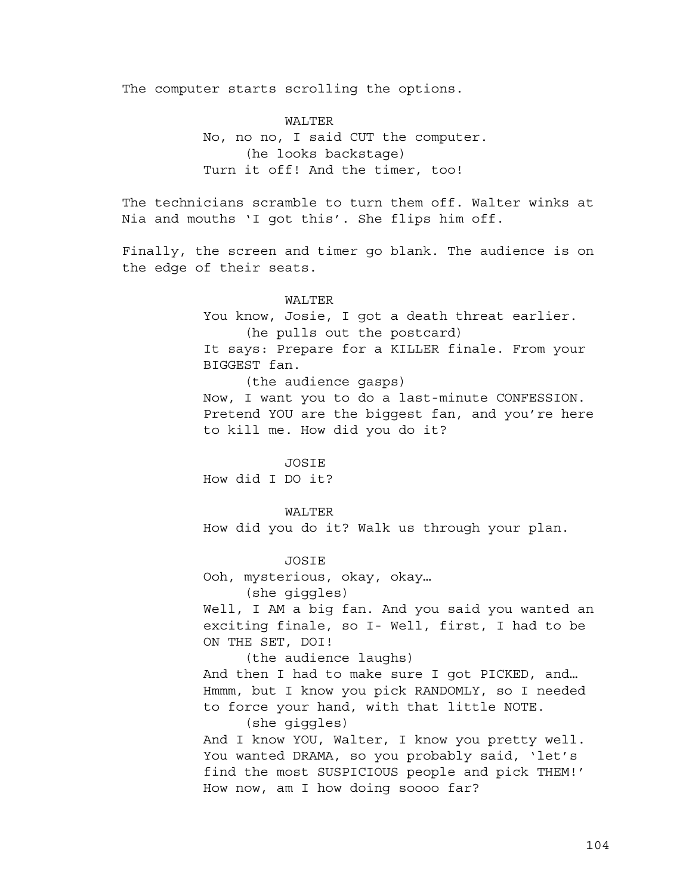The computer starts scrolling the options.

WALTER
No, no no, I said CUT the computer.
(he looks backstage)
Turn it off! And the timer, too!

The technicians scramble to turn them off. Walter winks at Nia and mouths 'I got this'. She flips him off.

Finally, the screen and timer go blank. The audience is on the edge of their seats.

WALTER
You know, Josie, I got a death threat earlier.
(he pulls out the postcard)
It says: Prepare for a KILLER finale. From your BIGGEST fan.
(the audience gasps)
Now, I want you to do a last-minute CONFESSION. Pretend YOU are the biggest fan, and you're here to kill me. How did you do it?

JOSIE
How did I DO it?

WALTER
How did you do it? Walk us through your plan.

JOSIE
Ooh, mysterious, okay, okay…
(she giggles)
Well, I AM a big fan. And you said you wanted an exciting finale, so I- Well, first, I had to be ON THE SET, DOI!
(the audience laughs)
And then I had to make sure I got PICKED, and… Hmmm, but I know you pick RANDOMLY, so I needed to force your hand, with that little NOTE.
(she giggles)
And I know YOU, Walter, I know you pretty well. You wanted DRAMA, so you probably said, 'let's find the most SUSPICIOUS people and pick THEM!' How now, am I how doing soooo far?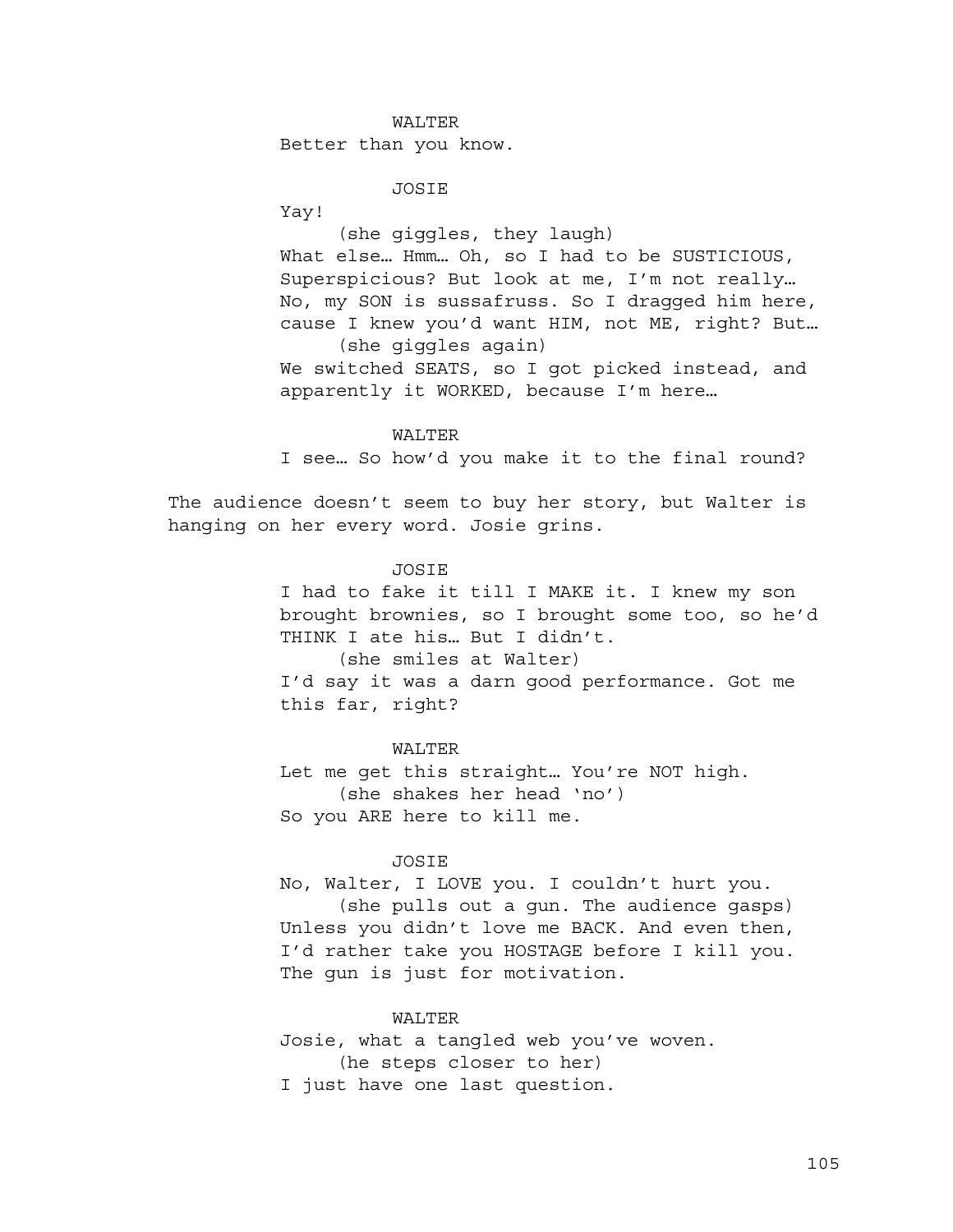WALTER

Better than you know.

JOSIE

Yay!

(she giggles, they laugh)

What else… Hmm… Oh, so I had to be SUSTICIOUS, Superspicious? But look at me, I'm not really… No, my SON is sussafruss. So I dragged him here, cause I knew you'd want HIM, not ME, right? But…

(she giggles again)

We switched SEATS, so I got picked instead, and apparently it WORKED, because I'm here…

WALTER

I see… So how'd you make it to the final round?

The audience doesn't seem to buy her story, but Walter is hanging on her every word. Josie grins.

JOSIE

I had to fake it till I MAKE it. I knew my son brought brownies, so I brought some too, so he'd THINK I ate his… But I didn't.

(she smiles at Walter)

I'd say it was a darn good performance. Got me this far, right?

WALTER

Let me get this straight… You're NOT high.

(she shakes her head 'no')

So you ARE here to kill me.

JOSIE

No, Walter, I LOVE you. I couldn't hurt you.

(she pulls out a gun. The audience gasps)

Unless you didn't love me BACK. And even then, I'd rather take you HOSTAGE before I kill you. The gun is just for motivation.

WALTER

Josie, what a tangled web you've woven.

(he steps closer to her)

I just have one last question.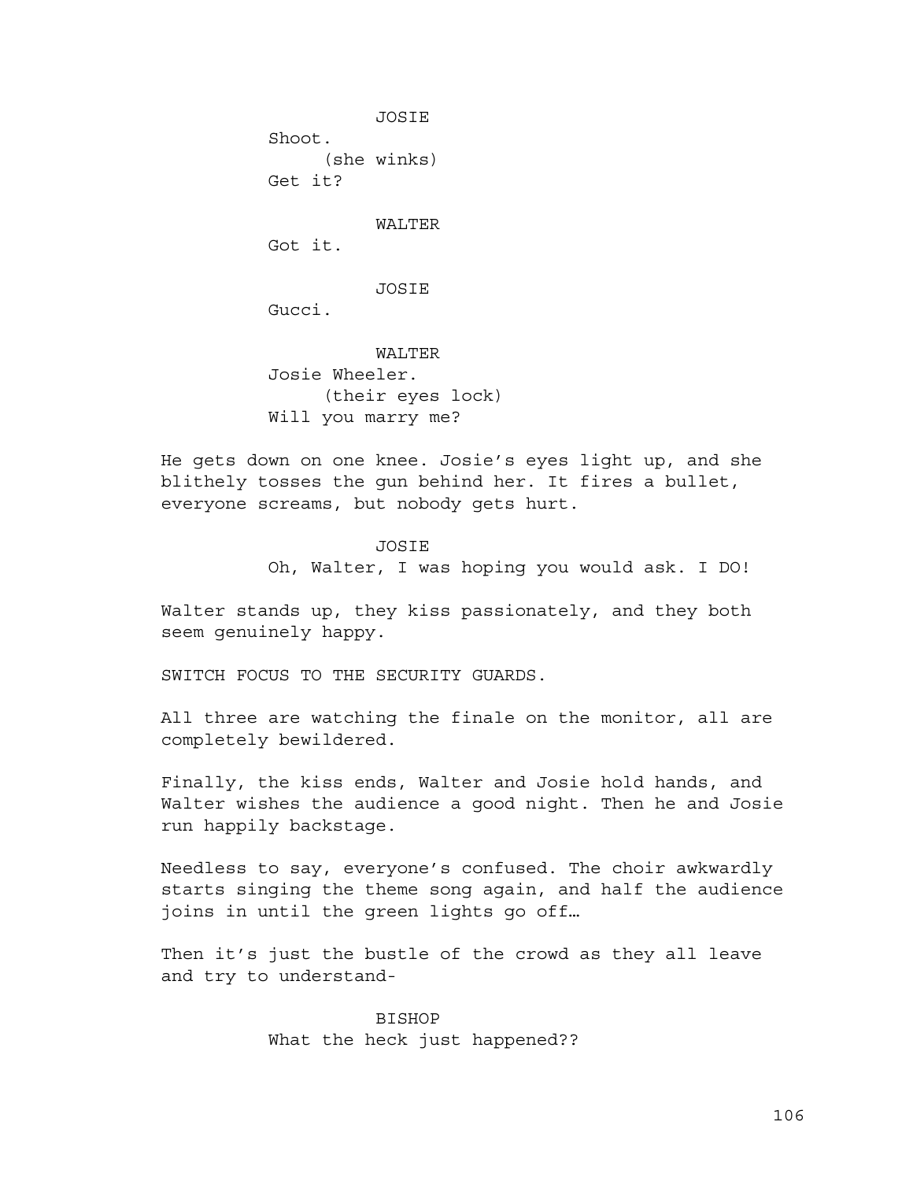JOSIE

Shoot.

(she winks)

Get it?

WALTER

Got it.

JOSIE

Gucci.

WALTER

Josie Wheeler.

(their eyes lock)

Will you marry me?

He gets down on one knee. Josie's eyes light up, and she blithely tosses the gun behind her. It fires a bullet, everyone screams, but nobody gets hurt.

JOSIE

Oh, Walter, I was hoping you would ask. I DO!

Walter stands up, they kiss passionately, and they both seem genuinely happy.

SWITCH FOCUS TO THE SECURITY GUARDS.

All three are watching the finale on the monitor, all are completely bewildered.

Finally, the kiss ends, Walter and Josie hold hands, and Walter wishes the audience a good night. Then he and Josie run happily backstage.

Needless to say, everyone's confused. The choir awkwardly starts singing the theme song again, and half the audience joins in until the green lights go off…

Then it's just the bustle of the crowd as they all leave and try to understand-

BISHOP

What the heck just happened??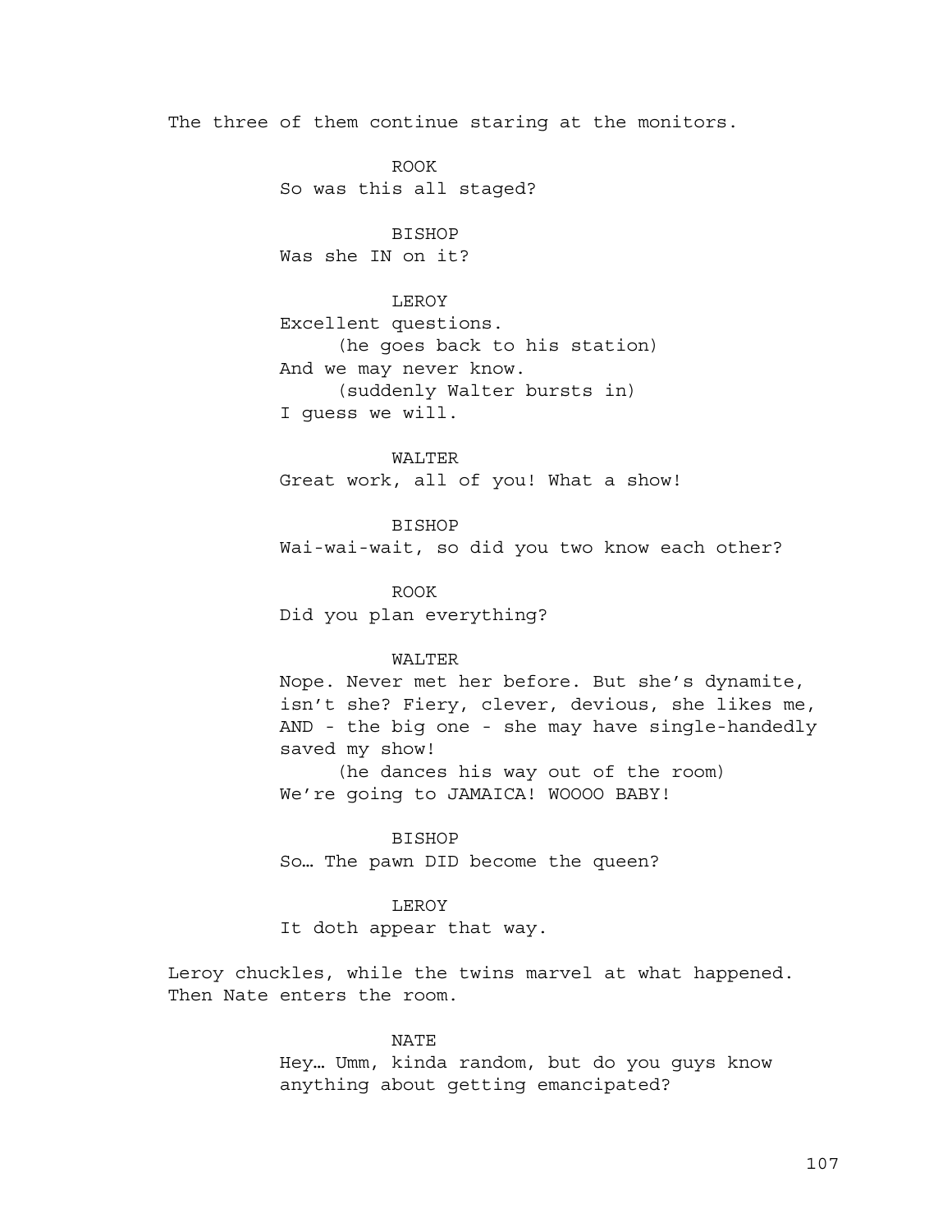The three of them continue staring at the monitors.

ROOK
So was this all staged?

BISHOP
Was she IN on it?

LEROY
Excellent questions.
(he goes back to his station)
And we may never know.
(suddenly Walter bursts in)
I guess we will.

WALTER
Great work, all of you! What a show!

BISHOP
Wai-wai-wait, so did you two know each other?

ROOK
Did you plan everything?

WALTER
Nope. Never met her before. But she's dynamite, isn't she? Fiery, clever, devious, she likes me, AND - the big one - she may have single-handedly saved my show!
(he dances his way out of the room)
We're going to JAMAICA! WOOOO BABY!

BISHOP
So… The pawn DID become the queen?

LEROY
It doth appear that way.

Leroy chuckles, while the twins marvel at what happened. Then Nate enters the room.

NATE
Hey… Umm, kinda random, but do you guys know anything about getting emancipated?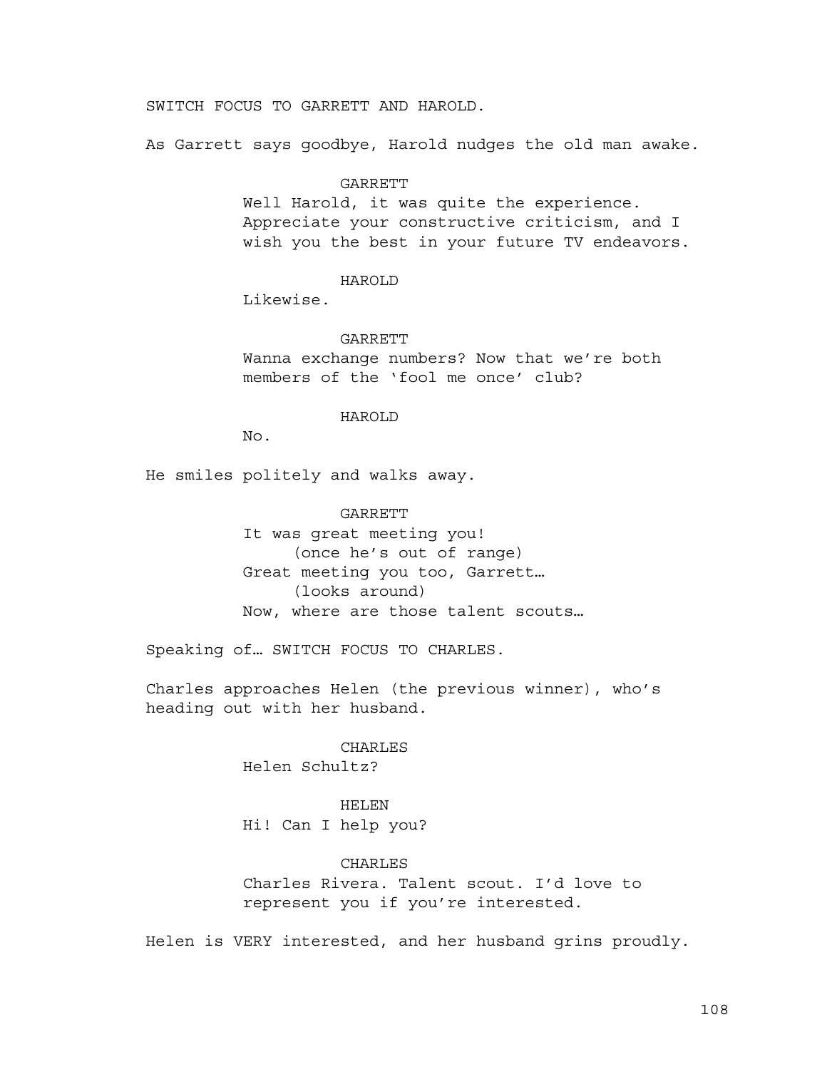SWITCH FOCUS TO GARRETT AND HAROLD.

As Garrett says goodbye, Harold nudges the old man awake.

GARRETT
Well Harold, it was quite the experience. Appreciate your constructive criticism, and I wish you the best in your future TV endeavors.

HAROLD
Likewise.

GARRETT
Wanna exchange numbers? Now that we're both members of the 'fool me once' club?

HAROLD
No.

He smiles politely and walks away.

GARRETT
It was great meeting you!
(once he's out of range)
Great meeting you too, Garrett…
(looks around)
Now, where are those talent scouts…

Speaking of… SWITCH FOCUS TO CHARLES.

Charles approaches Helen (the previous winner), who's heading out with her husband.

CHARLES
Helen Schultz?

HELEN
Hi! Can I help you?

CHARLES
Charles Rivera. Talent scout. I'd love to represent you if you're interested.

Helen is VERY interested, and her husband grins proudly.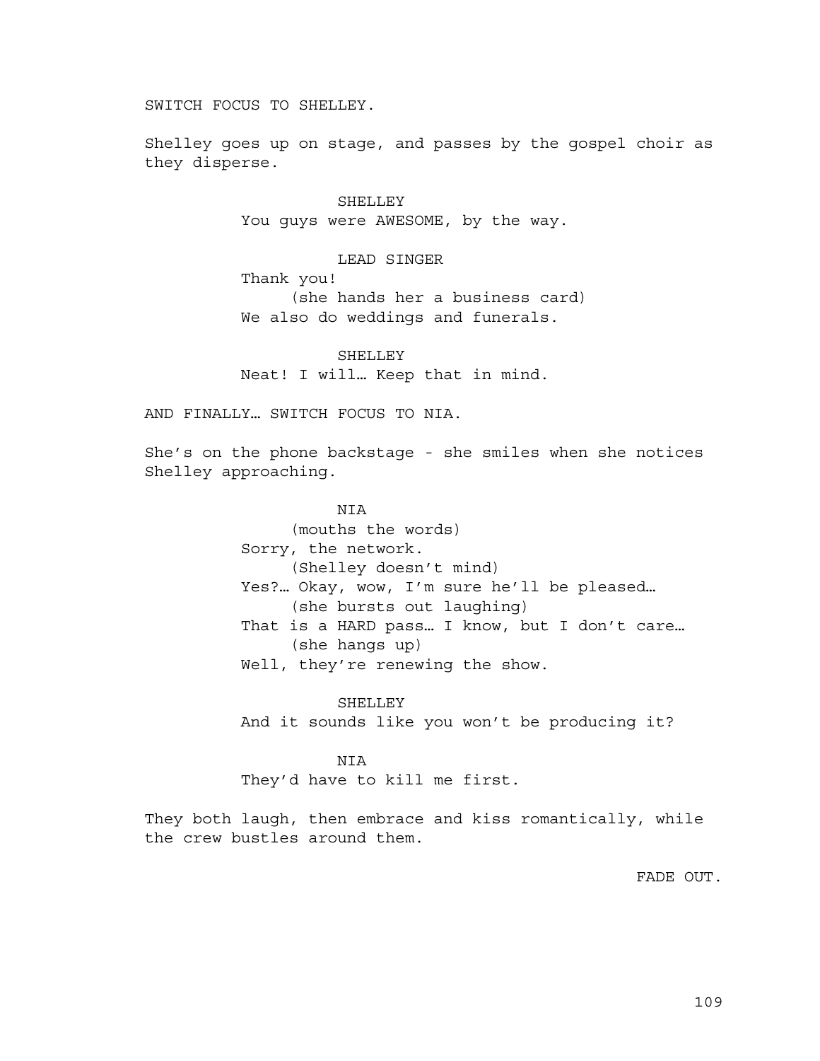SWITCH FOCUS TO SHELLEY.

Shelley goes up on stage, and passes by the gospel choir as they disperse.

SHELLEY
You guys were AWESOME, by the way.

LEAD SINGER
Thank you!
(she hands her a business card)
We also do weddings and funerals.

SHELLEY
Neat! I will… Keep that in mind.

AND FINALLY… SWITCH FOCUS TO NIA.

She's on the phone backstage - she smiles when she notices Shelley approaching.

NIA
(mouths the words)
Sorry, the network.
(Shelley doesn't mind)
Yes?… Okay, wow, I'm sure he'll be pleased…
(she bursts out laughing)
That is a HARD pass… I know, but I don't care…
(she hangs up)
Well, they're renewing the show.

SHELLEY
And it sounds like you won't be producing it?

NIA
They'd have to kill me first.

They both laugh, then embrace and kiss romantically, while the crew bustles around them.

FADE OUT.